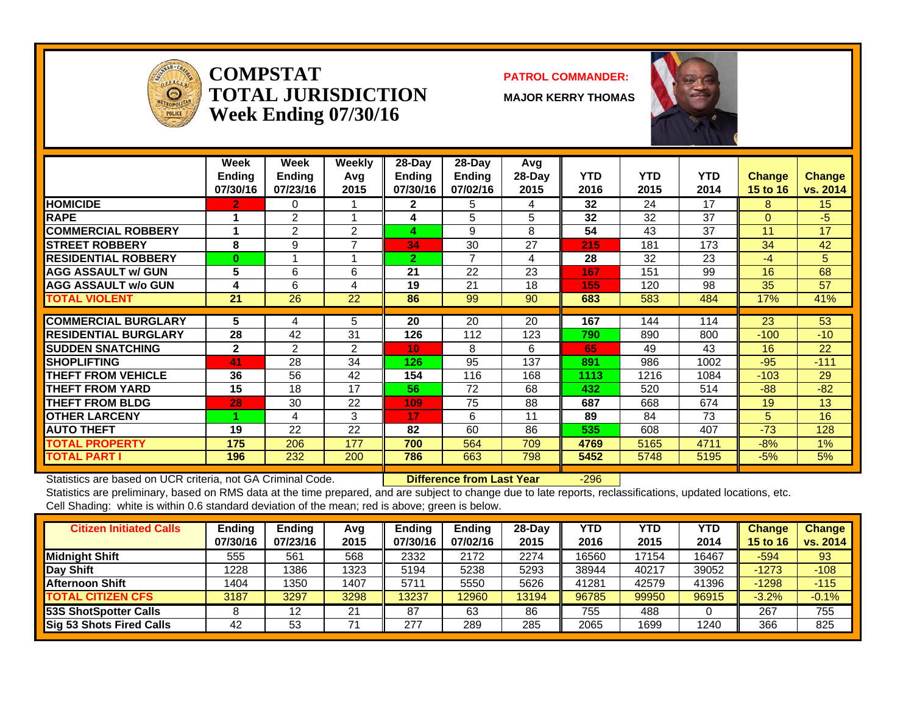# COMPSTAT TOTAL JURISDICTION Week Ending 07/30/16

**PATROL COMMANDER:**

**MAJOR KERRY THOMAS**

| | Week Ending 07/30/16 | Week Ending 07/23/16 | Weekly Avg 2015 | 28-Day Ending 07/30/16 | 28-Day Ending 07/02/16 | Avg 28-Day 2015 | YTD 2016 | YTD 2015 | YTD 2014 | Change 15 to 16 | Change vs. 2014 |
|---|---|---|---|---|---|---|---|---|---|---|---|
| HOMICIDE | 2 | 0 | 1 | 2 | 5 | 4 | 32 | 24 | 17 | 8 | 15 |
| RAPE | 1 | 2 | 1 | 4 | 5 | 5 | 32 | 32 | 37 | 0 | -5 |
| COMMERCIAL ROBBERY | 1 | 2 | 2 | 4 | 9 | 8 | 54 | 43 | 37 | 11 | 17 |
| STREET ROBBERY | 8 | 9 | 7 | 34 | 30 | 27 | 215 | 181 | 173 | 34 | 42 |
| RESIDENTIAL ROBBERY | 0 | 1 | 1 | 2 | 7 | 4 | 28 | 32 | 23 | -4 | 5 |
| AGG ASSAULT w/ GUN | 5 | 6 | 6 | 21 | 22 | 23 | 167 | 151 | 99 | 16 | 68 |
| AGG ASSAULT w/o GUN | 4 | 6 | 4 | 19 | 21 | 18 | 155 | 120 | 98 | 35 | 57 |
| TOTAL VIOLENT | 21 | 26 | 22 | 86 | 99 | 90 | 683 | 583 | 484 | 17% | 41% |
| COMMERCIAL BURGLARY | 5 | 4 | 5 | 20 | 20 | 20 | 167 | 144 | 114 | 23 | 53 |
| RESIDENTIAL BURGLARY | 28 | 42 | 31 | 126 | 112 | 123 | 790 | 890 | 800 | -100 | -10 |
| SUDDEN SNATCHING | 2 | 2 | 2 | 10 | 8 | 6 | 65 | 49 | 43 | 16 | 22 |
| SHOPLIFTING | 41 | 28 | 34 | 126 | 95 | 137 | 891 | 986 | 1002 | -95 | -111 |
| THEFT FROM VEHICLE | 36 | 56 | 42 | 154 | 116 | 168 | 1113 | 1216 | 1084 | -103 | 29 |
| THEFT FROM YARD | 15 | 18 | 17 | 56 | 72 | 68 | 432 | 520 | 514 | -88 | -82 |
| THEFT FROM BLDG | 28 | 30 | 22 | 109 | 75 | 88 | 687 | 668 | 674 | 19 | 13 |
| OTHER LARCENY | 1 | 4 | 3 | 17 | 6 | 11 | 89 | 84 | 73 | 5 | 16 |
| AUTO THEFT | 19 | 22 | 22 | 82 | 60 | 86 | 535 | 608 | 407 | -73 | 128 |
| TOTAL PROPERTY | 175 | 206 | 177 | 700 | 564 | 709 | 4769 | 5165 | 4711 | -8% | 1% |
| TOTAL PART I | 196 | 232 | 200 | 786 | 663 | 798 | 5452 | 5748 | 5195 | -5% | 5% |

Statistics are based on UCR criteria, not GA Criminal Code. **Difference from Last Year** -296

Statistics are preliminary, based on RMS data at the time prepared, and are subject to change due to late reports, reclassifications, updated locations, etc.

Cell Shading: white is within 0.6 standard deviation of the mean; red is above; green is below.

| Citizen Initiated Calls | Ending 07/30/16 | Ending 07/23/16 | Avg 2015 | Ending 07/30/16 | Ending 07/02/16 | 28-Day 2015 | YTD 2016 | YTD 2015 | YTD 2014 | Change 15 to 16 | Change vs. 2014 |
|---|---|---|---|---|---|---|---|---|---|---|---|
| Midnight Shift | 555 | 561 | 568 | 2332 | 2172 | 2274 | 16560 | 17154 | 16467 | -594 | 93 |
| Day Shift | 1228 | 1386 | 1323 | 5194 | 5238 | 5293 | 38944 | 40217 | 39052 | -1273 | -108 |
| Afternoon Shift | 1404 | 1350 | 1407 | 5711 | 5550 | 5626 | 41281 | 42579 | 41396 | -1298 | -115 |
| TOTAL CITIZEN CFS | 3187 | 3297 | 3298 | 13237 | 12960 | 13194 | 96785 | 99950 | 96915 | -3.2% | -0.1% |
| 53S ShotSpotter Calls | 8 | 12 | 21 | 87 | 63 | 86 | 755 | 488 | 0 | 267 | 755 |
| Sig 53 Shots Fired Calls | 42 | 53 | 71 | 277 | 289 | 285 | 2065 | 1699 | 1240 | 366 | 825 |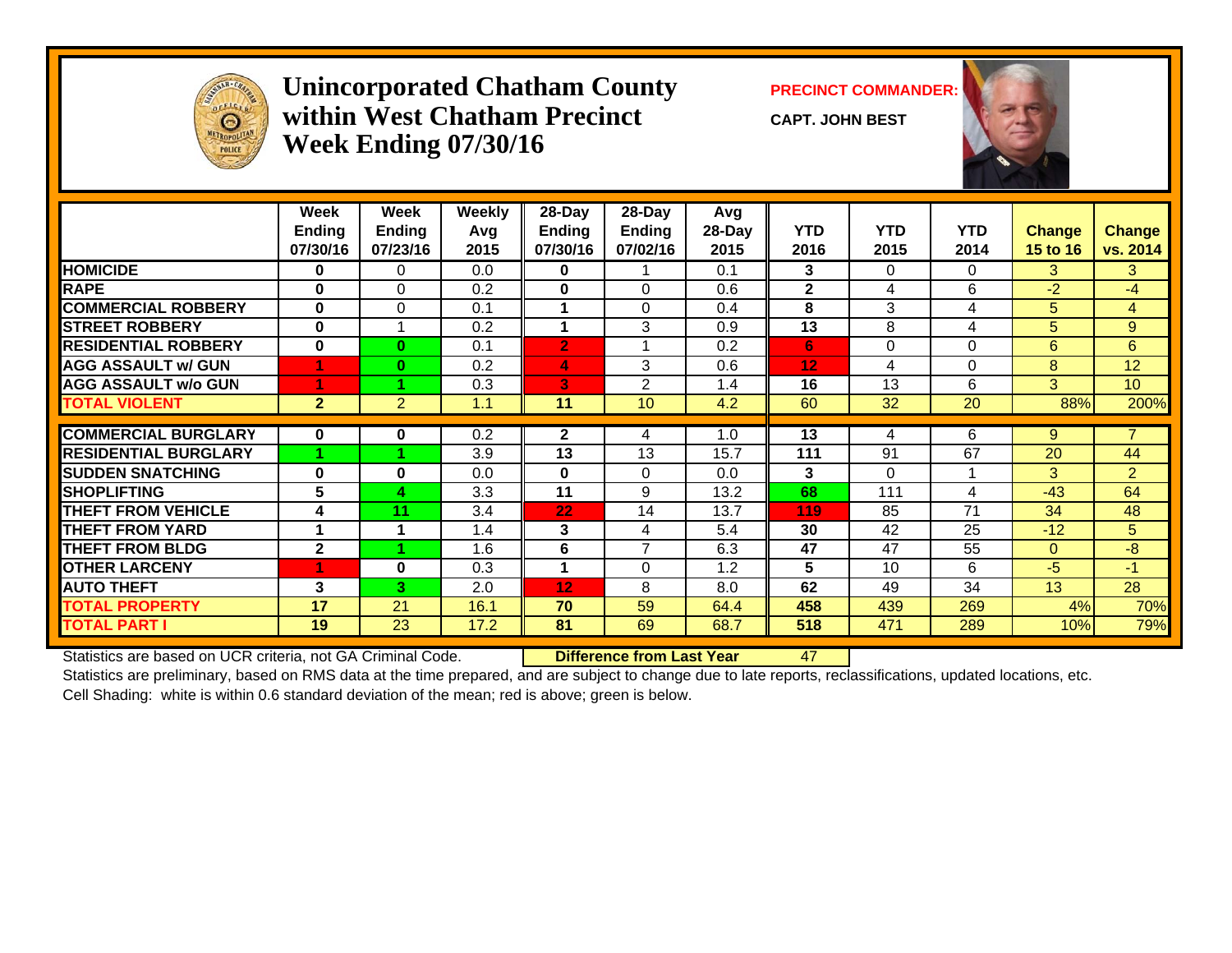# Unincorporated Chatham County within West Chatham Precinct Week Ending 07/30/16

**PRECINCT COMMANDER:**

**CAPT. JOHN BEST**

| | Week Ending 07/30/16 | Week Ending 07/23/16 | Weekly Avg 2015 | 28-Day Ending 07/30/16 | 28-Day Ending 07/02/16 | Avg 28-Day 2015 | YTD 2016 | YTD 2015 | YTD 2014 | Change 15 to 16 | Change vs. 2014 |
|---|---|---|---|---|---|---|---|---|---|---|---|
| HOMICIDE | 0 | 0 | 0.0 | 0 | 1 | 0.1 | 3 | 0 | 0 | 3 | 3 |
| RAPE | 0 | 0 | 0.2 | 0 | 0 | 0.6 | 2 | 4 | 6 | -2 | -4 |
| COMMERCIAL ROBBERY | 0 | 0 | 0.1 | 1 | 0 | 0.4 | 8 | 3 | 4 | 5 | 4 |
| STREET ROBBERY | 0 | 1 | 0.2 | 1 | 3 | 0.9 | 13 | 8 | 4 | 5 | 9 |
| RESIDENTIAL ROBBERY | 0 | 0 | 0.1 | 2 | 1 | 0.2 | 6 | 0 | 0 | 6 | 6 |
| AGG ASSAULT w/ GUN | 1 | 0 | 0.2 | 4 | 3 | 0.6 | 12 | 4 | 0 | 8 | 12 |
| AGG ASSAULT w/o GUN | 1 | 1 | 0.3 | 3 | 2 | 1.4 | 16 | 13 | 6 | 3 | 10 |
| TOTAL VIOLENT | 2 | 2 | 1.1 | 11 | 10 | 4.2 | 60 | 32 | 20 | 88% | 200% |
| COMMERCIAL BURGLARY | 0 | 0 | 0.2 | 2 | 4 | 1.0 | 13 | 4 | 6 | 9 | 7 |
| RESIDENTIAL BURGLARY | 1 | 1 | 3.9 | 13 | 13 | 15.7 | 111 | 91 | 67 | 20 | 44 |
| SUDDEN SNATCHING | 0 | 0 | 0.0 | 0 | 0 | 0.0 | 3 | 0 | 1 | 3 | 2 |
| SHOPLIFTING | 5 | 4 | 3.3 | 11 | 9 | 13.2 | 68 | 111 | 4 | -43 | 64 |
| THEFT FROM VEHICLE | 4 | 11 | 3.4 | 22 | 14 | 13.7 | 119 | 85 | 71 | 34 | 48 |
| THEFT FROM YARD | 1 | 1 | 1.4 | 3 | 4 | 5.4 | 30 | 42 | 25 | -12 | 5 |
| THEFT FROM BLDG | 2 | 1 | 1.6 | 6 | 7 | 6.3 | 47 | 47 | 55 | 0 | -8 |
| OTHER LARCENY | 1 | 0 | 0.3 | 1 | 0 | 1.2 | 5 | 10 | 6 | -5 | -1 |
| AUTO THEFT | 3 | 3 | 2.0 | 12 | 8 | 8.0 | 62 | 49 | 34 | 13 | 28 |
| TOTAL PROPERTY | 17 | 21 | 16.1 | 70 | 59 | 64.4 | 458 | 439 | 269 | 4% | 70% |
| TOTAL PART I | 19 | 23 | 17.2 | 81 | 69 | 68.7 | 518 | 471 | 289 | 10% | 79% |

Statistics are based on UCR criteria, not GA Criminal Code. **Difference from Last Year** 47

Statistics are preliminary, based on RMS data at the time prepared, and are subject to change due to late reports, reclassifications, updated locations, etc.

Cell Shading: white is within 0.6 standard deviation of the mean; red is above; green is below.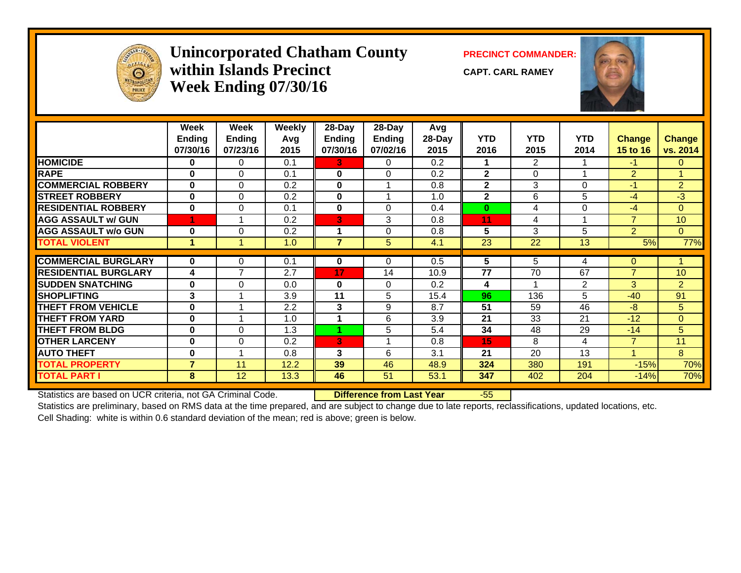# Unincorporated Chatham County within Islands Precinct Week Ending 07/30/16

**PRECINCT COMMANDER:**

**CAPT. CARL RAMEY**

| | Week Ending 07/30/16 | Week Ending 07/23/16 | Weekly Avg 2015 | 28-Day Ending 07/30/16 | 28-Day Ending 07/02/16 | Avg 28-Day 2015 | YTD 2016 | YTD 2015 | YTD 2014 | Change 15 to 16 | Change vs. 2014 |
|---|---|---|---|---|---|---|---|---|---|---|---|
| HOMICIDE | 0 | 0 | 0.1 | 3 | 0 | 0.2 | 1 | 2 | 1 | -1 | 0 |
| RAPE | 0 | 0 | 0.1 | 0 | 0 | 0.2 | 2 | 0 | 1 | 2 | 1 |
| COMMERCIAL ROBBERY | 0 | 0 | 0.2 | 0 | 1 | 0.8 | 2 | 3 | 0 | -1 | 2 |
| STREET ROBBERY | 0 | 0 | 0.2 | 0 | 1 | 1.0 | 2 | 6 | 5 | -4 | -3 |
| RESIDENTIAL ROBBERY | 0 | 0 | 0.1 | 0 | 0 | 0.4 | 0 | 4 | 0 | -4 | 0 |
| AGG ASSAULT w/ GUN | 1 | 1 | 0.2 | 3 | 3 | 0.8 | 11 | 4 | 1 | 7 | 10 |
| AGG ASSAULT w/o GUN | 0 | 0 | 0.2 | 1 | 0 | 0.8 | 5 | 3 | 5 | 2 | 0 |
| TOTAL VIOLENT | 1 | 1 | 1.0 | 7 | 5 | 4.1 | 23 | 22 | 13 | 5% | 77% |
| COMMERCIAL BURGLARY | 0 | 0 | 0.1 | 0 | 0 | 0.5 | 5 | 5 | 4 | 0 | 1 |
| RESIDENTIAL BURGLARY | 4 | 7 | 2.7 | 17 | 14 | 10.9 | 77 | 70 | 67 | 7 | 10 |
| SUDDEN SNATCHING | 0 | 0 | 0.0 | 0 | 0 | 0.2 | 4 | 1 | 2 | 3 | 2 |
| SHOPLIFTING | 3 | 1 | 3.9 | 11 | 5 | 15.4 | 96 | 136 | 5 | -40 | 91 |
| THEFT FROM VEHICLE | 0 | 1 | 2.2 | 3 | 9 | 8.7 | 51 | 59 | 46 | -8 | 5 |
| THEFT FROM YARD | 0 | 1 | 1.0 | 1 | 6 | 3.9 | 21 | 33 | 21 | -12 | 0 |
| THEFT FROM BLDG | 0 | 0 | 1.3 | 1 | 5 | 5.4 | 34 | 48 | 29 | -14 | 5 |
| OTHER LARCENY | 0 | 0 | 0.2 | 3 | 1 | 0.8 | 15 | 8 | 4 | 7 | 11 |
| AUTO THEFT | 0 | 1 | 0.8 | 3 | 6 | 3.1 | 21 | 20 | 13 | 1 | 8 |
| TOTAL PROPERTY | 7 | 11 | 12.2 | 39 | 46 | 48.9 | 324 | 380 | 191 | -15% | 70% |
| TOTAL PART I | 8 | 12 | 13.3 | 46 | 51 | 53.1 | 347 | 402 | 204 | -14% | 70% |

Statistics are based on UCR criteria, not GA Criminal Code. **Difference from Last Year** -55

Statistics are preliminary, based on RMS data at the time prepared, and are subject to change due to late reports, reclassifications, updated locations, etc.

Cell Shading: white is within 0.6 standard deviation of the mean; red is above; green is below.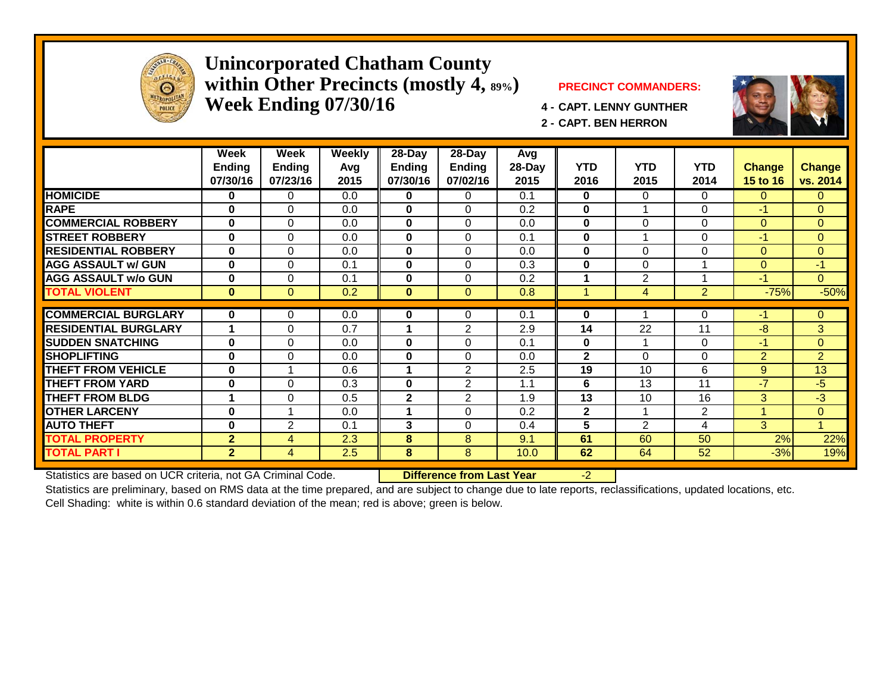# Unincorporated Chatham County within Other Precincts (mostly 4, 89%) Week Ending 07/30/16

**PRECINCT COMMANDERS:**

4 - CAPT. LENNY GUNTHER

2 - CAPT. BEN HERRON

| | Week Ending 07/30/16 | Week Ending 07/23/16 | Weekly Avg 2015 | 28-Day Ending 07/30/16 | 28-Day Ending 07/02/16 | Avg 28-Day 2015 | YTD 2016 | YTD 2015 | YTD 2014 | Change 15 to 16 | Change vs. 2014 |
|---|---|---|---|---|---|---|---|---|---|---|---|
| HOMICIDE | 0 | 0 | 0.0 | 0 | 0 | 0.1 | 0 | 0 | 0 | 0 | 0 |
| RAPE | 0 | 0 | 0.0 | 0 | 0 | 0.2 | 0 | 1 | 0 | -1 | 0 |
| COMMERCIAL ROBBERY | 0 | 0 | 0.0 | 0 | 0 | 0.0 | 0 | 0 | 0 | 0 | 0 |
| STREET ROBBERY | 0 | 0 | 0.0 | 0 | 0 | 0.1 | 0 | 1 | 0 | -1 | 0 |
| RESIDENTIAL ROBBERY | 0 | 0 | 0.0 | 0 | 0 | 0.0 | 0 | 0 | 0 | 0 | 0 |
| AGG ASSAULT w/ GUN | 0 | 0 | 0.1 | 0 | 0 | 0.3 | 0 | 0 | 1 | 0 | -1 |
| AGG ASSAULT w/o GUN | 0 | 0 | 0.1 | 0 | 0 | 0.2 | 1 | 2 | 1 | -1 | 0 |
| TOTAL VIOLENT | 0 | 0 | 0.2 | 0 | 0 | 0.8 | 1 | 4 | 2 | -75% | -50% |
| COMMERCIAL BURGLARY | 0 | 0 | 0.0 | 0 | 0 | 0.1 | 0 | 1 | 0 | -1 | 0 |
| RESIDENTIAL BURGLARY | 1 | 0 | 0.7 | 1 | 2 | 2.9 | 14 | 22 | 11 | -8 | 3 |
| SUDDEN SNATCHING | 0 | 0 | 0.0 | 0 | 0 | 0.1 | 0 | 1 | 0 | -1 | 0 |
| SHOPLIFTING | 0 | 0 | 0.0 | 0 | 0 | 0.0 | 2 | 0 | 0 | 2 | 2 |
| THEFT FROM VEHICLE | 0 | 1 | 0.6 | 1 | 2 | 2.5 | 19 | 10 | 6 | 9 | 13 |
| THEFT FROM YARD | 0 | 0 | 0.3 | 0 | 2 | 1.1 | 6 | 13 | 11 | -7 | -5 |
| THEFT FROM BLDG | 1 | 0 | 0.5 | 2 | 2 | 1.9 | 13 | 10 | 16 | 3 | -3 |
| OTHER LARCENY | 0 | 1 | 0.0 | 1 | 0 | 0.2 | 2 | 1 | 2 | 1 | 0 |
| AUTO THEFT | 0 | 2 | 0.1 | 3 | 0 | 0.4 | 5 | 2 | 4 | 3 | 1 |
| TOTAL PROPERTY | 2 | 4 | 2.3 | 8 | 8 | 9.1 | 61 | 60 | 50 | 2% | 22% |
| TOTAL PART I | 2 | 4 | 2.5 | 8 | 8 | 10.0 | 62 | 64 | 52 | -3% | 19% |

Statistics are based on UCR criteria, not GA Criminal Code. **Difference from Last Year** -2

Statistics are preliminary, based on RMS data at the time prepared, and are subject to change due to late reports, reclassifications, updated locations, etc.

Cell Shading: white is within 0.6 standard deviation of the mean; red is above; green is below.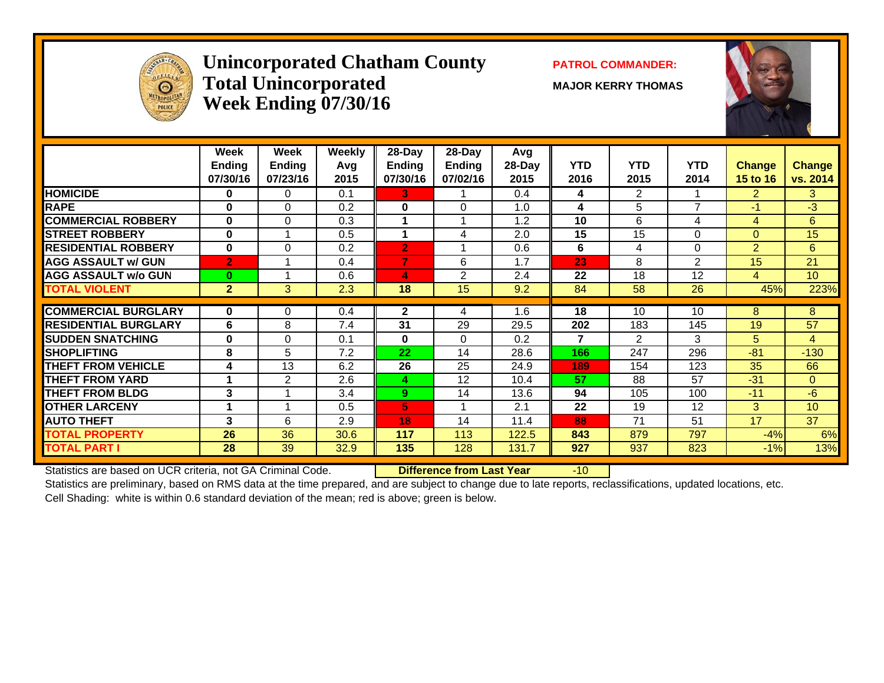# Unincorporated Chatham County
## Total Unincorporated
## Week Ending 07/30/16

**PATROL COMMANDER:**

**MAJOR KERRY THOMAS**

| | Week Ending 07/30/16 | Week Ending 07/23/16 | Weekly Avg 2015 | 28-Day Ending 07/30/16 | 28-Day Ending 07/02/16 | Avg 28-Day 2015 | YTD 2016 | YTD 2015 | YTD 2014 | Change 15 to 16 | Change vs. 2014 |
|---|---|---|---|---|---|---|---|---|---|---|---|
| HOMICIDE | 0 | 0 | 0.1 | 3 | 1 | 0.4 | 4 | 2 | 1 | 2 | 3 |
| RAPE | 0 | 0 | 0.2 | 0 | 0 | 1.0 | 4 | 5 | 7 | -1 | -3 |
| COMMERCIAL ROBBERY | 0 | 0 | 0.3 | 1 | 1 | 1.2 | 10 | 6 | 4 | 4 | 6 |
| STREET ROBBERY | 0 | 1 | 0.5 | 1 | 4 | 2.0 | 15 | 15 | 0 | 0 | 15 |
| RESIDENTIAL ROBBERY | 0 | 0 | 0.2 | 2 | 1 | 0.6 | 6 | 4 | 0 | 2 | 6 |
| AGG ASSAULT w/ GUN | 2 | 1 | 0.4 | 7 | 6 | 1.7 | 23 | 8 | 2 | 15 | 21 |
| AGG ASSAULT w/o GUN | 0 | 1 | 0.6 | 4 | 2 | 2.4 | 22 | 18 | 12 | 4 | 10 |
| TOTAL VIOLENT | 2 | 3 | 2.3 | 18 | 15 | 9.2 | 84 | 58 | 26 | 45% | 223% |
| COMMERCIAL BURGLARY | 0 | 0 | 0.4 | 2 | 4 | 1.6 | 18 | 10 | 10 | 8 | 8 |
| RESIDENTIAL BURGLARY | 6 | 8 | 7.4 | 31 | 29 | 29.5 | 202 | 183 | 145 | 19 | 57 |
| SUDDEN SNATCHING | 0 | 0 | 0.1 | 0 | 0 | 0.2 | 7 | 2 | 3 | 5 | 4 |
| SHOPLIFTING | 8 | 5 | 7.2 | 22 | 14 | 28.6 | 166 | 247 | 296 | -81 | -130 |
| THEFT FROM VEHICLE | 4 | 13 | 6.2 | 26 | 25 | 24.9 | 189 | 154 | 123 | 35 | 66 |
| THEFT FROM YARD | 1 | 2 | 2.6 | 4 | 12 | 10.4 | 57 | 88 | 57 | -31 | 0 |
| THEFT FROM BLDG | 3 | 1 | 3.4 | 9 | 14 | 13.6 | 94 | 105 | 100 | -11 | -6 |
| OTHER LARCENY | 1 | 1 | 0.5 | 5 | 1 | 2.1 | 22 | 19 | 12 | 3 | 10 |
| AUTO THEFT | 3 | 6 | 2.9 | 18 | 14 | 11.4 | 88 | 71 | 51 | 17 | 37 |
| TOTAL PROPERTY | 26 | 36 | 30.6 | 117 | 113 | 122.5 | 843 | 879 | 797 | -4% | 6% |
| TOTAL PART I | 28 | 39 | 32.9 | 135 | 128 | 131.7 | 927 | 937 | 823 | -1% | 13% |

Statistics are based on UCR criteria, not GA Criminal Code. **Difference from Last Year** -10

Statistics are preliminary, based on RMS data at the time prepared, and are subject to change due to late reports, reclassifications, updated locations, etc.

Cell Shading: white is within 0.6 standard deviation of the mean; red is above; green is below.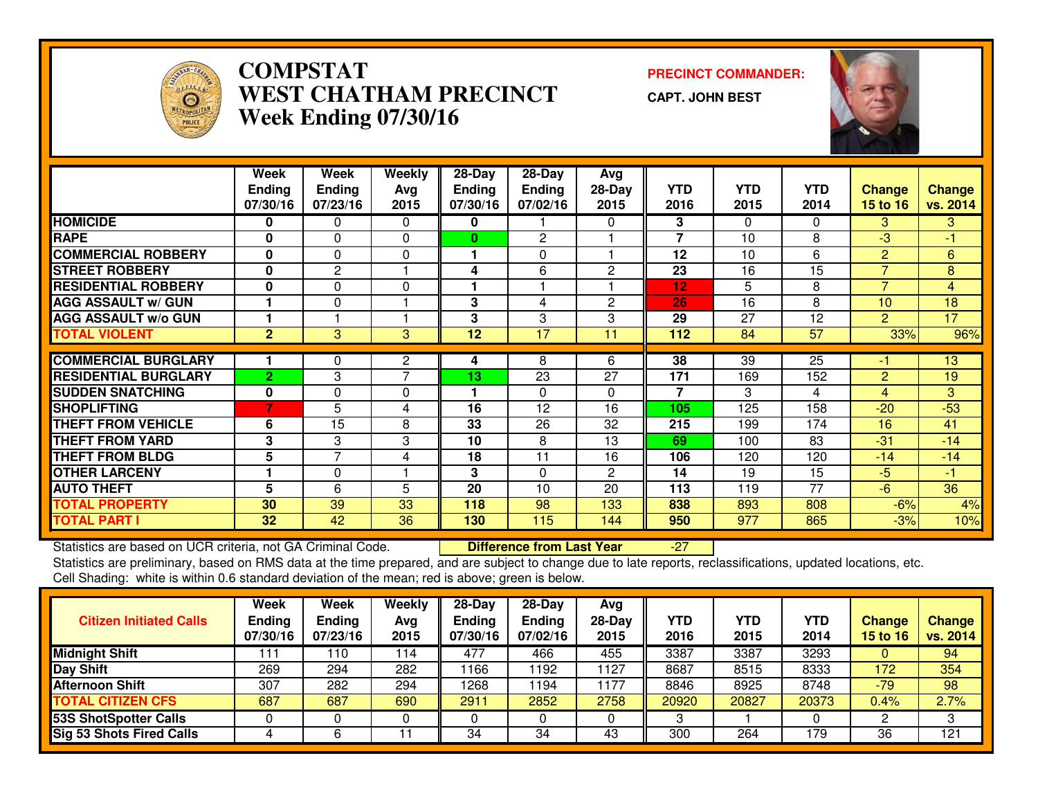# COMPSTAT
# WEST CHATHAM PRECINCT
# Week Ending 07/30/16

**PRECINCT COMMANDER:**

**CAPT. JOHN BEST**

| | Week Ending 07/30/16 | Week Ending 07/23/16 | Weekly Avg 2015 | 28-Day Ending 07/30/16 | 28-Day Ending 07/02/16 | Avg 28-Day 2015 | YTD 2016 | YTD 2015 | YTD 2014 | Change 15 to 16 | Change vs. 2014 |
|---|---|---|---|---|---|---|---|---|---|---|---|
| HOMICIDE | 0 | 0 | 0 | 0 | 1 | 0 | 3 | 0 | 0 | 3 | 3 |
| RAPE | 0 | 0 | 0 | 0 | 2 | 1 | 7 | 10 | 8 | -3 | -1 |
| COMMERCIAL ROBBERY | 0 | 0 | 0 | 1 | 0 | 1 | 12 | 10 | 6 | 2 | 6 |
| STREET ROBBERY | 0 | 2 | 1 | 4 | 6 | 2 | 23 | 16 | 15 | 7 | 8 |
| RESIDENTIAL ROBBERY | 0 | 0 | 0 | 1 | 1 | 1 | 12 | 5 | 8 | 7 | 4 |
| AGG ASSAULT w/ GUN | 1 | 0 | 1 | 3 | 4 | 2 | 26 | 16 | 8 | 10 | 18 |
| AGG ASSAULT w/o GUN | 1 | 1 | 1 | 3 | 3 | 3 | 29 | 27 | 12 | 2 | 17 |
| TOTAL VIOLENT | 2 | 3 | 3 | 12 | 17 | 11 | 112 | 84 | 57 | 33% | 96% |
| COMMERCIAL BURGLARY | 1 | 0 | 2 | 4 | 8 | 6 | 38 | 39 | 25 | -1 | 13 |
| RESIDENTIAL BURGLARY | 2 | 3 | 7 | 13 | 23 | 27 | 171 | 169 | 152 | 2 | 19 |
| SUDDEN SNATCHING | 0 | 0 | 0 | 1 | 0 | 0 | 7 | 3 | 4 | 4 | 3 |
| SHOPLIFTING | 7 | 5 | 4 | 16 | 12 | 16 | 105 | 125 | 158 | -20 | -53 |
| THEFT FROM VEHICLE | 6 | 15 | 8 | 33 | 26 | 32 | 215 | 199 | 174 | 16 | 41 |
| THEFT FROM YARD | 3 | 3 | 3 | 10 | 8 | 13 | 69 | 100 | 83 | -31 | -14 |
| THEFT FROM BLDG | 5 | 7 | 4 | 18 | 11 | 16 | 106 | 120 | 120 | -14 | -14 |
| OTHER LARCENY | 1 | 0 | 1 | 3 | 0 | 2 | 14 | 19 | 15 | -5 | -1 |
| AUTO THEFT | 5 | 6 | 5 | 20 | 10 | 20 | 113 | 119 | 77 | -6 | 36 |
| TOTAL PROPERTY | 30 | 39 | 33 | 118 | 98 | 133 | 838 | 893 | 808 | -6% | 4% |
| TOTAL PART I | 32 | 42 | 36 | 130 | 115 | 144 | 950 | 977 | 865 | -3% | 10% |

Statistics are based on UCR criteria, not GA Criminal Code. **Difference from Last Year** -27

Statistics are preliminary, based on RMS data at the time prepared, and are subject to change due to late reports, reclassifications, updated locations, etc.

Cell Shading: white is within 0.6 standard deviation of the mean; red is above; green is below.

| Citizen Initiated Calls | Week Ending 07/30/16 | Week Ending 07/23/16 | Weekly Avg 2015 | 28-Day Ending 07/30/16 | 28-Day Ending 07/02/16 | Avg 28-Day 2015 | YTD 2016 | YTD 2015 | YTD 2014 | Change 15 to 16 | Change vs. 2014 |
|---|---|---|---|---|---|---|---|---|---|---|---|
| Midnight Shift | 111 | 110 | 114 | 477 | 466 | 455 | 3387 | 3387 | 3293 | 0 | 94 |
| Day Shift | 269 | 294 | 282 | 1166 | 1192 | 1127 | 8687 | 8515 | 8333 | 172 | 354 |
| Afternoon Shift | 307 | 282 | 294 | 1268 | 1194 | 1177 | 8846 | 8925 | 8748 | -79 | 98 |
| TOTAL CITIZEN CFS | 687 | 687 | 690 | 2911 | 2852 | 2758 | 20920 | 20827 | 20373 | 0.4% | 2.7% |
| 53S ShotSpotter Calls | 0 | 0 | 0 | 0 | 0 | 0 | 3 | 1 | 0 | 2 | 3 |
| Sig 53 Shots Fired Calls | 4 | 6 | 11 | 34 | 34 | 43 | 300 | 264 | 179 | 36 | 121 |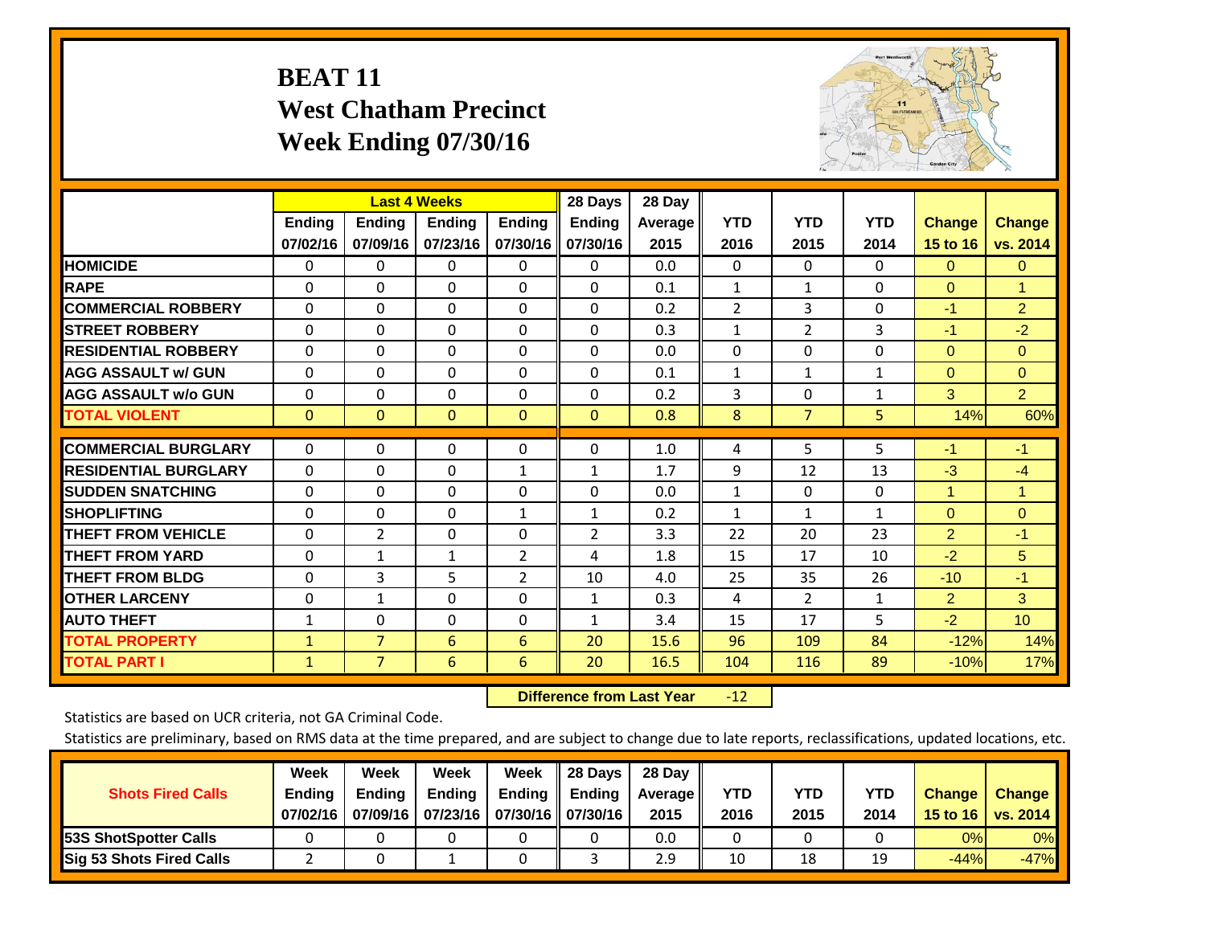# BEAT 11
## West Chatham Precinct
## Week Ending 07/30/16

| | Last 4 Weeks | | | | 28 Days | 28 Day | | | | | |
|---|---|---|---|---|---|---|---|---|---|---|---|
| | Ending 07/02/16 | Ending 07/09/16 | Ending 07/23/16 | Ending 07/30/16 | Ending 07/30/16 | Average 2015 | YTD 2016 | YTD 2015 | YTD 2014 | Change 15 to 16 | Change vs. 2014 |
| HOMICIDE | 0 | 0 | 0 | 0 | 0 | 0.0 | 0 | 0 | 0 | 0 | 0 |
| RAPE | 0 | 0 | 0 | 0 | 0 | 0.1 | 1 | 1 | 0 | 0 | 1 |
| COMMERCIAL ROBBERY | 0 | 0 | 0 | 0 | 0 | 0.2 | 2 | 3 | 0 | -1 | 2 |
| STREET ROBBERY | 0 | 0 | 0 | 0 | 0 | 0.3 | 1 | 2 | 3 | -1 | -2 |
| RESIDENTIAL ROBBERY | 0 | 0 | 0 | 0 | 0 | 0.0 | 0 | 0 | 0 | 0 | 0 |
| AGG ASSAULT w/ GUN | 0 | 0 | 0 | 0 | 0 | 0.1 | 1 | 1 | 1 | 0 | 0 |
| AGG ASSAULT w/o GUN | 0 | 0 | 0 | 0 | 0 | 0.2 | 3 | 0 | 1 | 3 | 2 |
| TOTAL VIOLENT | 0 | 0 | 0 | 0 | 0 | 0.8 | 8 | 7 | 5 | 14% | 60% |
| COMMERCIAL BURGLARY | 0 | 0 | 0 | 0 | 0 | 1.0 | 4 | 5 | 5 | -1 | -1 |
| RESIDENTIAL BURGLARY | 0 | 0 | 0 | 1 | 1 | 1.7 | 9 | 12 | 13 | -3 | -4 |
| SUDDEN SNATCHING | 0 | 0 | 0 | 0 | 0 | 0.0 | 1 | 0 | 0 | 1 | 1 |
| SHOPLIFTING | 0 | 0 | 0 | 1 | 1 | 0.2 | 1 | 1 | 1 | 0 | 0 |
| THEFT FROM VEHICLE | 0 | 2 | 0 | 0 | 2 | 3.3 | 22 | 20 | 23 | 2 | -1 |
| THEFT FROM YARD | 0 | 1 | 1 | 2 | 4 | 1.8 | 15 | 17 | 10 | -2 | 5 |
| THEFT FROM BLDG | 0 | 3 | 5 | 2 | 10 | 4.0 | 25 | 35 | 26 | -10 | -1 |
| OTHER LARCENY | 0 | 1 | 0 | 0 | 1 | 0.3 | 4 | 2 | 1 | 2 | 3 |
| AUTO THEFT | 1 | 0 | 0 | 0 | 1 | 3.4 | 15 | 17 | 5 | -2 | 10 |
| TOTAL PROPERTY | 1 | 7 | 6 | 6 | 20 | 15.6 | 96 | 109 | 84 | -12% | 14% |
| TOTAL PART I | 1 | 7 | 6 | 6 | 20 | 16.5 | 104 | 116 | 89 | -10% | 17% |

**Difference from Last Year** -12

Statistics are based on UCR criteria, not GA Criminal Code.

Statistics are preliminary, based on RMS data at the time prepared, and are subject to change due to late reports, reclassifications, updated locations, etc.

| Shots Fired Calls | Week Ending 07/02/16 | Week Ending 07/09/16 | Week Ending 07/23/16 | Week Ending 07/30/16 | 28 Days Ending 07/30/16 | 28 Day Average 2015 | YTD 2016 | YTD 2015 | YTD 2014 | Change 15 to 16 | Change vs. 2014 |
|---|---|---|---|---|---|---|---|---|---|---|---|
| 53S ShotSpotter Calls | 0 | 0 | 0 | 0 | 0 | 0.0 | 0 | 0 | 0 | 0% | 0% |
| Sig 53 Shots Fired Calls | 2 | 0 | 1 | 0 | 3 | 2.9 | 10 | 18 | 19 | -44% | -47% |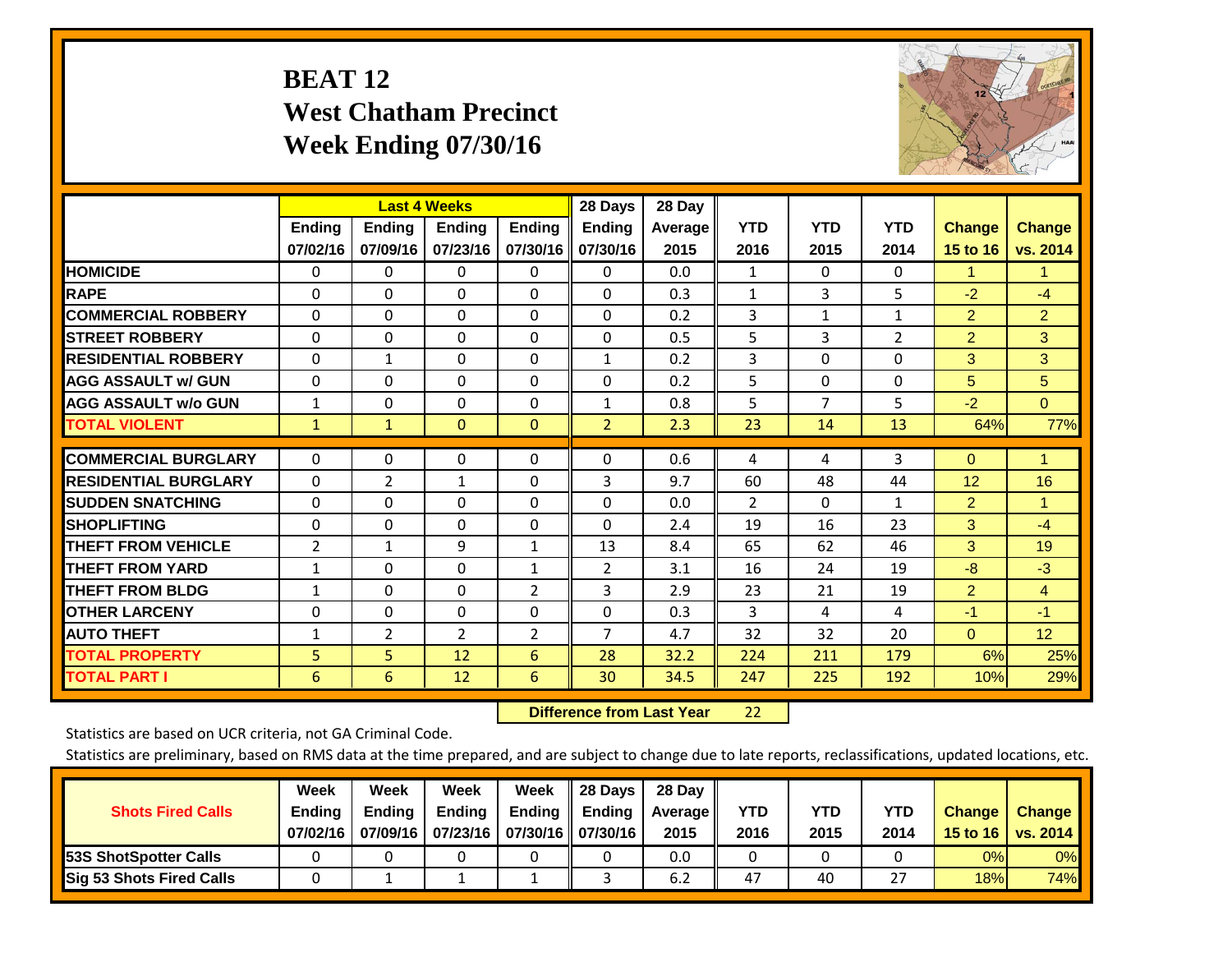# BEAT 12
## West Chatham Precinct
## Week Ending 07/30/16

| | Last 4 Weeks | | | | 28 Days | 28 Day | | | | | |
|---|---|---|---|---|---|---|---|---|---|---|---|
| | Ending 07/02/16 | Ending 07/09/16 | Ending 07/23/16 | Ending 07/30/16 | Ending 07/30/16 | Average 2015 | YTD 2016 | YTD 2015 | YTD 2014 | Change 15 to 16 | Change vs. 2014 |
| **HOMICIDE** | 0 | 0 | 0 | 0 | 0 | 0.0 | 1 | 0 | 0 | 1 | 1 |
| **RAPE** | 0 | 0 | 0 | 0 | 0 | 0.3 | 1 | 3 | 5 | -2 | -4 |
| **COMMERCIAL ROBBERY** | 0 | 0 | 0 | 0 | 0 | 0.2 | 3 | 1 | 1 | 2 | 2 |
| **STREET ROBBERY** | 0 | 0 | 0 | 0 | 0 | 0.5 | 5 | 3 | 2 | 2 | 3 |
| **RESIDENTIAL ROBBERY** | 0 | 1 | 0 | 0 | 1 | 0.2 | 3 | 0 | 0 | 3 | 3 |
| **AGG ASSAULT w/ GUN** | 0 | 0 | 0 | 0 | 0 | 0.2 | 5 | 0 | 0 | 5 | 5 |
| **AGG ASSAULT w/o GUN** | 1 | 0 | 0 | 0 | 1 | 0.8 | 5 | 7 | 5 | -2 | 0 |
| **TOTAL VIOLENT** | 1 | 1 | 0 | 0 | 2 | 2.3 | 23 | 14 | 13 | 64% | 77% |
| **COMMERCIAL BURGLARY** | 0 | 0 | 0 | 0 | 0 | 0.6 | 4 | 4 | 3 | 0 | 1 |
| **RESIDENTIAL BURGLARY** | 0 | 2 | 1 | 0 | 3 | 9.7 | 60 | 48 | 44 | 12 | 16 |
| **SUDDEN SNATCHING** | 0 | 0 | 0 | 0 | 0 | 0.0 | 2 | 0 | 1 | 2 | 1 |
| **SHOPLIFTING** | 0 | 0 | 0 | 0 | 0 | 2.4 | 19 | 16 | 23 | 3 | -4 |
| **THEFT FROM VEHICLE** | 2 | 1 | 9 | 1 | 13 | 8.4 | 65 | 62 | 46 | 3 | 19 |
| **THEFT FROM YARD** | 1 | 0 | 0 | 1 | 2 | 3.1 | 16 | 24 | 19 | -8 | -3 |
| **THEFT FROM BLDG** | 1 | 0 | 0 | 2 | 3 | 2.9 | 23 | 21 | 19 | 2 | 4 |
| **OTHER LARCENY** | 0 | 0 | 0 | 0 | 0 | 0.3 | 3 | 4 | 4 | -1 | -1 |
| **AUTO THEFT** | 1 | 2 | 2 | 2 | 7 | 4.7 | 32 | 32 | 20 | 0 | 12 |
| **TOTAL PROPERTY** | 5 | 5 | 12 | 6 | 28 | 32.2 | 224 | 211 | 179 | 6% | 25% |
| **TOTAL PART I** | 6 | 6 | 12 | 6 | 30 | 34.5 | 247 | 225 | 192 | 10% | 29% |

**Difference from Last Year** 22

Statistics are based on UCR criteria, not GA Criminal Code.

Statistics are preliminary, based on RMS data at the time prepared, and are subject to change due to late reports, reclassifications, updated locations, etc.

| Shots Fired Calls | Week Ending 07/02/16 | Week Ending 07/09/16 | Week Ending 07/23/16 | Week Ending 07/30/16 | 28 Days Ending 07/30/16 | 28 Day Average 2015 | YTD 2016 | YTD 2015 | YTD 2014 | Change 15 to 16 | Change vs. 2014 |
|---|---|---|---|---|---|---|---|---|---|---|---|
| **53S ShotSpotter Calls** | 0 | 0 | 0 | 0 | 0 | 0.0 | 0 | 0 | 0 | 0% | 0% |
| **Sig 53 Shots Fired Calls** | 0 | 1 | 1 | 1 | 3 | 6.2 | 47 | 40 | 27 | 18% | 74% |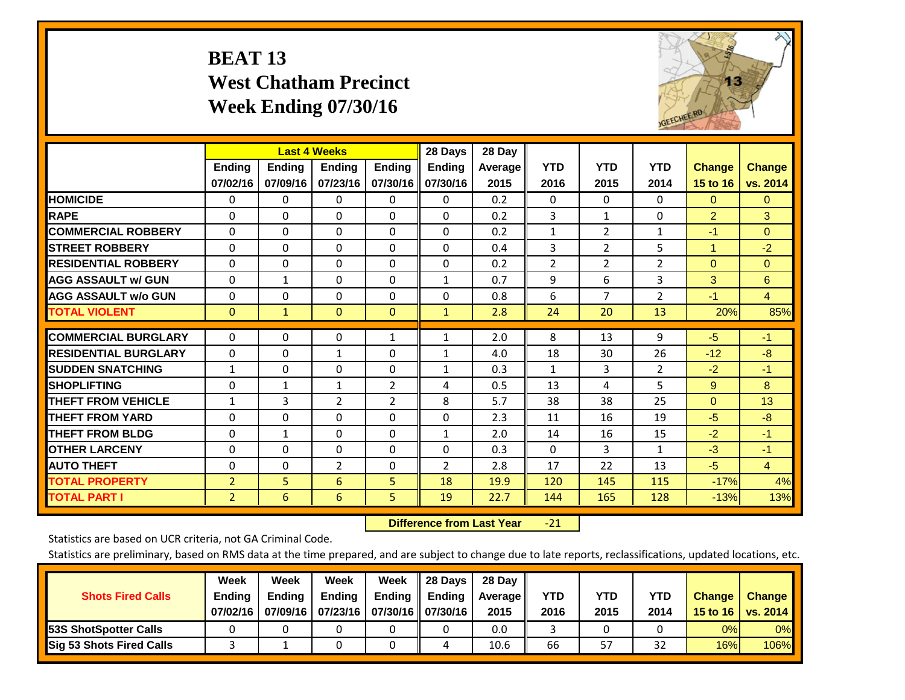# BEAT 13
## West Chatham Precinct
## Week Ending 07/30/16

| | Last 4 Weeks | | | | 28 Days | 28 Day | | | | | |
|---|---|---|---|---|---|---|---|---|---|---|---|
| | Ending 07/02/16 | Ending 07/09/16 | Ending 07/23/16 | Ending 07/30/16 | Ending 07/30/16 | Average 2015 | YTD 2016 | YTD 2015 | YTD 2014 | Change 15 to 16 | Change vs. 2014 |
| HOMICIDE | 0 | 0 | 0 | 0 | 0 | 0.2 | 0 | 0 | 0 | 0 | 0 |
| RAPE | 0 | 0 | 0 | 0 | 0 | 0.2 | 3 | 1 | 0 | 2 | 3 |
| COMMERCIAL ROBBERY | 0 | 0 | 0 | 0 | 0 | 0.2 | 1 | 2 | 1 | -1 | 0 |
| STREET ROBBERY | 0 | 0 | 0 | 0 | 0 | 0.4 | 3 | 2 | 5 | 1 | -2 |
| RESIDENTIAL ROBBERY | 0 | 0 | 0 | 0 | 0 | 0.2 | 2 | 2 | 2 | 0 | 0 |
| AGG ASSAULT w/ GUN | 0 | 1 | 0 | 0 | 1 | 0.7 | 9 | 6 | 3 | 3 | 6 |
| AGG ASSAULT w/o GUN | 0 | 0 | 0 | 0 | 0 | 0.8 | 6 | 7 | 2 | -1 | 4 |
| TOTAL VIOLENT | 0 | 1 | 0 | 0 | 1 | 2.8 | 24 | 20 | 13 | 20% | 85% |
| COMMERCIAL BURGLARY | 0 | 0 | 0 | 1 | 1 | 2.0 | 8 | 13 | 9 | -5 | -1 |
| RESIDENTIAL BURGLARY | 0 | 0 | 1 | 0 | 1 | 4.0 | 18 | 30 | 26 | -12 | -8 |
| SUDDEN SNATCHING | 1 | 0 | 0 | 0 | 1 | 0.3 | 1 | 3 | 2 | -2 | -1 |
| SHOPLIFTING | 0 | 1 | 1 | 2 | 4 | 0.5 | 13 | 4 | 5 | 9 | 8 |
| THEFT FROM VEHICLE | 1 | 3 | 2 | 2 | 8 | 5.7 | 38 | 38 | 25 | 0 | 13 |
| THEFT FROM YARD | 0 | 0 | 0 | 0 | 0 | 2.3 | 11 | 16 | 19 | -5 | -8 |
| THEFT FROM BLDG | 0 | 1 | 0 | 0 | 1 | 2.0 | 14 | 16 | 15 | -2 | -1 |
| OTHER LARCENY | 0 | 0 | 0 | 0 | 0 | 0.3 | 0 | 3 | 1 | -3 | -1 |
| AUTO THEFT | 0 | 0 | 2 | 0 | 2 | 2.8 | 17 | 22 | 13 | -5 | 4 |
| TOTAL PROPERTY | 2 | 5 | 6 | 5 | 18 | 19.9 | 120 | 145 | 115 | -17% | 4% |
| TOTAL PART I | 2 | 6 | 6 | 5 | 19 | 22.7 | 144 | 165 | 128 | -13% | 13% |

**Difference from Last Year** -21

Statistics are based on UCR criteria, not GA Criminal Code.

Statistics are preliminary, based on RMS data at the time prepared, and are subject to change due to late reports, reclassifications, updated locations, etc.

| Shots Fired Calls | Week Ending 07/02/16 | Week Ending 07/09/16 | Week Ending 07/23/16 | Week Ending 07/30/16 | 28 Days Ending 07/30/16 | 28 Day Average 2015 | YTD 2016 | YTD 2015 | YTD 2014 | Change 15 to 16 | Change vs. 2014 |
|---|---|---|---|---|---|---|---|---|---|---|---|
| 53S ShotSpotter Calls | 0 | 0 | 0 | 0 | 0 | 0.0 | 3 | 0 | 0 | 0% | 0% |
| Sig 53 Shots Fired Calls | 3 | 1 | 0 | 0 | 4 | 10.6 | 66 | 57 | 32 | 16% | 106% |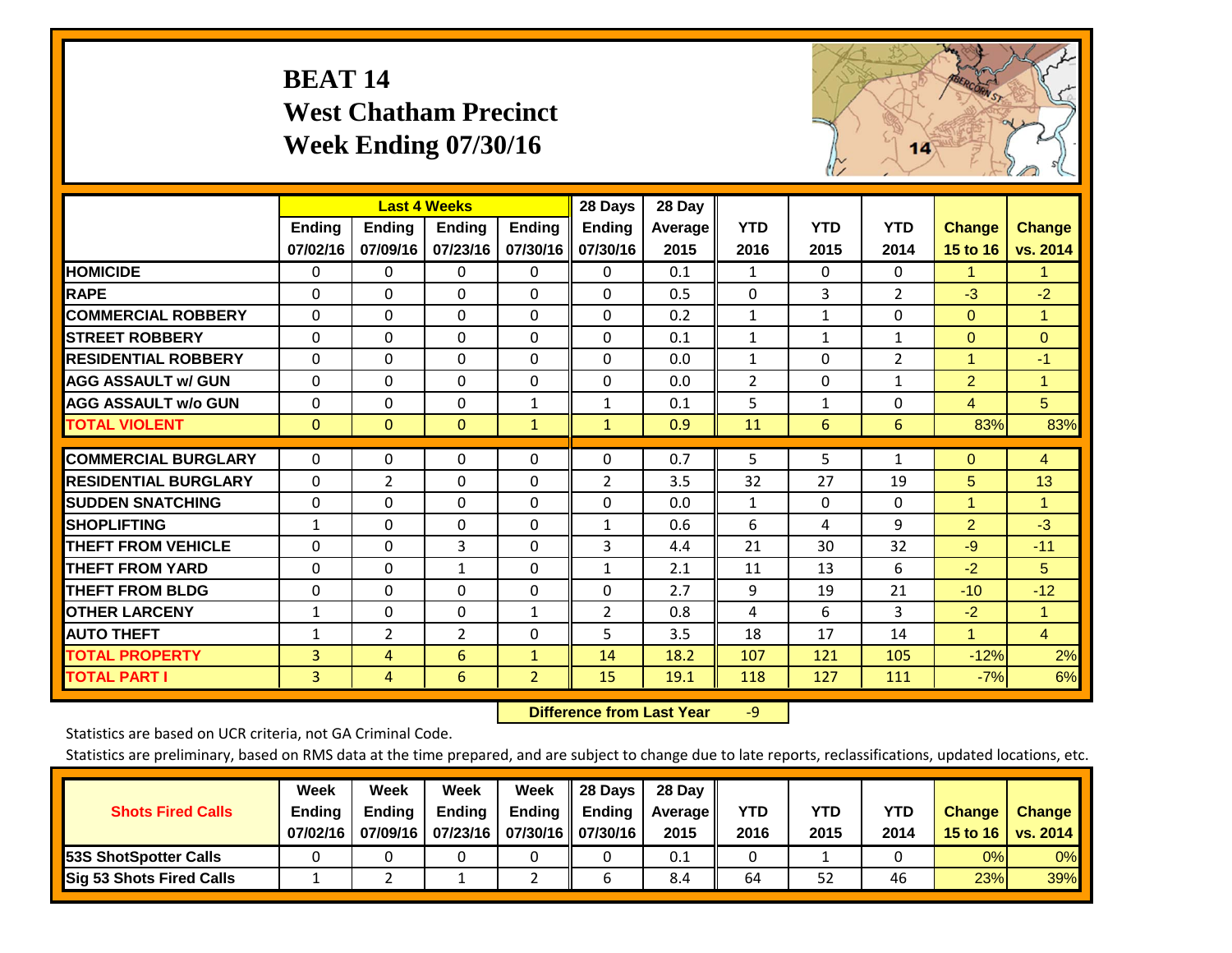# BEAT 14
## West Chatham Precinct
## Week Ending 07/30/16

| | Last 4 Weeks | | | | 28 Days | 28 Day | | | | | |
|---|---|---|---|---|---|---|---|---|---|---|---|
| | Ending 07/02/16 | Ending 07/09/16 | Ending 07/23/16 | Ending 07/30/16 | Ending 07/30/16 | Average 2015 | YTD 2016 | YTD 2015 | YTD 2014 | Change 15 to 16 | Change vs. 2014 |
| **HOMICIDE** | 0 | 0 | 0 | 0 | 0 | 0.1 | 1 | 0 | 0 | 1 | 1 |
| **RAPE** | 0 | 0 | 0 | 0 | 0 | 0.5 | 0 | 3 | 2 | -3 | -2 |
| **COMMERCIAL ROBBERY** | 0 | 0 | 0 | 0 | 0 | 0.2 | 1 | 1 | 0 | 0 | 1 |
| **STREET ROBBERY** | 0 | 0 | 0 | 0 | 0 | 0.1 | 1 | 1 | 1 | 0 | 0 |
| **RESIDENTIAL ROBBERY** | 0 | 0 | 0 | 0 | 0 | 0.0 | 1 | 0 | 2 | 1 | -1 |
| **AGG ASSAULT w/ GUN** | 0 | 0 | 0 | 0 | 0 | 0.0 | 2 | 0 | 1 | 2 | 1 |
| **AGG ASSAULT w/o GUN** | 0 | 0 | 0 | 1 | 1 | 0.1 | 5 | 1 | 0 | 4 | 5 |
| **TOTAL VIOLENT** | 0 | 0 | 0 | 1 | 1 | 0.9 | 11 | 6 | 6 | 83% | 83% |
| **COMMERCIAL BURGLARY** | 0 | 0 | 0 | 0 | 0 | 0.7 | 5 | 5 | 1 | 0 | 4 |
| **RESIDENTIAL BURGLARY** | 0 | 2 | 0 | 0 | 2 | 3.5 | 32 | 27 | 19 | 5 | 13 |
| **SUDDEN SNATCHING** | 0 | 0 | 0 | 0 | 0 | 0.0 | 1 | 0 | 0 | 1 | 1 |
| **SHOPLIFTING** | 1 | 0 | 0 | 0 | 1 | 0.6 | 6 | 4 | 9 | 2 | -3 |
| **THEFT FROM VEHICLE** | 0 | 0 | 3 | 0 | 3 | 4.4 | 21 | 30 | 32 | -9 | -11 |
| **THEFT FROM YARD** | 0 | 0 | 1 | 0 | 1 | 2.1 | 11 | 13 | 6 | -2 | 5 |
| **THEFT FROM BLDG** | 0 | 0 | 0 | 0 | 0 | 2.7 | 9 | 19 | 21 | -10 | -12 |
| **OTHER LARCENY** | 1 | 0 | 0 | 1 | 2 | 0.8 | 4 | 6 | 3 | -2 | 1 |
| **AUTO THEFT** | 1 | 2 | 2 | 0 | 5 | 3.5 | 18 | 17 | 14 | 1 | 4 |
| **TOTAL PROPERTY** | 3 | 4 | 6 | 1 | 14 | 18.2 | 107 | 121 | 105 | -12% | 2% |
| **TOTAL PART I** | 3 | 4 | 6 | 2 | 15 | 19.1 | 118 | 127 | 111 | -7% | 6% |

**Difference from Last Year** -9

Statistics are based on UCR criteria, not GA Criminal Code.

Statistics are preliminary, based on RMS data at the time prepared, and are subject to change due to late reports, reclassifications, updated locations, etc.

| Shots Fired Calls | Week Ending 07/02/16 | Week Ending 07/09/16 | Week Ending 07/23/16 | Week Ending 07/30/16 | 28 Days Ending 07/30/16 | 28 Day Average 2015 | YTD 2016 | YTD 2015 | YTD 2014 | Change 15 to 16 | Change vs. 2014 |
|---|---|---|---|---|---|---|---|---|---|---|---|
| **53S ShotSpotter Calls** | 0 | 0 | 0 | 0 | 0 | 0.1 | 0 | 1 | 0 | 0% | 0% |
| **Sig 53 Shots Fired Calls** | 1 | 2 | 1 | 2 | 6 | 8.4 | 64 | 52 | 46 | 23% | 39% |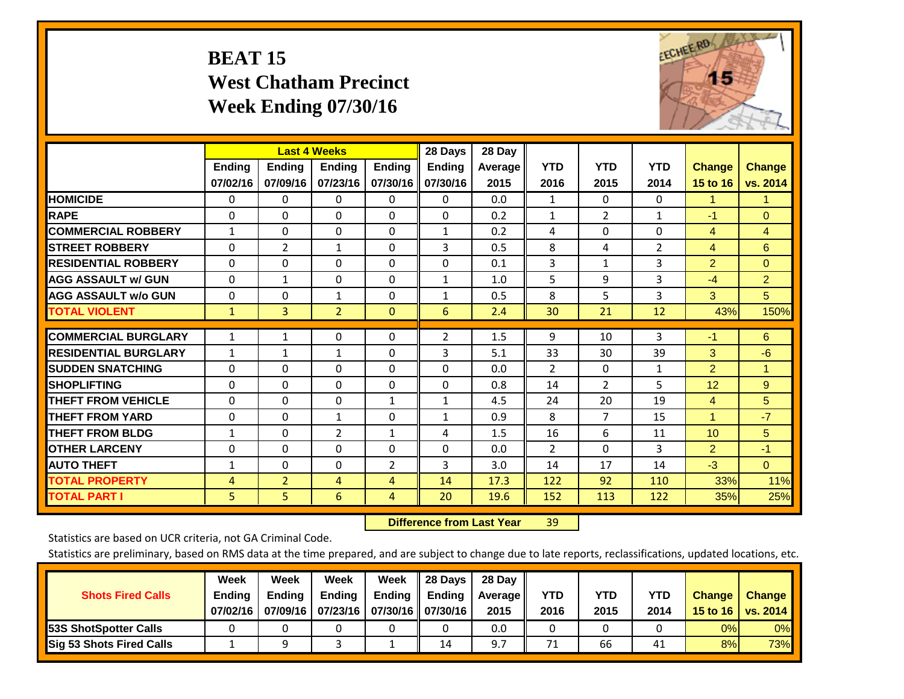# BEAT 15
## West Chatham Precinct
## Week Ending 07/30/16

| | Last 4 Weeks | | | | 28 Days | 28 Day | | | | | |
|---|---|---|---|---|---|---|---|---|---|---|---|
| | Ending 07/02/16 | Ending 07/09/16 | Ending 07/23/16 | Ending 07/30/16 | Ending 07/30/16 | Average 2015 | YTD 2016 | YTD 2015 | YTD 2014 | Change 15 to 16 | Change vs. 2014 |
| HOMICIDE | 0 | 0 | 0 | 0 | 0 | 0.0 | 1 | 0 | 0 | 1 | 1 |
| RAPE | 0 | 0 | 0 | 0 | 0 | 0.2 | 1 | 2 | 1 | -1 | 0 |
| COMMERCIAL ROBBERY | 1 | 0 | 0 | 0 | 1 | 0.2 | 4 | 0 | 0 | 4 | 4 |
| STREET ROBBERY | 0 | 2 | 1 | 0 | 3 | 0.5 | 8 | 4 | 2 | 4 | 6 |
| RESIDENTIAL ROBBERY | 0 | 0 | 0 | 0 | 0 | 0.1 | 3 | 1 | 3 | 2 | 0 |
| AGG ASSAULT w/ GUN | 0 | 1 | 0 | 0 | 1 | 1.0 | 5 | 9 | 3 | -4 | 2 |
| AGG ASSAULT w/o GUN | 0 | 0 | 1 | 0 | 1 | 0.5 | 8 | 5 | 3 | 3 | 5 |
| TOTAL VIOLENT | 1 | 3 | 2 | 0 | 6 | 2.4 | 30 | 21 | 12 | 43% | 150% |
| COMMERCIAL BURGLARY | 1 | 1 | 0 | 0 | 2 | 1.5 | 9 | 10 | 3 | -1 | 6 |
| RESIDENTIAL BURGLARY | 1 | 1 | 1 | 0 | 3 | 5.1 | 33 | 30 | 39 | 3 | -6 |
| SUDDEN SNATCHING | 0 | 0 | 0 | 0 | 0 | 0.0 | 2 | 0 | 1 | 2 | 1 |
| SHOPLIFTING | 0 | 0 | 0 | 0 | 0 | 0.8 | 14 | 2 | 5 | 12 | 9 |
| THEFT FROM VEHICLE | 0 | 0 | 0 | 1 | 1 | 4.5 | 24 | 20 | 19 | 4 | 5 |
| THEFT FROM YARD | 0 | 0 | 1 | 0 | 1 | 0.9 | 8 | 7 | 15 | 1 | -7 |
| THEFT FROM BLDG | 1 | 0 | 2 | 1 | 4 | 1.5 | 16 | 6 | 11 | 10 | 5 |
| OTHER LARCENY | 0 | 0 | 0 | 0 | 0 | 0.0 | 2 | 0 | 3 | 2 | -1 |
| AUTO THEFT | 1 | 0 | 0 | 2 | 3 | 3.0 | 14 | 17 | 14 | -3 | 0 |
| TOTAL PROPERTY | 4 | 2 | 4 | 4 | 14 | 17.3 | 122 | 92 | 110 | 33% | 11% |
| TOTAL PART I | 5 | 5 | 6 | 4 | 20 | 19.6 | 152 | 113 | 122 | 35% | 25% |

**Difference from Last Year** 39

Statistics are based on UCR criteria, not GA Criminal Code.

Statistics are preliminary, based on RMS data at the time prepared, and are subject to change due to late reports, reclassifications, updated locations, etc.

| Shots Fired Calls | Week Ending 07/02/16 | Week Ending 07/09/16 | Week Ending 07/23/16 | Week Ending 07/30/16 | 28 Days Ending 07/30/16 | 28 Day Average 2015 | YTD 2016 | YTD 2015 | YTD 2014 | Change 15 to 16 | Change vs. 2014 |
|---|---|---|---|---|---|---|---|---|---|---|---|
| 53S ShotSpotter Calls | 0 | 0 | 0 | 0 | 0 | 0.0 | 0 | 0 | 0 | 0% | 0% |
| Sig 53 Shots Fired Calls | 1 | 9 | 3 | 1 | 14 | 9.7 | 71 | 66 | 41 | 8% | 73% |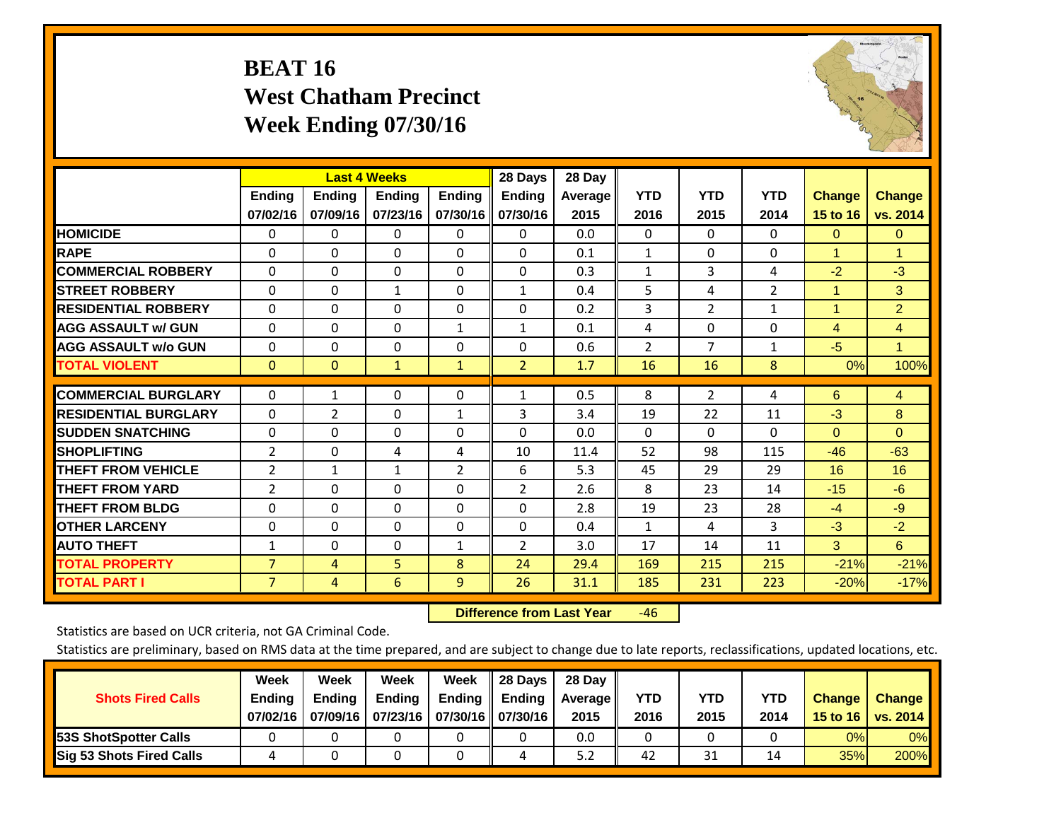# BEAT 16
## West Chatham Precinct
## Week Ending 07/30/16

| | Last 4 Weeks | | | | 28 Days | 28 Day | | | | | |
|---|---|---|---|---|---|---|---|---|---|---|---|
| | Ending 07/02/16 | Ending 07/09/16 | Ending 07/23/16 | Ending 07/30/16 | Ending 07/30/16 | Average 2015 | YTD 2016 | YTD 2015 | YTD 2014 | Change 15 to 16 | Change vs. 2014 |
| **HOMICIDE** | 0 | 0 | 0 | 0 | 0 | 0.0 | 0 | 0 | 0 | 0 | 0 |
| **RAPE** | 0 | 0 | 0 | 0 | 0 | 0.1 | 1 | 0 | 0 | 1 | 1 |
| **COMMERCIAL ROBBERY** | 0 | 0 | 0 | 0 | 0 | 0.3 | 1 | 3 | 4 | -2 | -3 |
| **STREET ROBBERY** | 0 | 0 | 1 | 0 | 1 | 0.4 | 5 | 4 | 2 | 1 | 3 |
| **RESIDENTIAL ROBBERY** | 0 | 0 | 0 | 0 | 0 | 0.2 | 3 | 2 | 1 | 1 | 2 |
| **AGG ASSAULT w/ GUN** | 0 | 0 | 0 | 1 | 1 | 0.1 | 4 | 0 | 0 | 4 | 4 |
| **AGG ASSAULT w/o GUN** | 0 | 0 | 0 | 0 | 0 | 0.6 | 2 | 7 | 1 | -5 | 1 |
| **TOTAL VIOLENT** | 0 | 0 | 1 | 1 | 2 | 1.7 | 16 | 16 | 8 | 0% | 100% |
| **COMMERCIAL BURGLARY** | 0 | 1 | 0 | 0 | 1 | 0.5 | 8 | 2 | 4 | 6 | 4 |
| **RESIDENTIAL BURGLARY** | 0 | 2 | 0 | 1 | 3 | 3.4 | 19 | 22 | 11 | -3 | 8 |
| **SUDDEN SNATCHING** | 0 | 0 | 0 | 0 | 0 | 0.0 | 0 | 0 | 0 | 0 | 0 |
| **SHOPLIFTING** | 2 | 0 | 4 | 4 | 10 | 11.4 | 52 | 98 | 115 | -46 | -63 |
| **THEFT FROM VEHICLE** | 2 | 1 | 1 | 2 | 6 | 5.3 | 45 | 29 | 29 | 16 | 16 |
| **THEFT FROM YARD** | 2 | 0 | 0 | 0 | 2 | 2.6 | 8 | 23 | 14 | -15 | -6 |
| **THEFT FROM BLDG** | 0 | 0 | 0 | 0 | 0 | 2.8 | 19 | 23 | 28 | -4 | -9 |
| **OTHER LARCENY** | 0 | 0 | 0 | 0 | 0 | 0.4 | 1 | 4 | 3 | -3 | -2 |
| **AUTO THEFT** | 1 | 0 | 0 | 1 | 2 | 3.0 | 17 | 14 | 11 | 3 | 6 |
| **TOTAL PROPERTY** | 7 | 4 | 5 | 8 | 24 | 29.4 | 169 | 215 | 215 | -21% | -21% |
| **TOTAL PART I** | 7 | 4 | 6 | 9 | 26 | 31.1 | 185 | 231 | 223 | -20% | -17% |

**Difference from Last Year** -46

Statistics are based on UCR criteria, not GA Criminal Code.

Statistics are preliminary, based on RMS data at the time prepared, and are subject to change due to late reports, reclassifications, updated locations, etc.

| Shots Fired Calls | Week Ending 07/02/16 | Week Ending 07/09/16 | Week Ending 07/23/16 | Week Ending 07/30/16 | 28 Days Ending 07/30/16 | 28 Day Average 2015 | YTD 2016 | YTD 2015 | YTD 2014 | Change 15 to 16 | Change vs. 2014 |
|---|---|---|---|---|---|---|---|---|---|---|---|
| **53S ShotSpotter Calls** | 0 | 0 | 0 | 0 | 0 | 0.0 | 0 | 0 | 0 | 0% | 0% |
| **Sig 53 Shots Fired Calls** | 4 | 0 | 0 | 0 | 4 | 5.2 | 42 | 31 | 14 | 35% | 200% |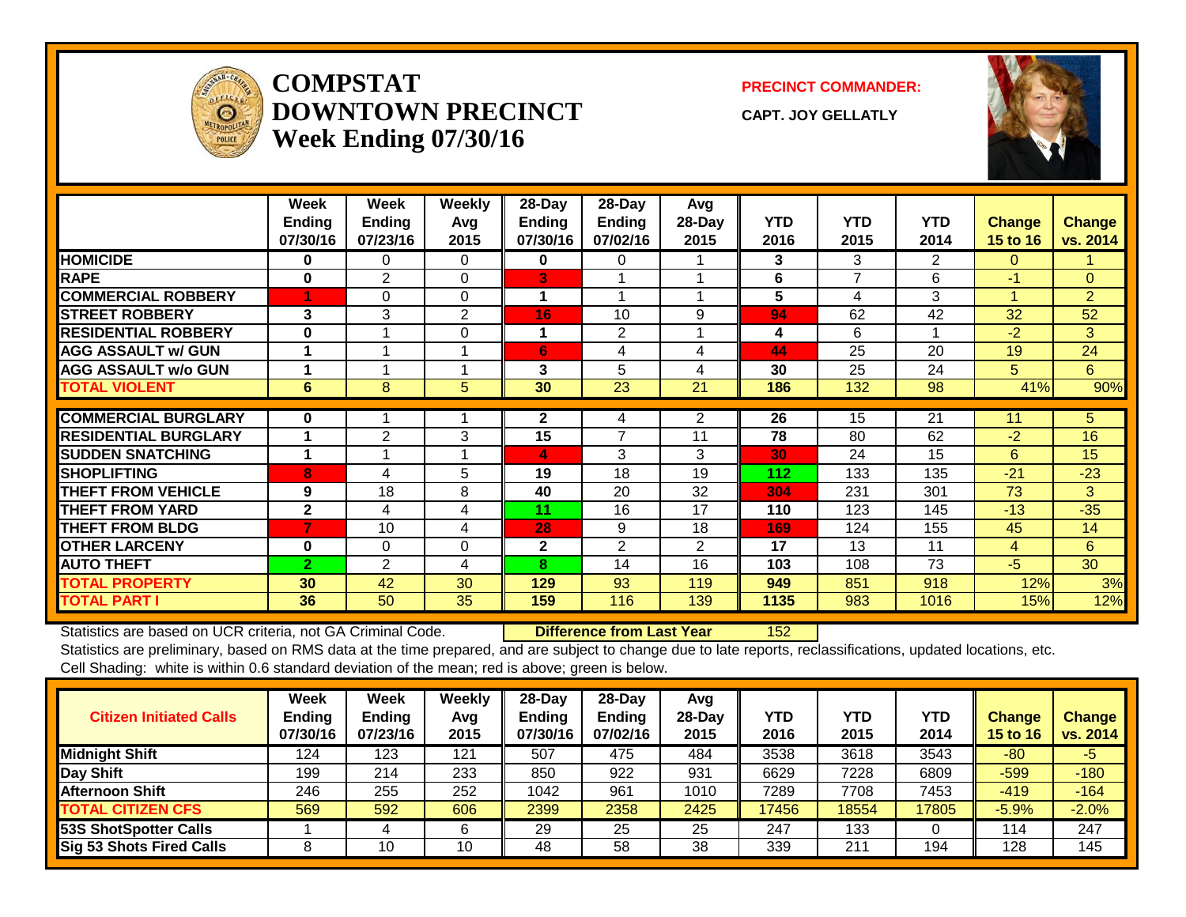# COMPSTAT DOWNTOWN PRECINCT Week Ending 07/30/16

**PRECINCT COMMANDER:**

**CAPT. JOY GELLATLY**

| | Week Ending 07/30/16 | Week Ending 07/23/16 | Weekly Avg 2015 | 28-Day Ending 07/30/16 | 28-Day Ending 07/02/16 | Avg 28-Day 2015 | YTD 2016 | YTD 2015 | YTD 2014 | Change 15 to 16 | Change vs. 2014 |
|---|---|---|---|---|---|---|---|---|---|---|---|
| HOMICIDE | 0 | 0 | 0 | 0 | 0 | 1 | 3 | 3 | 2 | 0 | 1 |
| RAPE | 0 | 2 | 0 | 3 | 1 | 1 | 6 | 7 | 6 | -1 | 0 |
| COMMERCIAL ROBBERY | 1 | 0 | 0 | 1 | 1 | 1 | 5 | 4 | 3 | 1 | 2 |
| STREET ROBBERY | 3 | 3 | 2 | 16 | 10 | 9 | 94 | 62 | 42 | 32 | 52 |
| RESIDENTIAL ROBBERY | 0 | 1 | 0 | 1 | 2 | 1 | 4 | 6 | 1 | -2 | 3 |
| AGG ASSAULT w/ GUN | 1 | 1 | 1 | 6 | 4 | 4 | 44 | 25 | 20 | 19 | 24 |
| AGG ASSAULT w/o GUN | 1 | 1 | 1 | 3 | 5 | 4 | 30 | 25 | 24 | 5 | 6 |
| TOTAL VIOLENT | 6 | 8 | 5 | 30 | 23 | 21 | 186 | 132 | 98 | 41% | 90% |
| COMMERCIAL BURGLARY | 0 | 1 | 1 | 2 | 4 | 2 | 26 | 15 | 21 | 11 | 5 |
| RESIDENTIAL BURGLARY | 1 | 2 | 3 | 15 | 7 | 11 | 78 | 80 | 62 | -2 | 16 |
| SUDDEN SNATCHING | 1 | 1 | 1 | 4 | 3 | 3 | 30 | 24 | 15 | 6 | 15 |
| SHOPLIFTING | 8 | 4 | 5 | 19 | 18 | 19 | 112 | 133 | 135 | -21 | -23 |
| THEFT FROM VEHICLE | 9 | 18 | 8 | 40 | 20 | 32 | 304 | 231 | 301 | 73 | 3 |
| THEFT FROM YARD | 2 | 4 | 4 | 11 | 16 | 17 | 110 | 123 | 145 | -13 | -35 |
| THEFT FROM BLDG | 7 | 10 | 4 | 28 | 9 | 18 | 169 | 124 | 155 | 45 | 14 |
| OTHER LARCENY | 0 | 0 | 0 | 2 | 2 | 2 | 17 | 13 | 11 | 4 | 6 |
| AUTO THEFT | 2 | 2 | 4 | 8 | 14 | 16 | 103 | 108 | 73 | -5 | 30 |
| TOTAL PROPERTY | 30 | 42 | 30 | 129 | 93 | 119 | 949 | 851 | 918 | 12% | 3% |
| TOTAL PART I | 36 | 50 | 35 | 159 | 116 | 139 | 1135 | 983 | 1016 | 15% | 12% |

Statistics are based on UCR criteria, not GA Criminal Code. **Difference from Last Year** 152

Statistics are preliminary, based on RMS data at the time prepared, and are subject to change due to late reports, reclassifications, updated locations, etc.

Cell Shading: white is within 0.6 standard deviation of the mean; red is above; green is below.

| Citizen Initiated Calls | Week Ending 07/30/16 | Week Ending 07/23/16 | Weekly Avg 2015 | 28-Day Ending 07/30/16 | 28-Day Ending 07/02/16 | Avg 28-Day 2015 | YTD 2016 | YTD 2015 | YTD 2014 | Change 15 to 16 | Change vs. 2014 |
|---|---|---|---|---|---|---|---|---|---|---|---|
| Midnight Shift | 124 | 123 | 121 | 507 | 475 | 484 | 3538 | 3618 | 3543 | -80 | -5 |
| Day Shift | 199 | 214 | 233 | 850 | 922 | 931 | 6629 | 7228 | 6809 | -599 | -180 |
| Afternoon Shift | 246 | 255 | 252 | 1042 | 961 | 1010 | 7289 | 7708 | 7453 | -419 | -164 |
| TOTAL CITIZEN CFS | 569 | 592 | 606 | 2399 | 2358 | 2425 | 17456 | 18554 | 17805 | -5.9% | -2.0% |
| 53S ShotSpotter Calls | 1 | 4 | 6 | 29 | 25 | 25 | 247 | 133 | 0 | 114 | 247 |
| Sig 53 Shots Fired Calls | 8 | 10 | 10 | 48 | 58 | 38 | 339 | 211 | 194 | 128 | 145 |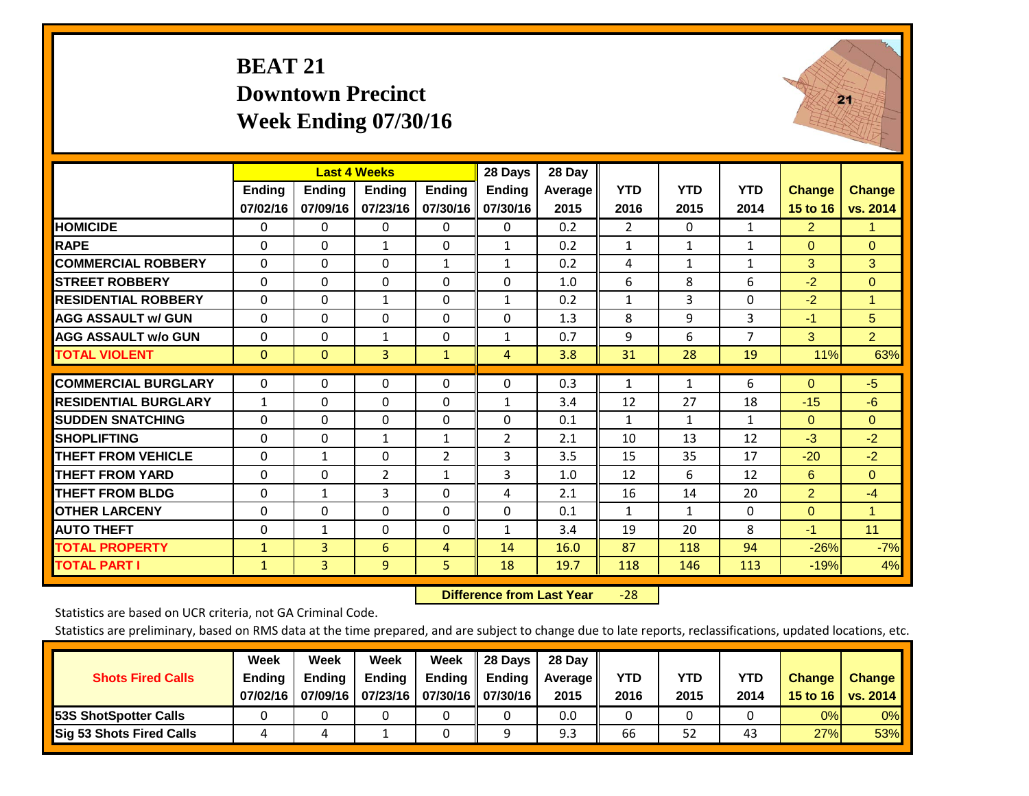# BEAT 21
## Downtown Precinct
## Week Ending 07/30/16

| | Last 4 Weeks | | | | 28 Days | 28 Day | | | | | |
|---|---|---|---|---|---|---|---|---|---|---|---|
| | Ending 07/02/16 | Ending 07/09/16 | Ending 07/23/16 | Ending 07/30/16 | Ending 07/30/16 | Average 2015 | YTD 2016 | YTD 2015 | YTD 2014 | Change 15 to 16 | Change vs. 2014 |
| HOMICIDE | 0 | 0 | 0 | 0 | 0 | 0.2 | 2 | 0 | 1 | 2 | 1 |
| RAPE | 0 | 0 | 1 | 0 | 1 | 0.2 | 1 | 1 | 1 | 0 | 0 |
| COMMERCIAL ROBBERY | 0 | 0 | 0 | 1 | 1 | 0.2 | 4 | 1 | 1 | 3 | 3 |
| STREET ROBBERY | 0 | 0 | 0 | 0 | 0 | 1.0 | 6 | 8 | 6 | -2 | 0 |
| RESIDENTIAL ROBBERY | 0 | 0 | 1 | 0 | 1 | 0.2 | 1 | 3 | 0 | -2 | 1 |
| AGG ASSAULT w/ GUN | 0 | 0 | 0 | 0 | 0 | 1.3 | 8 | 9 | 3 | -1 | 5 |
| AGG ASSAULT w/o GUN | 0 | 0 | 1 | 0 | 1 | 0.7 | 9 | 6 | 7 | 3 | 2 |
| TOTAL VIOLENT | 0 | 0 | 3 | 1 | 4 | 3.8 | 31 | 28 | 19 | 11% | 63% |
| COMMERCIAL BURGLARY | 0 | 0 | 0 | 0 | 0 | 0.3 | 1 | 1 | 6 | 0 | -5 |
| RESIDENTIAL BURGLARY | 1 | 0 | 0 | 0 | 1 | 3.4 | 12 | 27 | 18 | -15 | -6 |
| SUDDEN SNATCHING | 0 | 0 | 0 | 0 | 0 | 0.1 | 1 | 1 | 1 | 0 | 0 |
| SHOPLIFTING | 0 | 0 | 1 | 1 | 2 | 2.1 | 10 | 13 | 12 | -3 | -2 |
| THEFT FROM VEHICLE | 0 | 1 | 0 | 2 | 3 | 3.5 | 15 | 35 | 17 | -20 | -2 |
| THEFT FROM YARD | 0 | 0 | 2 | 1 | 3 | 1.0 | 12 | 6 | 12 | 6 | 0 |
| THEFT FROM BLDG | 0 | 1 | 3 | 0 | 4 | 2.1 | 16 | 14 | 20 | 2 | -4 |
| OTHER LARCENY | 0 | 0 | 0 | 0 | 0 | 0.1 | 1 | 1 | 0 | 0 | 1 |
| AUTO THEFT | 0 | 1 | 0 | 0 | 1 | 3.4 | 19 | 20 | 8 | -1 | 11 |
| TOTAL PROPERTY | 1 | 3 | 6 | 4 | 14 | 16.0 | 87 | 118 | 94 | -26% | -7% |
| TOTAL PART I | 1 | 3 | 9 | 5 | 18 | 19.7 | 118 | 146 | 113 | -19% | 4% |

**Difference from Last Year** -28

Statistics are based on UCR criteria, not GA Criminal Code.

Statistics are preliminary, based on RMS data at the time prepared, and are subject to change due to late reports, reclassifications, updated locations, etc.

| Shots Fired Calls | Week Ending 07/02/16 | Week Ending 07/09/16 | Week Ending 07/23/16 | Week Ending 07/30/16 | 28 Days Ending 07/30/16 | 28 Day Average 2015 | YTD 2016 | YTD 2015 | YTD 2014 | Change 15 to 16 | Change vs. 2014 |
|---|---|---|---|---|---|---|---|---|---|---|---|
| 53S ShotSpotter Calls | 0 | 0 | 0 | 0 | 0 | 0.0 | 0 | 0 | 0 | 0% | 0% |
| Sig 53 Shots Fired Calls | 4 | 4 | 1 | 0 | 9 | 9.3 | 66 | 52 | 43 | 27% | 53% |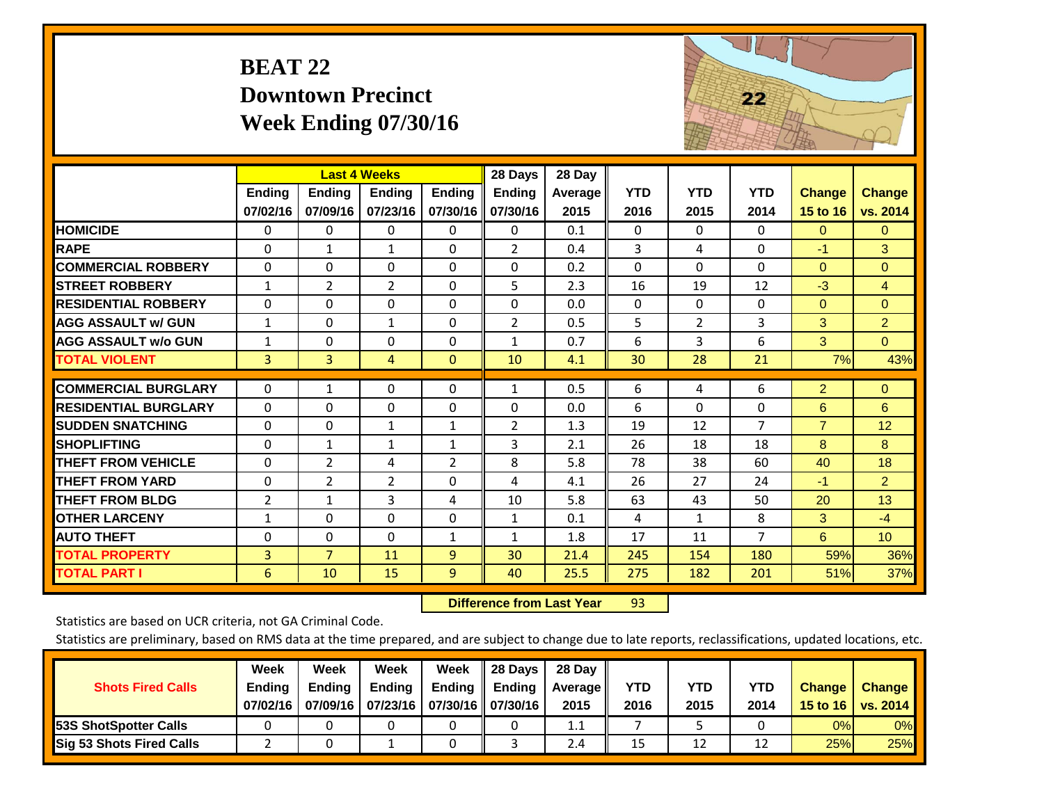# BEAT 22
## Downtown Precinct
## Week Ending 07/30/16

| | Last 4 Weeks | | | | 28 Days | 28 Day | | | | | |
|---|---|---|---|---|---|---|---|---|---|---|---|
| | Ending 07/02/16 | Ending 07/09/16 | Ending 07/23/16 | Ending 07/30/16 | Ending 07/30/16 | Average 2015 | YTD 2016 | YTD 2015 | YTD 2014 | Change 15 to 16 | Change vs. 2014 |
| HOMICIDE | 0 | 0 | 0 | 0 | 0 | 0.1 | 0 | 0 | 0 | 0 | 0 |
| RAPE | 0 | 1 | 1 | 0 | 2 | 0.4 | 3 | 4 | 0 | -1 | 3 |
| COMMERCIAL ROBBERY | 0 | 0 | 0 | 0 | 0 | 0.2 | 0 | 0 | 0 | 0 | 0 |
| STREET ROBBERY | 1 | 2 | 2 | 0 | 5 | 2.3 | 16 | 19 | 12 | -3 | 4 |
| RESIDENTIAL ROBBERY | 0 | 0 | 0 | 0 | 0 | 0.0 | 0 | 0 | 0 | 0 | 0 |
| AGG ASSAULT w/ GUN | 1 | 0 | 1 | 0 | 2 | 0.5 | 5 | 2 | 3 | 3 | 2 |
| AGG ASSAULT w/o GUN | 1 | 0 | 0 | 0 | 1 | 0.7 | 6 | 3 | 6 | 3 | 0 |
| TOTAL VIOLENT | 3 | 3 | 4 | 0 | 10 | 4.1 | 30 | 28 | 21 | 7% | 43% |
| COMMERCIAL BURGLARY | 0 | 1 | 0 | 0 | 1 | 0.5 | 6 | 4 | 6 | 2 | 0 |
| RESIDENTIAL BURGLARY | 0 | 0 | 0 | 0 | 0 | 0.0 | 6 | 0 | 0 | 6 | 6 |
| SUDDEN SNATCHING | 0 | 0 | 1 | 1 | 2 | 1.3 | 19 | 12 | 7 | 7 | 12 |
| SHOPLIFTING | 0 | 1 | 1 | 1 | 3 | 2.1 | 26 | 18 | 18 | 8 | 8 |
| THEFT FROM VEHICLE | 0 | 2 | 4 | 2 | 8 | 5.8 | 78 | 38 | 60 | 40 | 18 |
| THEFT FROM YARD | 0 | 2 | 2 | 0 | 4 | 4.1 | 26 | 27 | 24 | -1 | 2 |
| THEFT FROM BLDG | 2 | 1 | 3 | 4 | 10 | 5.8 | 63 | 43 | 50 | 20 | 13 |
| OTHER LARCENY | 1 | 0 | 0 | 0 | 1 | 0.1 | 4 | 1 | 8 | 3 | -4 |
| AUTO THEFT | 0 | 0 | 0 | 1 | 1 | 1.8 | 17 | 11 | 7 | 6 | 10 |
| TOTAL PROPERTY | 3 | 7 | 11 | 9 | 30 | 21.4 | 245 | 154 | 180 | 59% | 36% |
| TOTAL PART I | 6 | 10 | 15 | 9 | 40 | 25.5 | 275 | 182 | 201 | 51% | 37% |

**Difference from Last Year** 93

Statistics are based on UCR criteria, not GA Criminal Code.

Statistics are preliminary, based on RMS data at the time prepared, and are subject to change due to late reports, reclassifications, updated locations, etc.

| Shots Fired Calls | Week Ending 07/02/16 | Week Ending 07/09/16 | Week Ending 07/23/16 | Week Ending 07/30/16 | 28 Days Ending 07/30/16 | 28 Day Average 2015 | YTD 2016 | YTD 2015 | YTD 2014 | Change 15 to 16 | Change vs. 2014 |
|---|---|---|---|---|---|---|---|---|---|---|---|
| 53S ShotSpotter Calls | 0 | 0 | 0 | 0 | 0 | 1.1 | 7 | 5 | 0 | 0% | 0% |
| Sig 53 Shots Fired Calls | 2 | 0 | 1 | 0 | 3 | 2.4 | 15 | 12 | 12 | 25% | 25% |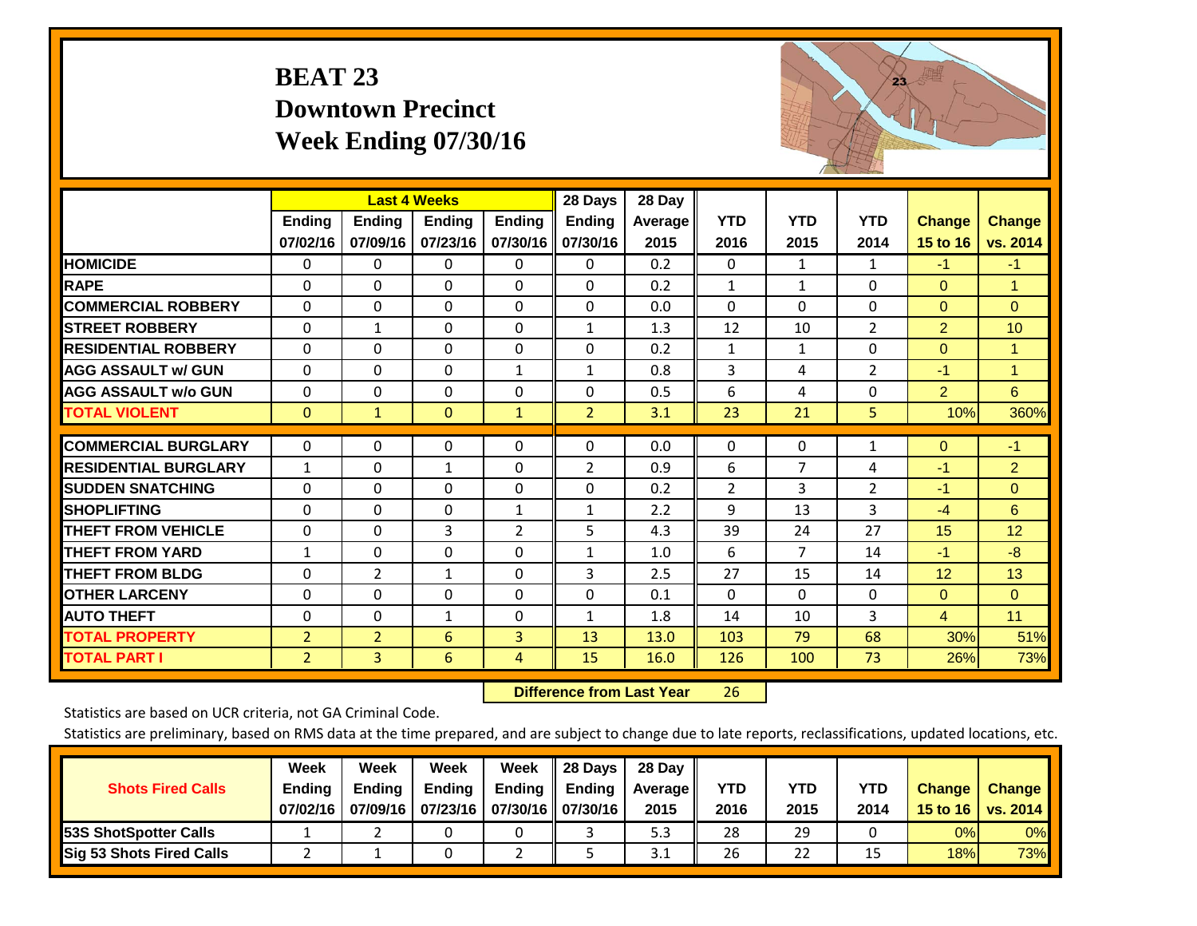# BEAT 23
## Downtown Precinct
## Week Ending 07/30/16

| | Last 4 Weeks | | | | 28 Days | 28 Day | | | | | |
|---|---|---|---|---|---|---|---|---|---|---|---|
| | Ending 07/02/16 | Ending 07/09/16 | Ending 07/23/16 | Ending 07/30/16 | Ending 07/30/16 | Average 2015 | YTD 2016 | YTD 2015 | YTD 2014 | Change 15 to 16 | Change vs. 2014 |
| HOMICIDE | 0 | 0 | 0 | 0 | 0 | 0.2 | 0 | 1 | 1 | -1 | -1 |
| RAPE | 0 | 0 | 0 | 0 | 0 | 0.2 | 1 | 1 | 0 | 0 | 1 |
| COMMERCIAL ROBBERY | 0 | 0 | 0 | 0 | 0 | 0.0 | 0 | 0 | 0 | 0 | 0 |
| STREET ROBBERY | 0 | 1 | 0 | 0 | 1 | 1.3 | 12 | 10 | 2 | 2 | 10 |
| RESIDENTIAL ROBBERY | 0 | 0 | 0 | 0 | 0 | 0.2 | 1 | 1 | 0 | 0 | 1 |
| AGG ASSAULT w/ GUN | 0 | 0 | 0 | 1 | 1 | 0.8 | 3 | 4 | 2 | -1 | 1 |
| AGG ASSAULT w/o GUN | 0 | 0 | 0 | 0 | 0 | 0.5 | 6 | 4 | 0 | 2 | 6 |
| TOTAL VIOLENT | 0 | 1 | 0 | 1 | 2 | 3.1 | 23 | 21 | 5 | 10% | 360% |
| COMMERCIAL BURGLARY | 0 | 0 | 0 | 0 | 0 | 0.0 | 0 | 0 | 1 | 0 | -1 |
| RESIDENTIAL BURGLARY | 1 | 0 | 1 | 0 | 2 | 0.9 | 6 | 7 | 4 | -1 | 2 |
| SUDDEN SNATCHING | 0 | 0 | 0 | 0 | 0 | 0.2 | 2 | 3 | 2 | -1 | 0 |
| SHOPLIFTING | 0 | 0 | 0 | 1 | 1 | 2.2 | 9 | 13 | 3 | -4 | 6 |
| THEFT FROM VEHICLE | 0 | 0 | 3 | 2 | 5 | 4.3 | 39 | 24 | 27 | 15 | 12 |
| THEFT FROM YARD | 1 | 0 | 0 | 0 | 1 | 1.0 | 6 | 7 | 14 | -1 | -8 |
| THEFT FROM BLDG | 0 | 2 | 1 | 0 | 3 | 2.5 | 27 | 15 | 14 | 12 | 13 |
| OTHER LARCENY | 0 | 0 | 0 | 0 | 0 | 0.1 | 0 | 0 | 0 | 0 | 0 |
| AUTO THEFT | 0 | 0 | 1 | 0 | 1 | 1.8 | 14 | 10 | 3 | 4 | 11 |
| TOTAL PROPERTY | 2 | 2 | 6 | 3 | 13 | 13.0 | 103 | 79 | 68 | 30% | 51% |
| TOTAL PART I | 2 | 3 | 6 | 4 | 15 | 16.0 | 126 | 100 | 73 | 26% | 73% |

**Difference from Last Year** 26

Statistics are based on UCR criteria, not GA Criminal Code.

Statistics are preliminary, based on RMS data at the time prepared, and are subject to change due to late reports, reclassifications, updated locations, etc.

| Shots Fired Calls | Week Ending 07/02/16 | Week Ending 07/09/16 | Week Ending 07/23/16 | Week Ending 07/30/16 | 28 Days Ending 07/30/16 | 28 Day Average 2015 | YTD 2016 | YTD 2015 | YTD 2014 | Change 15 to 16 | Change vs. 2014 |
|---|---|---|---|---|---|---|---|---|---|---|---|
| 53S ShotSpotter Calls | 1 | 2 | 0 | 0 | 3 | 5.3 | 28 | 29 | 0 | 0% | 0% |
| Sig 53 Shots Fired Calls | 2 | 1 | 0 | 2 | 5 | 3.1 | 26 | 22 | 15 | 18% | 73% |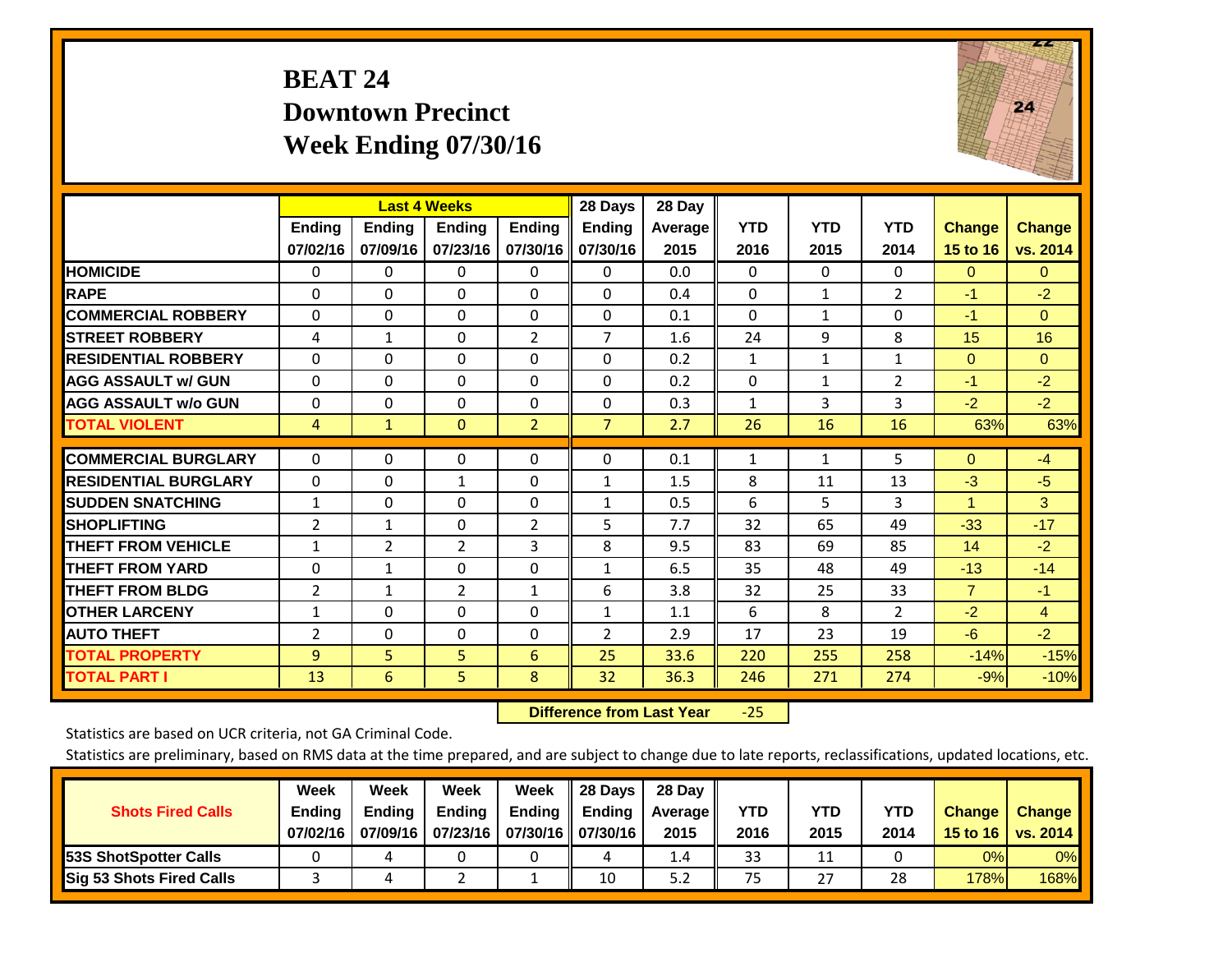# BEAT 24
## Downtown Precinct
## Week Ending 07/30/16

| | Last 4 Weeks | | | | 28 Days | 28 Day | | | | | |
|---|---|---|---|---|---|---|---|---|---|---|---|
| | Ending 07/02/16 | Ending 07/09/16 | Ending 07/23/16 | Ending 07/30/16 | Ending 07/30/16 | Average 2015 | YTD 2016 | YTD 2015 | YTD 2014 | Change 15 to 16 | Change vs. 2014 |
| HOMICIDE | 0 | 0 | 0 | 0 | 0 | 0.0 | 0 | 0 | 0 | 0 | 0 |
| RAPE | 0 | 0 | 0 | 0 | 0 | 0.4 | 0 | 1 | 2 | -1 | -2 |
| COMMERCIAL ROBBERY | 0 | 0 | 0 | 0 | 0 | 0.1 | 0 | 1 | 0 | -1 | 0 |
| STREET ROBBERY | 4 | 1 | 0 | 2 | 7 | 1.6 | 24 | 9 | 8 | 15 | 16 |
| RESIDENTIAL ROBBERY | 0 | 0 | 0 | 0 | 0 | 0.2 | 1 | 1 | 1 | 0 | 0 |
| AGG ASSAULT w/ GUN | 0 | 0 | 0 | 0 | 0 | 0.2 | 0 | 1 | 2 | -1 | -2 |
| AGG ASSAULT w/o GUN | 0 | 0 | 0 | 0 | 0 | 0.3 | 1 | 3 | 3 | -2 | -2 |
| TOTAL VIOLENT | 4 | 1 | 0 | 2 | 7 | 2.7 | 26 | 16 | 16 | 63% | 63% |
| COMMERCIAL BURGLARY | 0 | 0 | 0 | 0 | 0 | 0.1 | 1 | 1 | 5 | 0 | -4 |
| RESIDENTIAL BURGLARY | 0 | 0 | 1 | 0 | 1 | 1.5 | 8 | 11 | 13 | -3 | -5 |
| SUDDEN SNATCHING | 1 | 0 | 0 | 0 | 1 | 0.5 | 6 | 5 | 3 | 1 | 3 |
| SHOPLIFTING | 2 | 1 | 0 | 2 | 5 | 7.7 | 32 | 65 | 49 | -33 | -17 |
| THEFT FROM VEHICLE | 1 | 2 | 2 | 3 | 8 | 9.5 | 83 | 69 | 85 | 14 | -2 |
| THEFT FROM YARD | 0 | 1 | 0 | 0 | 1 | 6.5 | 35 | 48 | 49 | -13 | -14 |
| THEFT FROM BLDG | 2 | 1 | 2 | 1 | 6 | 3.8 | 32 | 25 | 33 | 7 | -1 |
| OTHER LARCENY | 1 | 0 | 0 | 0 | 1 | 1.1 | 6 | 8 | 2 | -2 | 4 |
| AUTO THEFT | 2 | 0 | 0 | 0 | 2 | 2.9 | 17 | 23 | 19 | -6 | -2 |
| TOTAL PROPERTY | 9 | 5 | 5 | 6 | 25 | 33.6 | 220 | 255 | 258 | -14% | -15% |
| TOTAL PART I | 13 | 6 | 5 | 8 | 32 | 36.3 | 246 | 271 | 274 | -9% | -10% |

**Difference from Last Year** -25

Statistics are based on UCR criteria, not GA Criminal Code.

Statistics are preliminary, based on RMS data at the time prepared, and are subject to change due to late reports, reclassifications, updated locations, etc.

| Shots Fired Calls | Week Ending 07/02/16 | Week Ending 07/09/16 | Week Ending 07/23/16 | Week Ending 07/30/16 | 28 Days Ending 07/30/16 | 28 Day Average 2015 | YTD 2016 | YTD 2015 | YTD 2014 | Change 15 to 16 | Change vs. 2014 |
|---|---|---|---|---|---|---|---|---|---|---|---|
| 53S ShotSpotter Calls | 0 | 4 | 0 | 0 | 4 | 1.4 | 33 | 11 | 0 | 0% | 0% |
| Sig 53 Shots Fired Calls | 3 | 4 | 2 | 1 | 10 | 5.2 | 75 | 27 | 28 | 178% | 168% |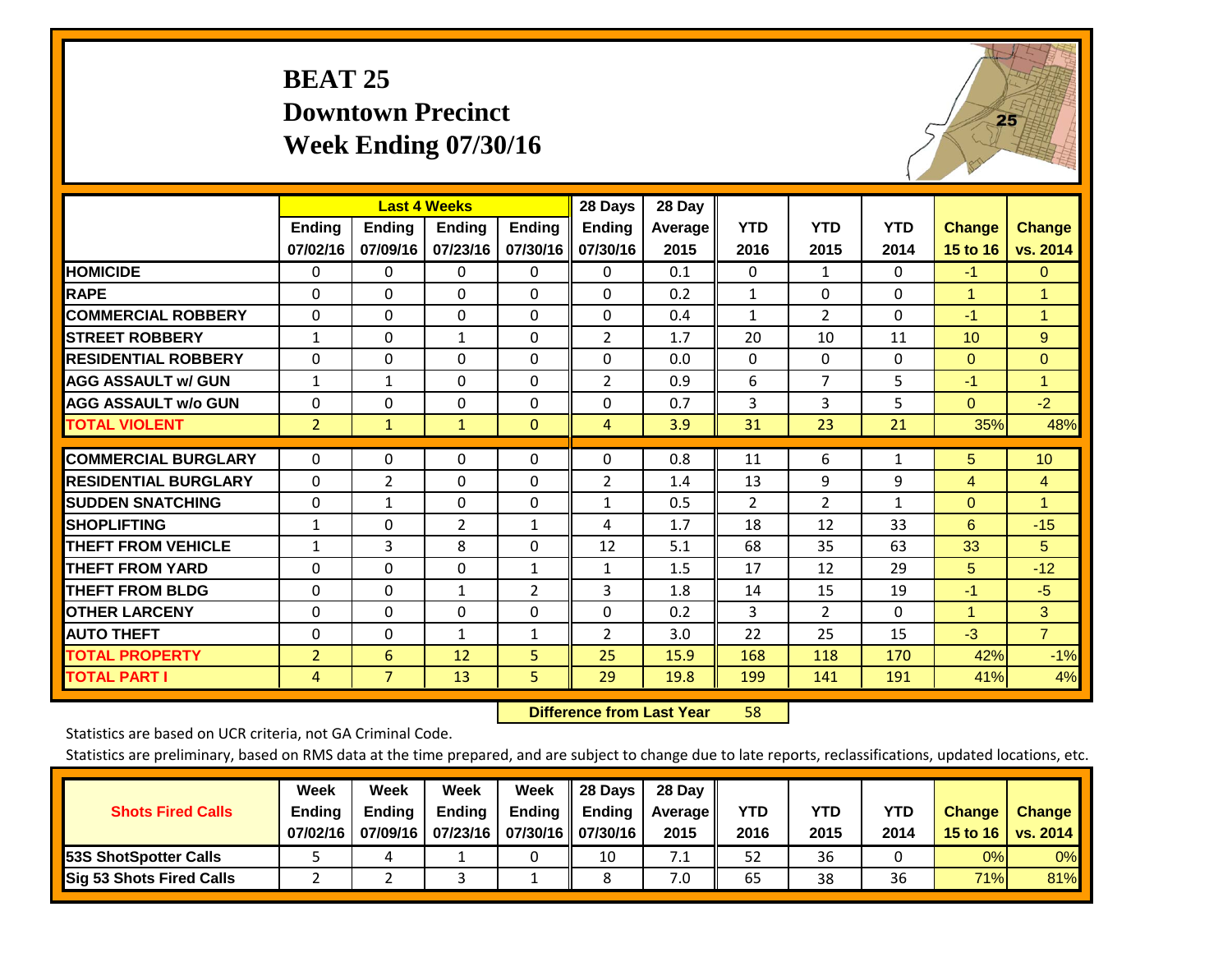# BEAT 25
## Downtown Precinct
## Week Ending 07/30/16

| | Last 4 Weeks | | | | 28 Days | 28 Day | | | | | |
|---|---|---|---|---|---|---|---|---|---|---|---|
| | Ending 07/02/16 | Ending 07/09/16 | Ending 07/23/16 | Ending 07/30/16 | Ending 07/30/16 | Average 2015 | YTD 2016 | YTD 2015 | YTD 2014 | Change 15 to 16 | Change vs. 2014 |
| HOMICIDE | 0 | 0 | 0 | 0 | 0 | 0.1 | 0 | 1 | 0 | -1 | 0 |
| RAPE | 0 | 0 | 0 | 0 | 0 | 0.2 | 1 | 0 | 0 | 1 | 1 |
| COMMERCIAL ROBBERY | 0 | 0 | 0 | 0 | 0 | 0.4 | 1 | 2 | 0 | -1 | 1 |
| STREET ROBBERY | 1 | 0 | 1 | 0 | 2 | 1.7 | 20 | 10 | 11 | 10 | 9 |
| RESIDENTIAL ROBBERY | 0 | 0 | 0 | 0 | 0 | 0.0 | 0 | 0 | 0 | 0 | 0 |
| AGG ASSAULT w/ GUN | 1 | 1 | 0 | 0 | 2 | 0.9 | 6 | 7 | 5 | -1 | 1 |
| AGG ASSAULT w/o GUN | 0 | 0 | 0 | 0 | 0 | 0.7 | 3 | 3 | 5 | 0 | -2 |
| TOTAL VIOLENT | 2 | 1 | 1 | 0 | 4 | 3.9 | 31 | 23 | 21 | 35% | 48% |
| COMMERCIAL BURGLARY | 0 | 0 | 0 | 0 | 0 | 0.8 | 11 | 6 | 1 | 5 | 10 |
| RESIDENTIAL BURGLARY | 0 | 2 | 0 | 0 | 2 | 1.4 | 13 | 9 | 9 | 4 | 4 |
| SUDDEN SNATCHING | 0 | 1 | 0 | 0 | 1 | 0.5 | 2 | 2 | 1 | 0 | 1 |
| SHOPLIFTING | 1 | 0 | 2 | 1 | 4 | 1.7 | 18 | 12 | 33 | 6 | -15 |
| THEFT FROM VEHICLE | 1 | 3 | 8 | 0 | 12 | 5.1 | 68 | 35 | 63 | 33 | 5 |
| THEFT FROM YARD | 0 | 0 | 0 | 1 | 1 | 1.5 | 17 | 12 | 29 | 5 | -12 |
| THEFT FROM BLDG | 0 | 0 | 1 | 2 | 3 | 1.8 | 14 | 15 | 19 | -1 | -5 |
| OTHER LARCENY | 0 | 0 | 0 | 0 | 0 | 0.2 | 3 | 2 | 0 | 1 | 3 |
| AUTO THEFT | 0 | 0 | 1 | 1 | 2 | 3.0 | 22 | 25 | 15 | -3 | 7 |
| TOTAL PROPERTY | 2 | 6 | 12 | 5 | 25 | 15.9 | 168 | 118 | 170 | 42% | -1% |
| TOTAL PART I | 4 | 7 | 13 | 5 | 29 | 19.8 | 199 | 141 | 191 | 41% | 4% |

**Difference from Last Year** 58

Statistics are based on UCR criteria, not GA Criminal Code.

Statistics are preliminary, based on RMS data at the time prepared, and are subject to change due to late reports, reclassifications, updated locations, etc.

| Shots Fired Calls | Week Ending 07/02/16 | Week Ending 07/09/16 | Week Ending 07/23/16 | Week Ending 07/30/16 | 28 Days Ending 07/30/16 | 28 Day Average 2015 | YTD 2016 | YTD 2015 | YTD 2014 | Change 15 to 16 | Change vs. 2014 |
|---|---|---|---|---|---|---|---|---|---|---|---|
| 53S ShotSpotter Calls | 5 | 4 | 1 | 0 | 10 | 7.1 | 52 | 36 | 0 | 0% | 0% |
| Sig 53 Shots Fired Calls | 2 | 2 | 3 | 1 | 8 | 7.0 | 65 | 38 | 36 | 71% | 81% |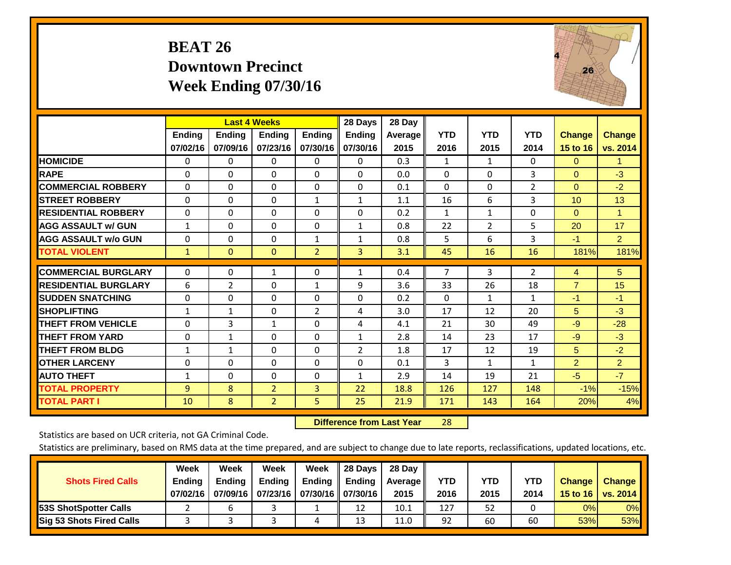# BEAT 26
## Downtown Precinct
## Week Ending 07/30/16

| | Last 4 Weeks | | | | 28 Days | 28 Day | | | | | |
|---|---|---|---|---|---|---|---|---|---|---|---|
| | Ending 07/02/16 | Ending 07/09/16 | Ending 07/23/16 | Ending 07/30/16 | Ending 07/30/16 | Average 2015 | YTD 2016 | YTD 2015 | YTD 2014 | Change 15 to 16 | Change vs. 2014 |
| **HOMICIDE** | 0 | 0 | 0 | 0 | 0 | 0.3 | 1 | 1 | 0 | 0 | 1 |
| **RAPE** | 0 | 0 | 0 | 0 | 0 | 0.0 | 0 | 0 | 3 | 0 | -3 |
| **COMMERCIAL ROBBERY** | 0 | 0 | 0 | 0 | 0 | 0.1 | 0 | 0 | 2 | 0 | -2 |
| **STREET ROBBERY** | 0 | 0 | 0 | 1 | 1 | 1.1 | 16 | 6 | 3 | 10 | 13 |
| **RESIDENTIAL ROBBERY** | 0 | 0 | 0 | 0 | 0 | 0.2 | 1 | 1 | 0 | 0 | 1 |
| **AGG ASSAULT w/ GUN** | 1 | 0 | 0 | 0 | 1 | 0.8 | 22 | 2 | 5 | 20 | 17 |
| **AGG ASSAULT w/o GUN** | 0 | 0 | 0 | 1 | 1 | 0.8 | 5 | 6 | 3 | -1 | 2 |
| **TOTAL VIOLENT** | 1 | 0 | 0 | 2 | 3 | 3.1 | 45 | 16 | 16 | 181% | 181% |
| **COMMERCIAL BURGLARY** | 0 | 0 | 1 | 0 | 1 | 0.4 | 7 | 3 | 2 | 4 | 5 |
| **RESIDENTIAL BURGLARY** | 6 | 2 | 0 | 1 | 9 | 3.6 | 33 | 26 | 18 | 7 | 15 |
| **SUDDEN SNATCHING** | 0 | 0 | 0 | 0 | 0 | 0.2 | 0 | 1 | 1 | -1 | -1 |
| **SHOPLIFTING** | 1 | 1 | 0 | 2 | 4 | 3.0 | 17 | 12 | 20 | 5 | -3 |
| **THEFT FROM VEHICLE** | 0 | 3 | 1 | 0 | 4 | 4.1 | 21 | 30 | 49 | -9 | -28 |
| **THEFT FROM YARD** | 0 | 1 | 0 | 0 | 1 | 2.8 | 14 | 23 | 17 | -9 | -3 |
| **THEFT FROM BLDG** | 1 | 1 | 0 | 0 | 2 | 1.8 | 17 | 12 | 19 | 5 | -2 |
| **OTHER LARCENY** | 0 | 0 | 0 | 0 | 0 | 0.1 | 3 | 1 | 1 | 2 | 2 |
| **AUTO THEFT** | 1 | 0 | 0 | 0 | 1 | 2.9 | 14 | 19 | 21 | -5 | -7 |
| **TOTAL PROPERTY** | 9 | 8 | 2 | 3 | 22 | 18.8 | 126 | 127 | 148 | -1% | -15% |
| **TOTAL PART I** | 10 | 8 | 2 | 5 | 25 | 21.9 | 171 | 143 | 164 | 20% | 4% |

**Difference from Last Year** 28

Statistics are based on UCR criteria, not GA Criminal Code.

Statistics are preliminary, based on RMS data at the time prepared, and are subject to change due to late reports, reclassifications, updated locations, etc.

| Shots Fired Calls | Week Ending 07/02/16 | Week Ending 07/09/16 | Week Ending 07/23/16 | Week Ending 07/30/16 | 28 Days Ending 07/30/16 | 28 Day Average 2015 | YTD 2016 | YTD 2015 | YTD 2014 | Change 15 to 16 | Change vs. 2014 |
|---|---|---|---|---|---|---|---|---|---|---|---|
| **53S ShotSpotter Calls** | 2 | 6 | 3 | 1 | 12 | 10.1 | 127 | 52 | 0 | 0% | 0% |
| **Sig 53 Shots Fired Calls** | 3 | 3 | 3 | 4 | 13 | 11.0 | 92 | 60 | 60 | 53% | 53% |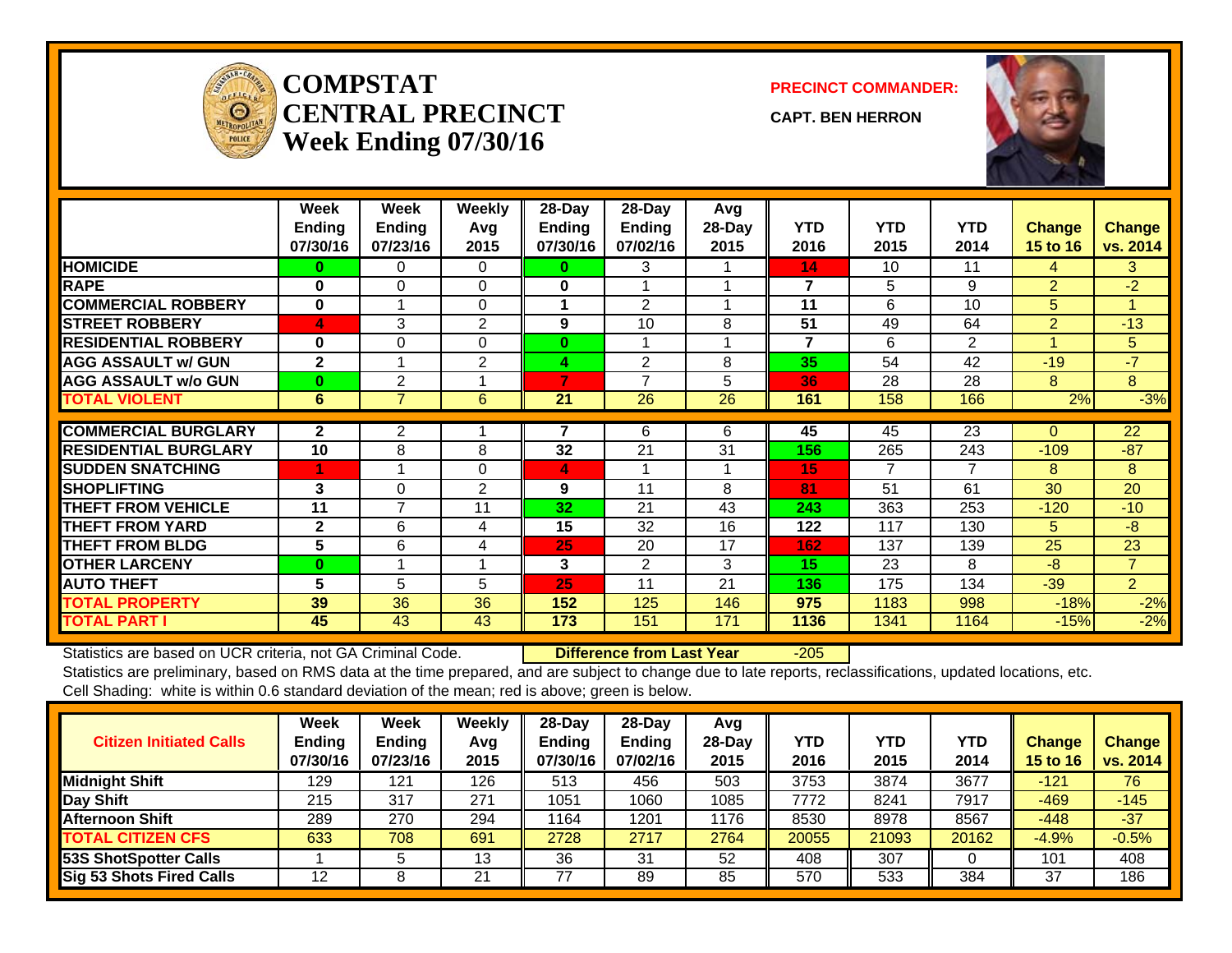# COMPSTAT CENTRAL PRECINCT Week Ending 07/30/16

**PRECINCT COMMANDER:**

**CAPT. BEN HERRON**

| | Week Ending 07/30/16 | Week Ending 07/23/16 | Weekly Avg 2015 | 28-Day Ending 07/30/16 | 28-Day Ending 07/02/16 | Avg 28-Day 2015 | YTD 2016 | YTD 2015 | YTD 2014 | Change 15 to 16 | Change vs. 2014 |
|---|---|---|---|---|---|---|---|---|---|---|---|
| HOMICIDE | 0 | 0 | 0 | 0 | 3 | 1 | 14 | 10 | 11 | 4 | 3 |
| RAPE | 0 | 0 | 0 | 0 | 1 | 1 | 7 | 5 | 9 | 2 | -2 |
| COMMERCIAL ROBBERY | 0 | 1 | 0 | 1 | 2 | 1 | 11 | 6 | 10 | 5 | 1 |
| STREET ROBBERY | 4 | 3 | 2 | 9 | 10 | 8 | 51 | 49 | 64 | 2 | -13 |
| RESIDENTIAL ROBBERY | 0 | 0 | 0 | 0 | 1 | 1 | 7 | 6 | 2 | 1 | 5 |
| AGG ASSAULT w/ GUN | 2 | 1 | 2 | 4 | 2 | 8 | 35 | 54 | 42 | -19 | -7 |
| AGG ASSAULT w/o GUN | 0 | 2 | 1 | 7 | 7 | 5 | 36 | 28 | 28 | 8 | 8 |
| TOTAL VIOLENT | 6 | 7 | 6 | 21 | 26 | 26 | 161 | 158 | 166 | 2% | -3% |
| COMMERCIAL BURGLARY | 2 | 2 | 1 | 7 | 6 | 6 | 45 | 45 | 23 | 0 | 22 |
| RESIDENTIAL BURGLARY | 10 | 8 | 8 | 32 | 21 | 31 | 156 | 265 | 243 | -109 | -87 |
| SUDDEN SNATCHING | 1 | 1 | 0 | 4 | 1 | 1 | 15 | 7 | 7 | 8 | 8 |
| SHOPLIFTING | 3 | 0 | 2 | 9 | 11 | 8 | 81 | 51 | 61 | 30 | 20 |
| THEFT FROM VEHICLE | 11 | 7 | 11 | 32 | 21 | 43 | 243 | 363 | 253 | -120 | -10 |
| THEFT FROM YARD | 2 | 6 | 4 | 15 | 32 | 16 | 122 | 117 | 130 | 5 | -8 |
| THEFT FROM BLDG | 5 | 6 | 4 | 25 | 20 | 17 | 162 | 137 | 139 | 25 | 23 |
| OTHER LARCENY | 0 | 1 | 1 | 3 | 2 | 3 | 15 | 23 | 8 | -8 | 7 |
| AUTO THEFT | 5 | 5 | 5 | 25 | 11 | 21 | 136 | 175 | 134 | -39 | 2 |
| TOTAL PROPERTY | 39 | 36 | 36 | 152 | 125 | 146 | 975 | 1183 | 998 | -18% | -2% |
| TOTAL PART I | 45 | 43 | 43 | 173 | 151 | 171 | 1136 | 1341 | 1164 | -15% | -2% |

Statistics are based on UCR criteria, not GA Criminal Code. **Difference from Last Year** -205

Statistics are preliminary, based on RMS data at the time prepared, and are subject to change due to late reports, reclassifications, updated locations, etc.
Cell Shading: white is within 0.6 standard deviation of the mean; red is above; green is below.

| Citizen Initiated Calls | Week Ending 07/30/16 | Week Ending 07/23/16 | Weekly Avg 2015 | 28-Day Ending 07/30/16 | 28-Day Ending 07/02/16 | Avg 28-Day 2015 | YTD 2016 | YTD 2015 | YTD 2014 | Change 15 to 16 | Change vs. 2014 |
|---|---|---|---|---|---|---|---|---|---|---|---|
| Midnight Shift | 129 | 121 | 126 | 513 | 456 | 503 | 3753 | 3874 | 3677 | -121 | 76 |
| Day Shift | 215 | 317 | 271 | 1051 | 1060 | 1085 | 7772 | 8241 | 7917 | -469 | -145 |
| Afternoon Shift | 289 | 270 | 294 | 1164 | 1201 | 1176 | 8530 | 8978 | 8567 | -448 | -37 |
| TOTAL CITIZEN CFS | 633 | 708 | 691 | 2728 | 2717 | 2764 | 20055 | 21093 | 20162 | -4.9% | -0.5% |
| 53S ShotSpotter Calls | 1 | 5 | 13 | 36 | 31 | 52 | 408 | 307 | 0 | 101 | 408 |
| Sig 53 Shots Fired Calls | 12 | 8 | 21 | 77 | 89 | 85 | 570 | 533 | 384 | 37 | 186 |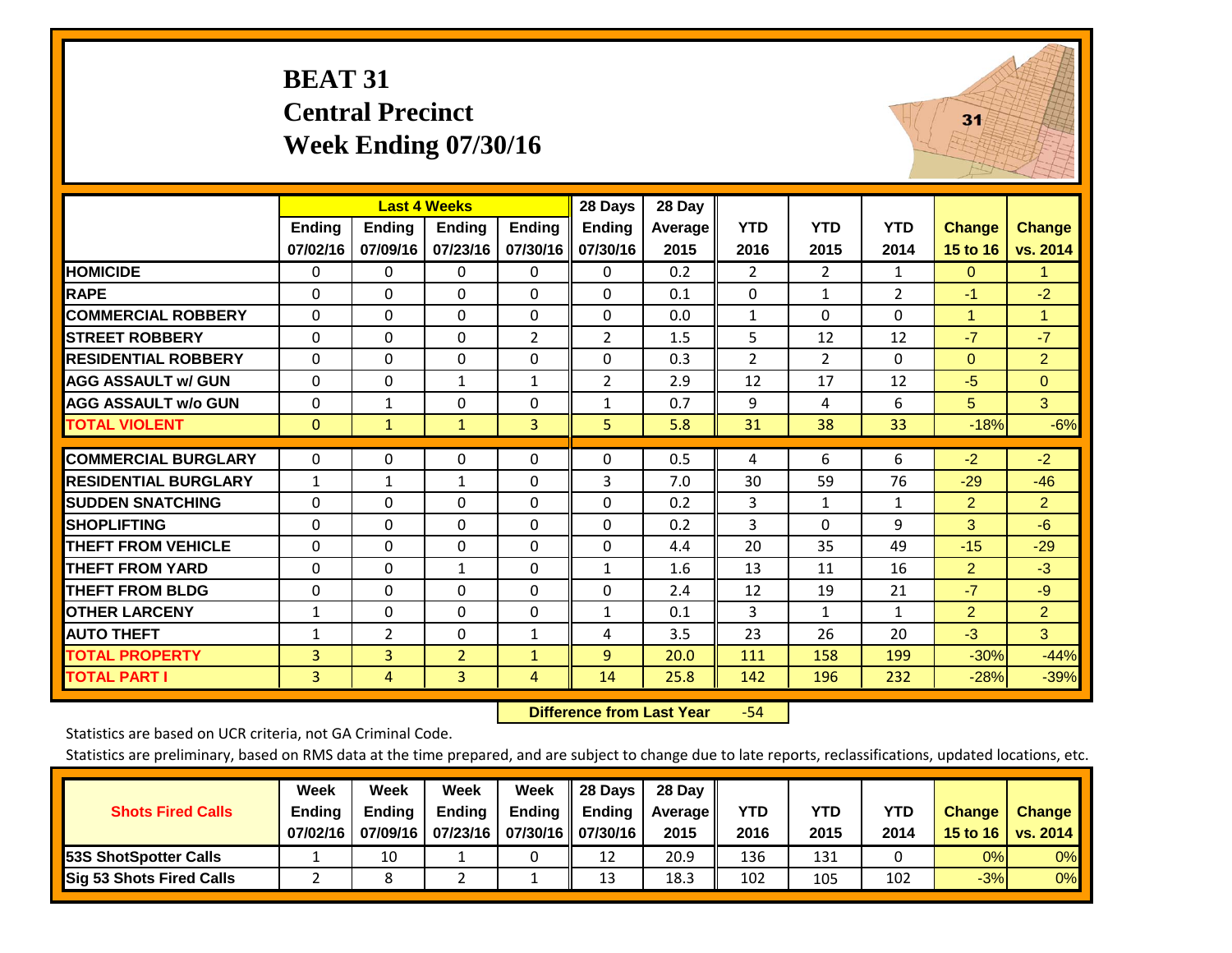# BEAT 31
## Central Precinct
## Week Ending 07/30/16

| | Last 4 Weeks | | | | 28 Days | 28 Day | | | | | |
|---|---|---|---|---|---|---|---|---|---|---|---|
| | Ending 07/02/16 | Ending 07/09/16 | Ending 07/23/16 | Ending 07/30/16 | Ending 07/30/16 | Average 2015 | YTD 2016 | YTD 2015 | YTD 2014 | Change 15 to 16 | Change vs. 2014 |
| HOMICIDE | 0 | 0 | 0 | 0 | 0 | 0.2 | 2 | 2 | 1 | 0 | 1 |
| RAPE | 0 | 0 | 0 | 0 | 0 | 0.1 | 0 | 1 | 2 | -1 | -2 |
| COMMERCIAL ROBBERY | 0 | 0 | 0 | 0 | 0 | 0.0 | 1 | 0 | 0 | 1 | 1 |
| STREET ROBBERY | 0 | 0 | 0 | 2 | 2 | 1.5 | 5 | 12 | 12 | -7 | -7 |
| RESIDENTIAL ROBBERY | 0 | 0 | 0 | 0 | 0 | 0.3 | 2 | 2 | 0 | 0 | 2 |
| AGG ASSAULT w/ GUN | 0 | 0 | 1 | 1 | 2 | 2.9 | 12 | 17 | 12 | -5 | 0 |
| AGG ASSAULT w/o GUN | 0 | 1 | 0 | 0 | 1 | 0.7 | 9 | 4 | 6 | 5 | 3 |
| TOTAL VIOLENT | 0 | 1 | 1 | 3 | 5 | 5.8 | 31 | 38 | 33 | -18% | -6% |
| COMMERCIAL BURGLARY | 0 | 0 | 0 | 0 | 0 | 0.5 | 4 | 6 | 6 | -2 | -2 |
| RESIDENTIAL BURGLARY | 1 | 1 | 1 | 0 | 3 | 7.0 | 30 | 59 | 76 | -29 | -46 |
| SUDDEN SNATCHING | 0 | 0 | 0 | 0 | 0 | 0.2 | 3 | 1 | 1 | 2 | 2 |
| SHOPLIFTING | 0 | 0 | 0 | 0 | 0 | 0.2 | 3 | 0 | 9 | 3 | -6 |
| THEFT FROM VEHICLE | 0 | 0 | 0 | 0 | 0 | 4.4 | 20 | 35 | 49 | -15 | -29 |
| THEFT FROM YARD | 0 | 0 | 1 | 0 | 1 | 1.6 | 13 | 11 | 16 | 2 | -3 |
| THEFT FROM BLDG | 0 | 0 | 0 | 0 | 0 | 2.4 | 12 | 19 | 21 | -7 | -9 |
| OTHER LARCENY | 1 | 0 | 0 | 0 | 1 | 0.1 | 3 | 1 | 1 | 2 | 2 |
| AUTO THEFT | 1 | 2 | 0 | 1 | 4 | 3.5 | 23 | 26 | 20 | -3 | 3 |
| TOTAL PROPERTY | 3 | 3 | 2 | 1 | 9 | 20.0 | 111 | 158 | 199 | -30% | -44% |
| TOTAL PART I | 3 | 4 | 3 | 4 | 14 | 25.8 | 142 | 196 | 232 | -28% | -39% |

**Difference from Last Year** -54

Statistics are based on UCR criteria, not GA Criminal Code.

Statistics are preliminary, based on RMS data at the time prepared, and are subject to change due to late reports, reclassifications, updated locations, etc.

| Shots Fired Calls | Week Ending 07/02/16 | Week Ending 07/09/16 | Week Ending 07/23/16 | Week Ending 07/30/16 | 28 Days Ending 07/30/16 | 28 Day Average 2015 | YTD 2016 | YTD 2015 | YTD 2014 | Change 15 to 16 | Change vs. 2014 |
|---|---|---|---|---|---|---|---|---|---|---|---|
| 53S ShotSpotter Calls | 1 | 10 | 1 | 0 | 12 | 20.9 | 136 | 131 | 0 | 0% | 0% |
| Sig 53 Shots Fired Calls | 2 | 8 | 2 | 1 | 13 | 18.3 | 102 | 105 | 102 | -3% | 0% |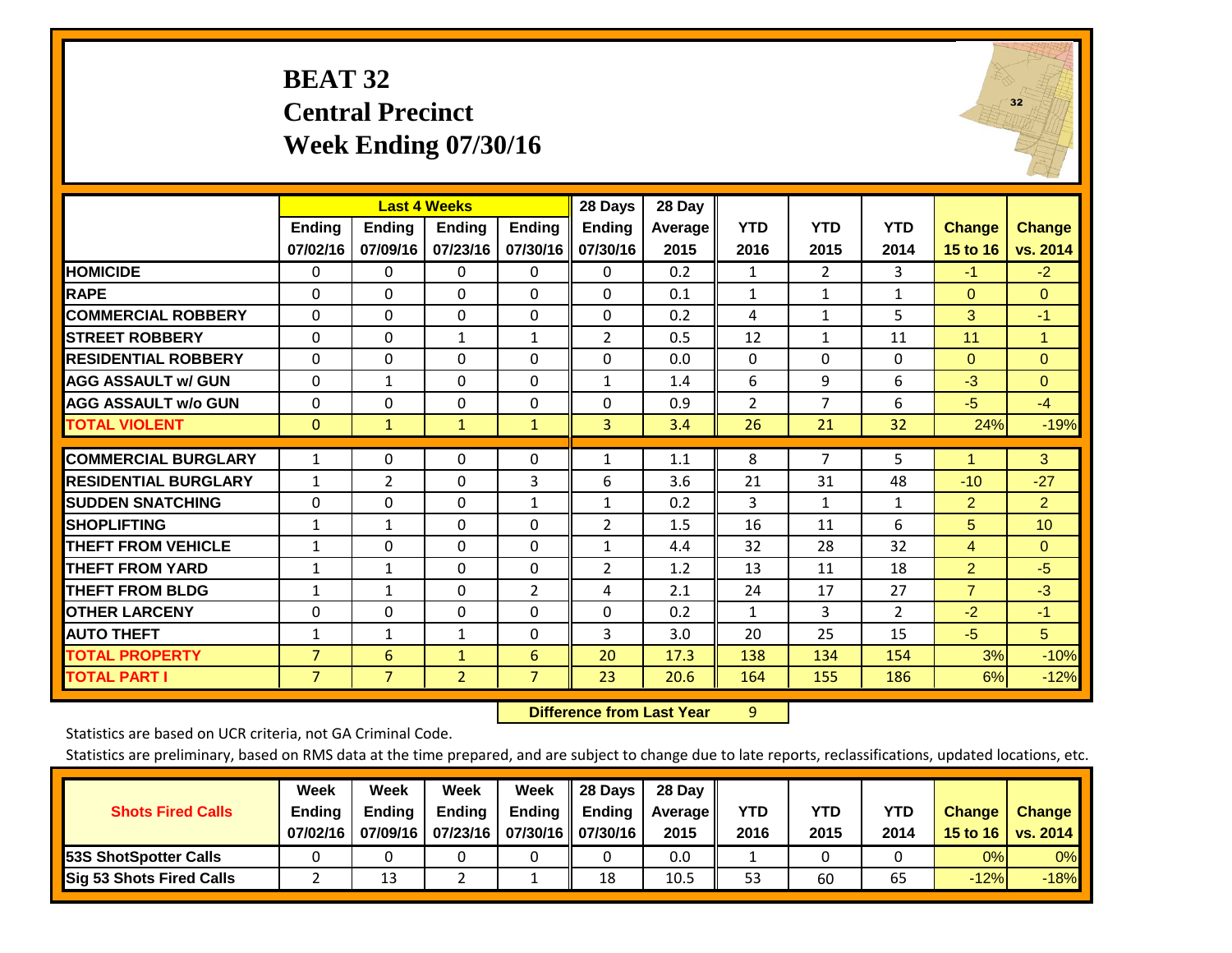# BEAT 32
## Central Precinct
## Week Ending 07/30/16

| | Last 4 Weeks | | | | 28 Days | 28 Day | | | | | |
|---|---|---|---|---|---|---|---|---|---|---|---|
| | Ending 07/02/16 | Ending 07/09/16 | Ending 07/23/16 | Ending 07/30/16 | Ending 07/30/16 | Average 2015 | YTD 2016 | YTD 2015 | YTD 2014 | Change 15 to 16 | Change vs. 2014 |
| HOMICIDE | 0 | 0 | 0 | 0 | 0 | 0.2 | 1 | 2 | 3 | -1 | -2 |
| RAPE | 0 | 0 | 0 | 0 | 0 | 0.1 | 1 | 1 | 1 | 0 | 0 |
| COMMERCIAL ROBBERY | 0 | 0 | 0 | 0 | 0 | 0.2 | 4 | 1 | 5 | 3 | -1 |
| STREET ROBBERY | 0 | 0 | 1 | 1 | 2 | 0.5 | 12 | 1 | 11 | 11 | 1 |
| RESIDENTIAL ROBBERY | 0 | 0 | 0 | 0 | 0 | 0.0 | 0 | 0 | 0 | 0 | 0 |
| AGG ASSAULT w/ GUN | 0 | 1 | 0 | 0 | 1 | 1.4 | 6 | 9 | 6 | -3 | 0 |
| AGG ASSAULT w/o GUN | 0 | 0 | 0 | 0 | 0 | 0.9 | 2 | 7 | 6 | -5 | -4 |
| TOTAL VIOLENT | 0 | 1 | 1 | 1 | 3 | 3.4 | 26 | 21 | 32 | 24% | -19% |
| COMMERCIAL BURGLARY | 1 | 0 | 0 | 0 | 1 | 1.1 | 8 | 7 | 5 | 1 | 3 |
| RESIDENTIAL BURGLARY | 1 | 2 | 0 | 3 | 6 | 3.6 | 21 | 31 | 48 | -10 | -27 |
| SUDDEN SNATCHING | 0 | 0 | 0 | 1 | 1 | 0.2 | 3 | 1 | 1 | 2 | 2 |
| SHOPLIFTING | 1 | 1 | 0 | 0 | 2 | 1.5 | 16 | 11 | 6 | 5 | 10 |
| THEFT FROM VEHICLE | 1 | 0 | 0 | 0 | 1 | 4.4 | 32 | 28 | 32 | 4 | 0 |
| THEFT FROM YARD | 1 | 1 | 0 | 0 | 2 | 1.2 | 13 | 11 | 18 | 2 | -5 |
| THEFT FROM BLDG | 1 | 1 | 0 | 2 | 4 | 2.1 | 24 | 17 | 27 | 7 | -3 |
| OTHER LARCENY | 0 | 0 | 0 | 0 | 0 | 0.2 | 1 | 3 | 2 | -2 | -1 |
| AUTO THEFT | 1 | 1 | 1 | 0 | 3 | 3.0 | 20 | 25 | 15 | -5 | 5 |
| TOTAL PROPERTY | 7 | 6 | 1 | 6 | 20 | 17.3 | 138 | 134 | 154 | 3% | -10% |
| TOTAL PART I | 7 | 7 | 2 | 7 | 23 | 20.6 | 164 | 155 | 186 | 6% | -12% |

**Difference from Last Year** 9

Statistics are based on UCR criteria, not GA Criminal Code.

Statistics are preliminary, based on RMS data at the time prepared, and are subject to change due to late reports, reclassifications, updated locations, etc.

| Shots Fired Calls | Week Ending 07/02/16 | Week Ending 07/09/16 | Week Ending 07/23/16 | Week Ending 07/30/16 | 28 Days Ending 07/30/16 | 28 Day Average 2015 | YTD 2016 | YTD 2015 | YTD 2014 | Change 15 to 16 | Change vs. 2014 |
|---|---|---|---|---|---|---|---|---|---|---|---|
| 53S ShotSpotter Calls | 0 | 0 | 0 | 0 | 0 | 0.0 | 1 | 0 | 0 | 0% | 0% |
| Sig 53 Shots Fired Calls | 2 | 13 | 2 | 1 | 18 | 10.5 | 53 | 60 | 65 | -12% | -18% |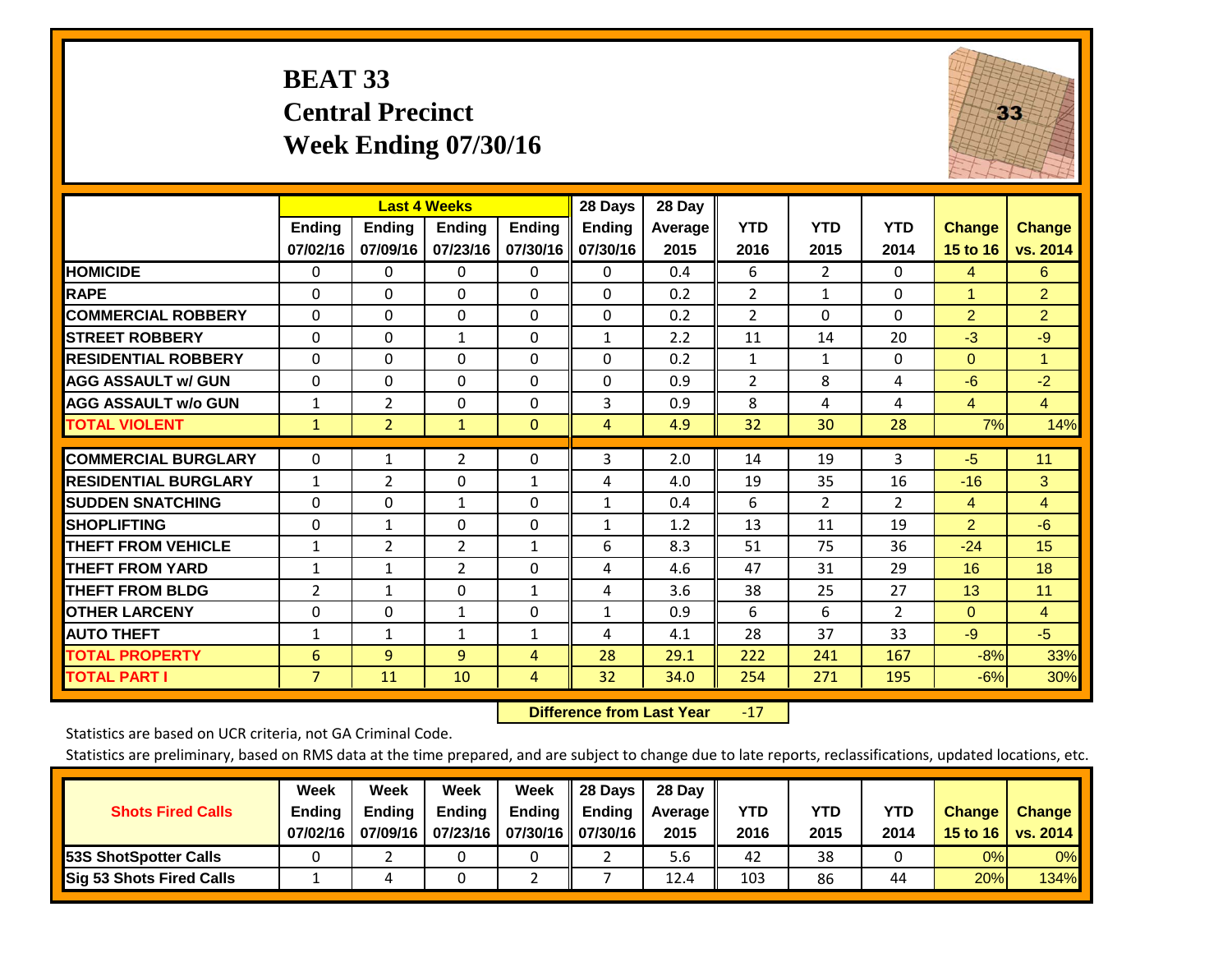# BEAT 33
## Central Precinct
## Week Ending 07/30/16

| | Last 4 Weeks | | | | 28 Days | 28 Day | | | | | |
|---|---|---|---|---|---|---|---|---|---|---|---|
| | Ending 07/02/16 | Ending 07/09/16 | Ending 07/23/16 | Ending 07/30/16 | Ending 07/30/16 | Average 2015 | YTD 2016 | YTD 2015 | YTD 2014 | Change 15 to 16 | Change vs. 2014 |
| **HOMICIDE** | 0 | 0 | 0 | 0 | 0 | 0.4 | 6 | 2 | 0 | 4 | 6 |
| **RAPE** | 0 | 0 | 0 | 0 | 0 | 0.2 | 2 | 1 | 0 | 1 | 2 |
| **COMMERCIAL ROBBERY** | 0 | 0 | 0 | 0 | 0 | 0.2 | 2 | 0 | 0 | 2 | 2 |
| **STREET ROBBERY** | 0 | 0 | 1 | 0 | 1 | 2.2 | 11 | 14 | 20 | -3 | -9 |
| **RESIDENTIAL ROBBERY** | 0 | 0 | 0 | 0 | 0 | 0.2 | 1 | 1 | 0 | 0 | 1 |
| **AGG ASSAULT w/ GUN** | 0 | 0 | 0 | 0 | 0 | 0.9 | 2 | 8 | 4 | -6 | -2 |
| **AGG ASSAULT w/o GUN** | 1 | 2 | 0 | 0 | 3 | 0.9 | 8 | 4 | 4 | 4 | 4 |
| **TOTAL VIOLENT** | 1 | 2 | 1 | 0 | 4 | 4.9 | 32 | 30 | 28 | 7% | 14% |
| **COMMERCIAL BURGLARY** | 0 | 1 | 2 | 0 | 3 | 2.0 | 14 | 19 | 3 | -5 | 11 |
| **RESIDENTIAL BURGLARY** | 1 | 2 | 0 | 1 | 4 | 4.0 | 19 | 35 | 16 | -16 | 3 |
| **SUDDEN SNATCHING** | 0 | 0 | 1 | 0 | 1 | 0.4 | 6 | 2 | 2 | 4 | 4 |
| **SHOPLIFTING** | 0 | 1 | 0 | 0 | 1 | 1.2 | 13 | 11 | 19 | 2 | -6 |
| **THEFT FROM VEHICLE** | 1 | 2 | 2 | 1 | 6 | 8.3 | 51 | 75 | 36 | -24 | 15 |
| **THEFT FROM YARD** | 1 | 1 | 2 | 0 | 4 | 4.6 | 47 | 31 | 29 | 16 | 18 |
| **THEFT FROM BLDG** | 2 | 1 | 0 | 1 | 4 | 3.6 | 38 | 25 | 27 | 13 | 11 |
| **OTHER LARCENY** | 0 | 0 | 1 | 0 | 1 | 0.9 | 6 | 6 | 2 | 0 | 4 |
| **AUTO THEFT** | 1 | 1 | 1 | 1 | 4 | 4.1 | 28 | 37 | 33 | -9 | -5 |
| **TOTAL PROPERTY** | 6 | 9 | 9 | 4 | 28 | 29.1 | 222 | 241 | 167 | -8% | 33% |
| **TOTAL PART I** | 7 | 11 | 10 | 4 | 32 | 34.0 | 254 | 271 | 195 | -6% | 30% |

**Difference from Last Year** -17

Statistics are based on UCR criteria, not GA Criminal Code.

Statistics are preliminary, based on RMS data at the time prepared, and are subject to change due to late reports, reclassifications, updated locations, etc.

| Shots Fired Calls | Week Ending 07/02/16 | Week Ending 07/09/16 | Week Ending 07/23/16 | Week Ending 07/30/16 | 28 Days Ending 07/30/16 | 28 Day Average 2015 | YTD 2016 | YTD 2015 | YTD 2014 | Change 15 to 16 | Change vs. 2014 |
|---|---|---|---|---|---|---|---|---|---|---|---|
| **53S ShotSpotter Calls** | 0 | 2 | 0 | 0 | 2 | 5.6 | 42 | 38 | 0 | 0% | 0% |
| **Sig 53 Shots Fired Calls** | 1 | 4 | 0 | 2 | 7 | 12.4 | 103 | 86 | 44 | 20% | 134% |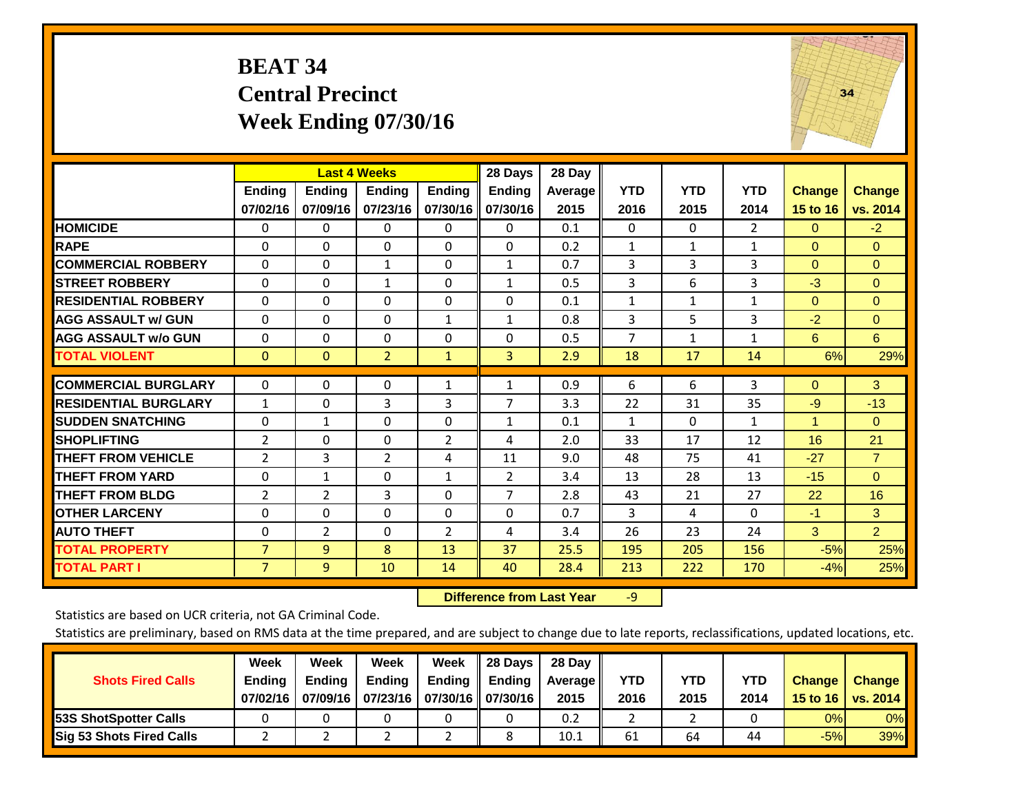# BEAT 34
## Central Precinct
## Week Ending 07/30/16

| | Last 4 Weeks | | | | 28 Days | 28 Day | | | | | |
|---|---|---|---|---|---|---|---|---|---|---|---|
| | Ending 07/02/16 | Ending 07/09/16 | Ending 07/23/16 | Ending 07/30/16 | Ending 07/30/16 | Average 2015 | YTD 2016 | YTD 2015 | YTD 2014 | Change 15 to 16 | Change vs. 2014 |
| HOMICIDE | 0 | 0 | 0 | 0 | 0 | 0.1 | 0 | 0 | 2 | 0 | -2 |
| RAPE | 0 | 0 | 0 | 0 | 0 | 0.2 | 1 | 1 | 1 | 0 | 0 |
| COMMERCIAL ROBBERY | 0 | 0 | 1 | 0 | 1 | 0.7 | 3 | 3 | 3 | 0 | 0 |
| STREET ROBBERY | 0 | 0 | 1 | 0 | 1 | 0.5 | 3 | 6 | 3 | -3 | 0 |
| RESIDENTIAL ROBBERY | 0 | 0 | 0 | 0 | 0 | 0.1 | 1 | 1 | 1 | 0 | 0 |
| AGG ASSAULT w/ GUN | 0 | 0 | 0 | 1 | 1 | 0.8 | 3 | 5 | 3 | -2 | 0 |
| AGG ASSAULT w/o GUN | 0 | 0 | 0 | 0 | 0 | 0.5 | 7 | 1 | 1 | 6 | 6 |
| TOTAL VIOLENT | 0 | 0 | 2 | 1 | 3 | 2.9 | 18 | 17 | 14 | 6% | 29% |
| COMMERCIAL BURGLARY | 0 | 0 | 0 | 1 | 1 | 0.9 | 6 | 6 | 3 | 0 | 3 |
| RESIDENTIAL BURGLARY | 1 | 0 | 3 | 3 | 7 | 3.3 | 22 | 31 | 35 | -9 | -13 |
| SUDDEN SNATCHING | 0 | 1 | 0 | 0 | 1 | 0.1 | 1 | 0 | 1 | 1 | 0 |
| SHOPLIFTING | 2 | 0 | 0 | 2 | 4 | 2.0 | 33 | 17 | 12 | 16 | 21 |
| THEFT FROM VEHICLE | 2 | 3 | 2 | 4 | 11 | 9.0 | 48 | 75 | 41 | -27 | 7 |
| THEFT FROM YARD | 0 | 1 | 0 | 1 | 2 | 3.4 | 13 | 28 | 13 | -15 | 0 |
| THEFT FROM BLDG | 2 | 2 | 3 | 0 | 7 | 2.8 | 43 | 21 | 27 | 22 | 16 |
| OTHER LARCENY | 0 | 0 | 0 | 0 | 0 | 0.7 | 3 | 4 | 0 | -1 | 3 |
| AUTO THEFT | 0 | 2 | 0 | 2 | 4 | 3.4 | 26 | 23 | 24 | 3 | 2 |
| TOTAL PROPERTY | 7 | 9 | 8 | 13 | 37 | 25.5 | 195 | 205 | 156 | -5% | 25% |
| TOTAL PART I | 7 | 9 | 10 | 14 | 40 | 28.4 | 213 | 222 | 170 | -4% | 25% |

**Difference from Last Year** -9

Statistics are based on UCR criteria, not GA Criminal Code.

Statistics are preliminary, based on RMS data at the time prepared, and are subject to change due to late reports, reclassifications, updated locations, etc.

| Shots Fired Calls | Week Ending 07/02/16 | Week Ending 07/09/16 | Week Ending 07/23/16 | Week Ending 07/30/16 | 28 Days Ending 07/30/16 | 28 Day Average 2015 | YTD 2016 | YTD 2015 | YTD 2014 | Change 15 to 16 | Change vs. 2014 |
|---|---|---|---|---|---|---|---|---|---|---|---|
| 53S ShotSpotter Calls | 0 | 0 | 0 | 0 | 0 | 0.2 | 2 | 2 | 0 | 0% | 0% |
| Sig 53 Shots Fired Calls | 2 | 2 | 2 | 2 | 8 | 10.1 | 61 | 64 | 44 | -5% | 39% |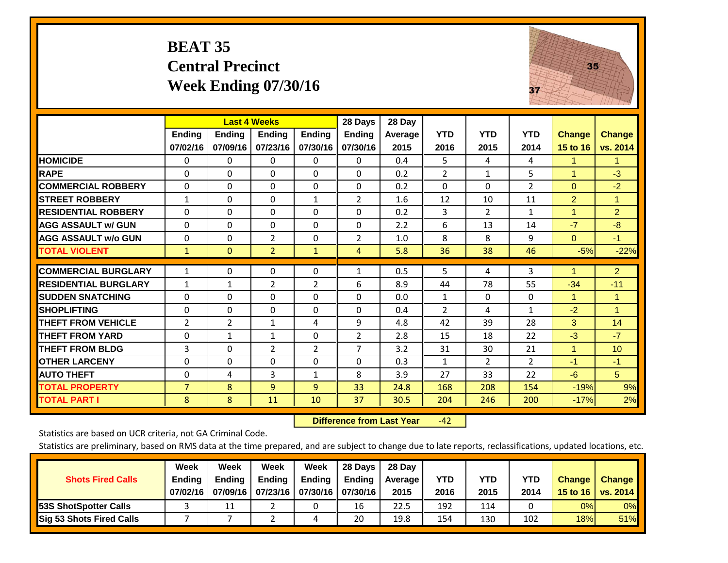# BEAT 35
## Central Precinct
## Week Ending 07/30/16

| | Last 4 Weeks | | | | 28 Days | 28 Day | | | | | |
|---|---|---|---|---|---|---|---|---|---|---|---|
| | Ending 07/02/16 | Ending 07/09/16 | Ending 07/23/16 | Ending 07/30/16 | Ending 07/30/16 | Average 2015 | YTD 2016 | YTD 2015 | YTD 2014 | Change 15 to 16 | Change vs. 2014 |
| HOMICIDE | 0 | 0 | 0 | 0 | 0 | 0.4 | 5 | 4 | 4 | 1 | 1 |
| RAPE | 0 | 0 | 0 | 0 | 0 | 0.2 | 2 | 1 | 5 | 1 | -3 |
| COMMERCIAL ROBBERY | 0 | 0 | 0 | 0 | 0 | 0.2 | 0 | 0 | 2 | 0 | -2 |
| STREET ROBBERY | 1 | 0 | 0 | 1 | 2 | 1.6 | 12 | 10 | 11 | 2 | 1 |
| RESIDENTIAL ROBBERY | 0 | 0 | 0 | 0 | 0 | 0.2 | 3 | 2 | 1 | 1 | 2 |
| AGG ASSAULT w/ GUN | 0 | 0 | 0 | 0 | 0 | 2.2 | 6 | 13 | 14 | -7 | -8 |
| AGG ASSAULT w/o GUN | 0 | 0 | 2 | 0 | 2 | 1.0 | 8 | 8 | 9 | 0 | -1 |
| TOTAL VIOLENT | 1 | 0 | 2 | 1 | 4 | 5.8 | 36 | 38 | 46 | -5% | -22% |
| COMMERCIAL BURGLARY | 1 | 0 | 0 | 0 | 1 | 0.5 | 5 | 4 | 3 | 1 | 2 |
| RESIDENTIAL BURGLARY | 1 | 1 | 2 | 2 | 6 | 8.9 | 44 | 78 | 55 | -34 | -11 |
| SUDDEN SNATCHING | 0 | 0 | 0 | 0 | 0 | 0.0 | 1 | 0 | 0 | 1 | 1 |
| SHOPLIFTING | 0 | 0 | 0 | 0 | 0 | 0.4 | 2 | 4 | 1 | -2 | 1 |
| THEFT FROM VEHICLE | 2 | 2 | 1 | 4 | 9 | 4.8 | 42 | 39 | 28 | 3 | 14 |
| THEFT FROM YARD | 0 | 1 | 1 | 0 | 2 | 2.8 | 15 | 18 | 22 | -3 | -7 |
| THEFT FROM BLDG | 3 | 0 | 2 | 2 | 7 | 3.2 | 31 | 30 | 21 | 1 | 10 |
| OTHER LARCENY | 0 | 0 | 0 | 0 | 0 | 0.3 | 1 | 2 | 2 | -1 | -1 |
| AUTO THEFT | 0 | 4 | 3 | 1 | 8 | 3.9 | 27 | 33 | 22 | -6 | 5 |
| TOTAL PROPERTY | 7 | 8 | 9 | 9 | 33 | 24.8 | 168 | 208 | 154 | -19% | 9% |
| TOTAL PART I | 8 | 8 | 11 | 10 | 37 | 30.5 | 204 | 246 | 200 | -17% | 2% |

**Difference from Last Year** -42

Statistics are based on UCR criteria, not GA Criminal Code.

Statistics are preliminary, based on RMS data at the time prepared, and are subject to change due to late reports, reclassifications, updated locations, etc.

| Shots Fired Calls | Week Ending 07/02/16 | Week Ending 07/09/16 | Week Ending 07/23/16 | Week Ending 07/30/16 | 28 Days Ending 07/30/16 | 28 Day Average 2015 | YTD 2016 | YTD 2015 | YTD 2014 | Change 15 to 16 | Change vs. 2014 |
|---|---|---|---|---|---|---|---|---|---|---|---|
| 53S ShotSpotter Calls | 3 | 11 | 2 | 0 | 16 | 22.5 | 192 | 114 | 0 | 0% | 0% |
| Sig 53 Shots Fired Calls | 7 | 7 | 2 | 4 | 20 | 19.8 | 154 | 130 | 102 | 18% | 51% |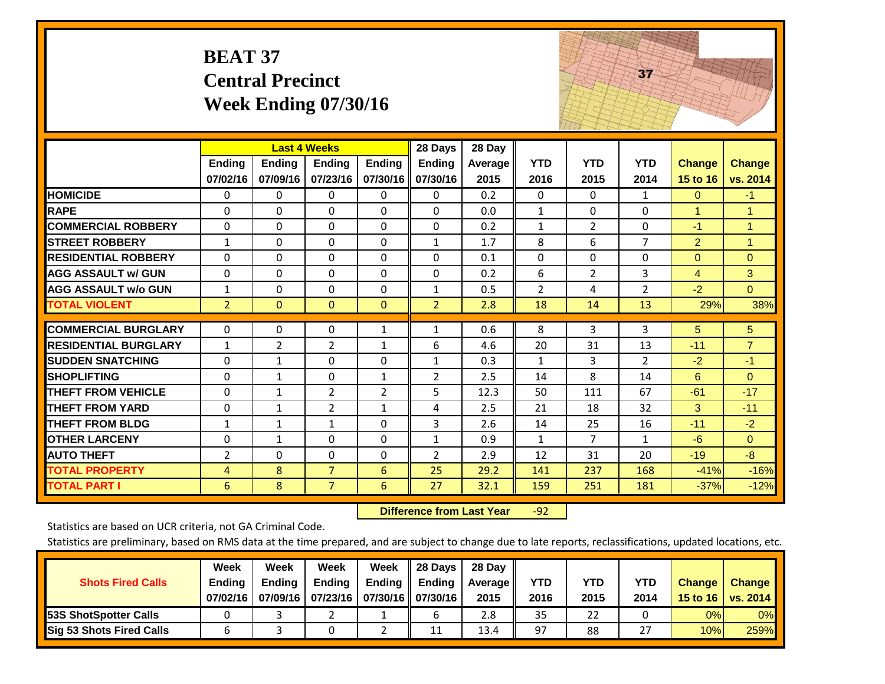# BEAT 37
## Central Precinct
## Week Ending 07/30/16

| | Last 4 Weeks | | | | 28 Days | 28 Day | | | | | |
|---|---|---|---|---|---|---|---|---|---|---|---|
| | Ending 07/02/16 | Ending 07/09/16 | Ending 07/23/16 | Ending 07/30/16 | Ending 07/30/16 | Average 2015 | YTD 2016 | YTD 2015 | YTD 2014 | Change 15 to 16 | Change vs. 2014 |
| HOMICIDE | 0 | 0 | 0 | 0 | 0 | 0.2 | 0 | 0 | 1 | 0 | -1 |
| RAPE | 0 | 0 | 0 | 0 | 0 | 0.0 | 1 | 0 | 0 | 1 | 1 |
| COMMERCIAL ROBBERY | 0 | 0 | 0 | 0 | 0 | 0.2 | 1 | 2 | 0 | -1 | 1 |
| STREET ROBBERY | 1 | 0 | 0 | 0 | 1 | 1.7 | 8 | 6 | 7 | 2 | 1 |
| RESIDENTIAL ROBBERY | 0 | 0 | 0 | 0 | 0 | 0.1 | 0 | 0 | 0 | 0 | 0 |
| AGG ASSAULT w/ GUN | 0 | 0 | 0 | 0 | 0 | 0.2 | 6 | 2 | 3 | 4 | 3 |
| AGG ASSAULT w/o GUN | 1 | 0 | 0 | 0 | 1 | 0.5 | 2 | 4 | 2 | -2 | 0 |
| TOTAL VIOLENT | 2 | 0 | 0 | 0 | 2 | 2.8 | 18 | 14 | 13 | 29% | 38% |
| COMMERCIAL BURGLARY | 0 | 0 | 0 | 1 | 1 | 0.6 | 8 | 3 | 3 | 5 | 5 |
| RESIDENTIAL BURGLARY | 1 | 2 | 2 | 1 | 6 | 4.6 | 20 | 31 | 13 | -11 | 7 |
| SUDDEN SNATCHING | 0 | 1 | 0 | 0 | 1 | 0.3 | 1 | 3 | 2 | -2 | -1 |
| SHOPLIFTING | 0 | 1 | 0 | 1 | 2 | 2.5 | 14 | 8 | 14 | 6 | 0 |
| THEFT FROM VEHICLE | 0 | 1 | 2 | 2 | 5 | 12.3 | 50 | 111 | 67 | -61 | -17 |
| THEFT FROM YARD | 0 | 1 | 2 | 1 | 4 | 2.5 | 21 | 18 | 32 | 3 | -11 |
| THEFT FROM BLDG | 1 | 1 | 1 | 0 | 3 | 2.6 | 14 | 25 | 16 | -11 | -2 |
| OTHER LARCENY | 0 | 1 | 0 | 0 | 1 | 0.9 | 1 | 7 | 1 | -6 | 0 |
| AUTO THEFT | 2 | 0 | 0 | 0 | 2 | 2.9 | 12 | 31 | 20 | -19 | -8 |
| TOTAL PROPERTY | 4 | 8 | 7 | 6 | 25 | 29.2 | 141 | 237 | 168 | -41% | -16% |
| TOTAL PART I | 6 | 8 | 7 | 6 | 27 | 32.1 | 159 | 251 | 181 | -37% | -12% |

**Difference from Last Year** -92

Statistics are based on UCR criteria, not GA Criminal Code.

Statistics are preliminary, based on RMS data at the time prepared, and are subject to change due to late reports, reclassifications, updated locations, etc.

| Shots Fired Calls | Week Ending 07/02/16 | Week Ending 07/09/16 | Week Ending 07/23/16 | Week Ending 07/30/16 | 28 Days Ending 07/30/16 | 28 Day Average 2015 | YTD 2016 | YTD 2015 | YTD 2014 | Change 15 to 16 | Change vs. 2014 |
|---|---|---|---|---|---|---|---|---|---|---|---|
| 53S ShotSpotter Calls | 0 | 3 | 2 | 1 | 6 | 2.8 | 35 | 22 | 0 | 0% | 0% |
| Sig 53 Shots Fired Calls | 6 | 3 | 0 | 2 | 11 | 13.4 | 97 | 88 | 27 | 10% | 259% |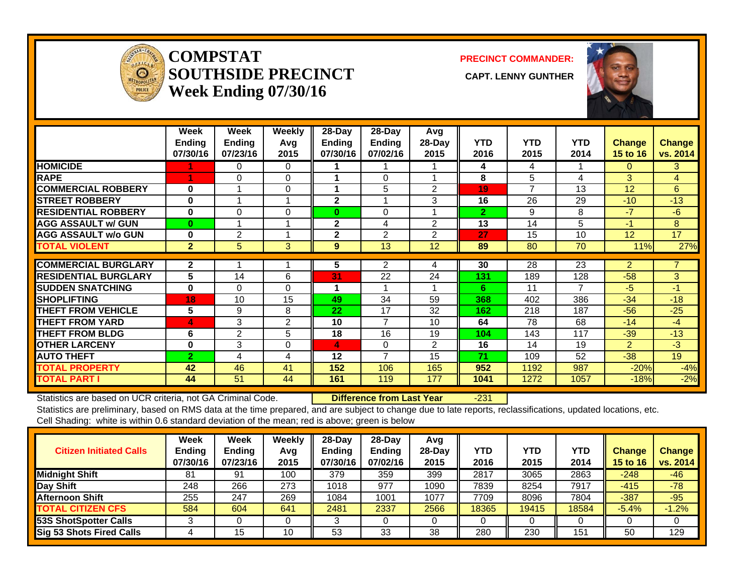# COMPSTAT SOUTHSIDE PRECINCT

## Week Ending 07/30/16

**PRECINCT COMMANDER:**

**CAPT. LENNY GUNTHER**

| | Week Ending 07/30/16 | Week Ending 07/23/16 | Weekly Avg 2015 | 28-Day Ending 07/30/16 | 28-Day Ending 07/02/16 | Avg 28-Day 2015 | YTD 2016 | YTD 2015 | YTD 2014 | Change 15 to 16 | Change vs. 2014 |
|---|---|---|---|---|---|---|---|---|---|---|---|
| HOMICIDE | 1 | 0 | 0 | 1 | 1 | 1 | 4 | 4 | 1 | 0 | 3 |
| RAPE | 1 | 0 | 0 | 1 | 0 | 1 | 8 | 5 | 4 | 3 | 4 |
| COMMERCIAL ROBBERY | 0 | 1 | 0 | 1 | 5 | 2 | 19 | 7 | 13 | 12 | 6 |
| STREET ROBBERY | 0 | 1 | 1 | 2 | 1 | 3 | 16 | 26 | 29 | -10 | -13 |
| RESIDENTIAL ROBBERY | 0 | 0 | 0 | 0 | 0 | 1 | 2 | 9 | 8 | -7 | -6 |
| AGG ASSAULT w/ GUN | 0 | 1 | 1 | 2 | 4 | 2 | 13 | 14 | 5 | -1 | 8 |
| AGG ASSAULT w/o GUN | 0 | 2 | 1 | 2 | 2 | 2 | 27 | 15 | 10 | 12 | 17 |
| TOTAL VIOLENT | 2 | 5 | 3 | 9 | 13 | 12 | 89 | 80 | 70 | 11% | 27% |
| COMMERCIAL BURGLARY | 2 | 1 | 1 | 5 | 2 | 4 | 30 | 28 | 23 | 2 | 7 |
| RESIDENTIAL BURGLARY | 5 | 14 | 6 | 31 | 22 | 24 | 131 | 189 | 128 | -58 | 3 |
| SUDDEN SNATCHING | 0 | 0 | 0 | 1 | 1 | 1 | 6 | 11 | 7 | -5 | -1 |
| SHOPLIFTING | 18 | 10 | 15 | 49 | 34 | 59 | 368 | 402 | 386 | -34 | -18 |
| THEFT FROM VEHICLE | 5 | 9 | 8 | 22 | 17 | 32 | 162 | 218 | 187 | -56 | -25 |
| THEFT FROM YARD | 4 | 3 | 2 | 10 | 7 | 10 | 64 | 78 | 68 | -14 | -4 |
| THEFT FROM BLDG | 6 | 2 | 5 | 18 | 16 | 19 | 104 | 143 | 117 | -39 | -13 |
| OTHER LARCENY | 0 | 3 | 0 | 4 | 0 | 2 | 16 | 14 | 19 | 2 | -3 |
| AUTO THEFT | 2 | 4 | 4 | 12 | 7 | 15 | 71 | 109 | 52 | -38 | 19 |
| TOTAL PROPERTY | 42 | 46 | 41 | 152 | 106 | 165 | 952 | 1192 | 987 | -20% | -4% |
| TOTAL PART I | 44 | 51 | 44 | 161 | 119 | 177 | 1041 | 1272 | 1057 | -18% | -2% |

Statistics are based on UCR criteria, not GA Criminal Code. **Difference from Last Year** -231

Statistics are preliminary, based on RMS data at the time prepared, and are subject to change due to late reports, reclassifications, updated locations, etc.

Cell Shading: white is within 0.6 standard deviation of the mean; red is above; green is below

| Citizen Initiated Calls | Week Ending 07/30/16 | Week Ending 07/23/16 | Weekly Avg 2015 | 28-Day Ending 07/30/16 | 28-Day Ending 07/02/16 | Avg 28-Day 2015 | YTD 2016 | YTD 2015 | YTD 2014 | Change 15 to 16 | Change vs. 2014 |
|---|---|---|---|---|---|---|---|---|---|---|---|
| Midnight Shift | 81 | 91 | 100 | 379 | 359 | 399 | 2817 | 3065 | 2863 | -248 | -46 |
| Day Shift | 248 | 266 | 273 | 1018 | 977 | 1090 | 7839 | 8254 | 7917 | -415 | -78 |
| Afternoon Shift | 255 | 247 | 269 | 1084 | 1001 | 1077 | 7709 | 8096 | 7804 | -387 | -95 |
| TOTAL CITIZEN CFS | 584 | 604 | 641 | 2481 | 2337 | 2566 | 18365 | 19415 | 18584 | -5.4% | -1.2% |
| 53S ShotSpotter Calls | 3 | 0 | 0 | 3 | 0 | 0 | 0 | 0 | 0 | 0 | 0 |
| Sig 53 Shots Fired Calls | 4 | 15 | 10 | 53 | 33 | 38 | 280 | 230 | 151 | 50 | 129 |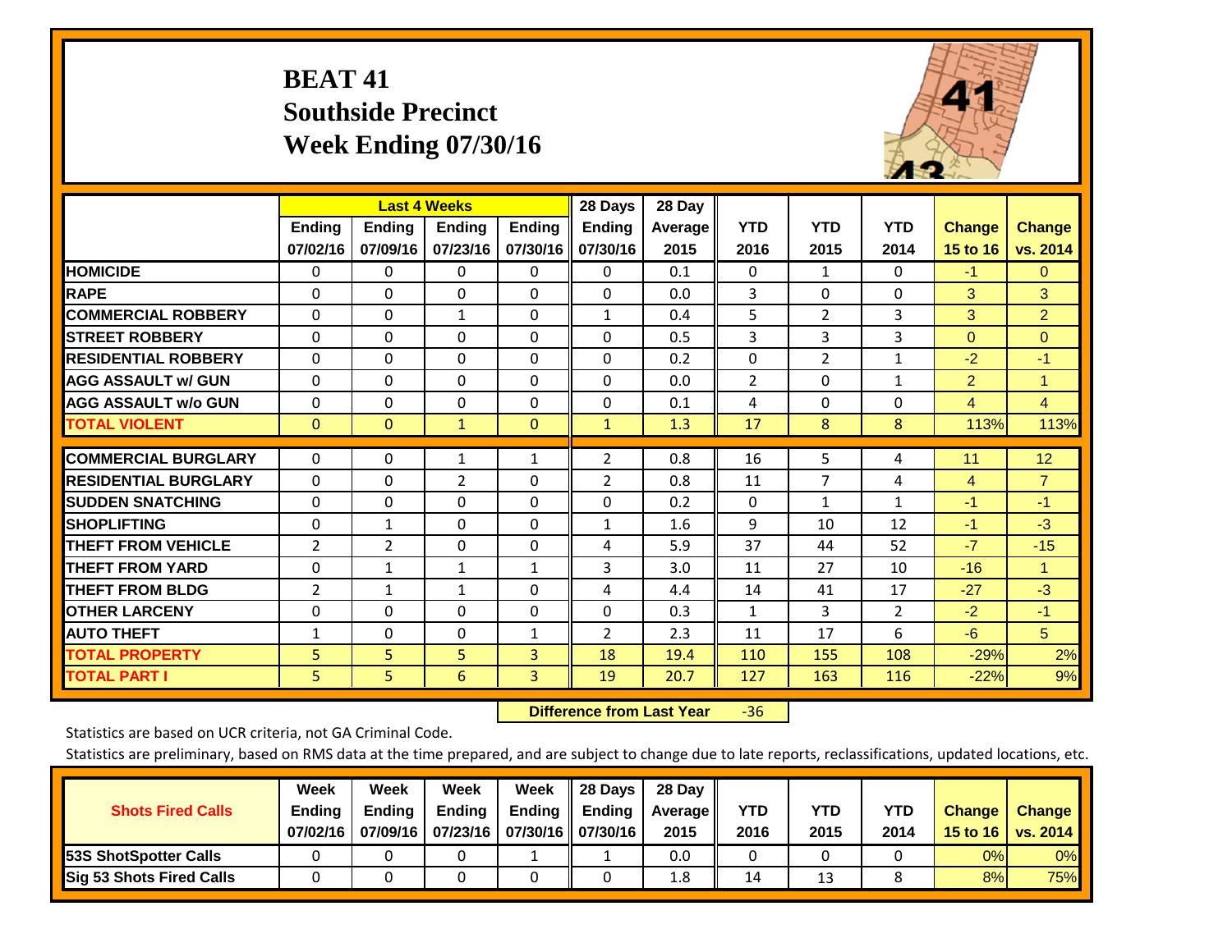# BEAT 41
## Southside Precinct
## Week Ending 07/30/16

| | Last 4 Weeks | | | | 28 Days | 28 Day | | | | | |
|---|---|---|---|---|---|---|---|---|---|---|---|
| | Ending 07/02/16 | Ending 07/09/16 | Ending 07/23/16 | Ending 07/30/16 | Ending 07/30/16 | Average 2015 | YTD 2016 | YTD 2015 | YTD 2014 | Change 15 to 16 | Change vs. 2014 |
| HOMICIDE | 0 | 0 | 0 | 0 | 0 | 0.1 | 0 | 1 | 0 | -1 | 0 |
| RAPE | 0 | 0 | 0 | 0 | 0 | 0.0 | 3 | 0 | 0 | 3 | 3 |
| COMMERCIAL ROBBERY | 0 | 0 | 1 | 0 | 1 | 0.4 | 5 | 2 | 3 | 3 | 2 |
| STREET ROBBERY | 0 | 0 | 0 | 0 | 0 | 0.5 | 3 | 3 | 3 | 0 | 0 |
| RESIDENTIAL ROBBERY | 0 | 0 | 0 | 0 | 0 | 0.2 | 0 | 2 | 1 | -2 | -1 |
| AGG ASSAULT w/ GUN | 0 | 0 | 0 | 0 | 0 | 0.0 | 2 | 0 | 1 | 2 | 1 |
| AGG ASSAULT w/o GUN | 0 | 0 | 0 | 0 | 0 | 0.1 | 4 | 0 | 0 | 4 | 4 |
| TOTAL VIOLENT | 0 | 0 | 1 | 0 | 1 | 1.3 | 17 | 8 | 8 | 113% | 113% |
| COMMERCIAL BURGLARY | 0 | 0 | 1 | 1 | 2 | 0.8 | 16 | 5 | 4 | 11 | 12 |
| RESIDENTIAL BURGLARY | 0 | 0 | 2 | 0 | 2 | 0.8 | 11 | 7 | 4 | 4 | 7 |
| SUDDEN SNATCHING | 0 | 0 | 0 | 0 | 0 | 0.2 | 0 | 1 | 1 | -1 | -1 |
| SHOPLIFTING | 0 | 1 | 0 | 0 | 1 | 1.6 | 9 | 10 | 12 | -1 | -3 |
| THEFT FROM VEHICLE | 2 | 2 | 0 | 0 | 4 | 5.9 | 37 | 44 | 52 | -7 | -15 |
| THEFT FROM YARD | 0 | 1 | 1 | 1 | 3 | 3.0 | 11 | 27 | 10 | -16 | 1 |
| THEFT FROM BLDG | 2 | 1 | 1 | 0 | 4 | 4.4 | 14 | 41 | 17 | -27 | -3 |
| OTHER LARCENY | 0 | 0 | 0 | 0 | 0 | 0.3 | 1 | 3 | 2 | -2 | -1 |
| AUTO THEFT | 1 | 0 | 0 | 1 | 2 | 2.3 | 11 | 17 | 6 | -6 | 5 |
| TOTAL PROPERTY | 5 | 5 | 5 | 3 | 18 | 19.4 | 110 | 155 | 108 | -29% | 2% |
| TOTAL PART I | 5 | 5 | 6 | 3 | 19 | 20.7 | 127 | 163 | 116 | -22% | 9% |

**Difference from Last Year** -36

Statistics are based on UCR criteria, not GA Criminal Code.

Statistics are preliminary, based on RMS data at the time prepared, and are subject to change due to late reports, reclassifications, updated locations, etc.

| Shots Fired Calls | Week Ending 07/02/16 | Week Ending 07/09/16 | Week Ending 07/23/16 | Week Ending 07/30/16 | 28 Days Ending 07/30/16 | 28 Day Average 2015 | YTD 2016 | YTD 2015 | YTD 2014 | Change 15 to 16 | Change vs. 2014 |
|---|---|---|---|---|---|---|---|---|---|---|---|
| 53S ShotSpotter Calls | 0 | 0 | 0 | 1 | 1 | 0.0 | 0 | 0 | 0 | 0% | 0% |
| Sig 53 Shots Fired Calls | 0 | 0 | 0 | 0 | 0 | 1.8 | 14 | 13 | 8 | 8% | 75% |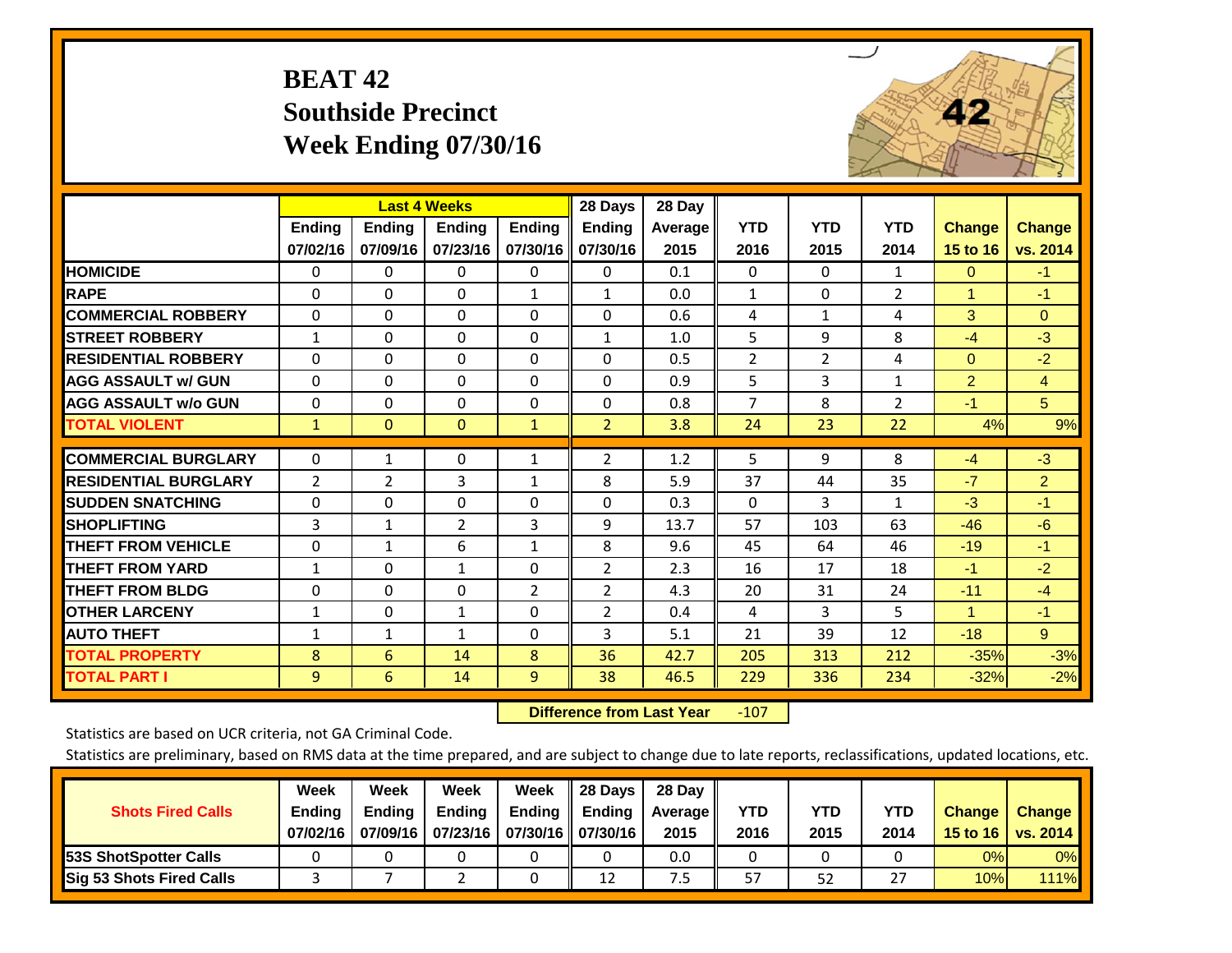# BEAT 42
## Southside Precinct
## Week Ending 07/30/16

| | Last 4 Weeks | | | | 28 Days | 28 Day | | | | | |
|---|---|---|---|---|---|---|---|---|---|---|---|
| | Ending 07/02/16 | Ending 07/09/16 | Ending 07/23/16 | Ending 07/30/16 | Ending 07/30/16 | Average 2015 | YTD 2016 | YTD 2015 | YTD 2014 | Change 15 to 16 | Change vs. 2014 |
| HOMICIDE | 0 | 0 | 0 | 0 | 0 | 0.1 | 0 | 0 | 1 | 0 | -1 |
| RAPE | 0 | 0 | 0 | 1 | 1 | 0.0 | 1 | 0 | 2 | 1 | -1 |
| COMMERCIAL ROBBERY | 0 | 0 | 0 | 0 | 0 | 0.6 | 4 | 1 | 4 | 3 | 0 |
| STREET ROBBERY | 1 | 0 | 0 | 0 | 1 | 1.0 | 5 | 9 | 8 | -4 | -3 |
| RESIDENTIAL ROBBERY | 0 | 0 | 0 | 0 | 0 | 0.5 | 2 | 2 | 4 | 0 | -2 |
| AGG ASSAULT w/ GUN | 0 | 0 | 0 | 0 | 0 | 0.9 | 5 | 3 | 1 | 2 | 4 |
| AGG ASSAULT w/o GUN | 0 | 0 | 0 | 0 | 0 | 0.8 | 7 | 8 | 2 | -1 | 5 |
| TOTAL VIOLENT | 1 | 0 | 0 | 1 | 2 | 3.8 | 24 | 23 | 22 | 4% | 9% |
| COMMERCIAL BURGLARY | 0 | 1 | 0 | 1 | 2 | 1.2 | 5 | 9 | 8 | -4 | -3 |
| RESIDENTIAL BURGLARY | 2 | 2 | 3 | 1 | 8 | 5.9 | 37 | 44 | 35 | -7 | 2 |
| SUDDEN SNATCHING | 0 | 0 | 0 | 0 | 0 | 0.3 | 0 | 3 | 1 | -3 | -1 |
| SHOPLIFTING | 3 | 1 | 2 | 3 | 9 | 13.7 | 57 | 103 | 63 | -46 | -6 |
| THEFT FROM VEHICLE | 0 | 1 | 6 | 1 | 8 | 9.6 | 45 | 64 | 46 | -19 | -1 |
| THEFT FROM YARD | 1 | 0 | 1 | 0 | 2 | 2.3 | 16 | 17 | 18 | -1 | -2 |
| THEFT FROM BLDG | 0 | 0 | 0 | 2 | 2 | 4.3 | 20 | 31 | 24 | -11 | -4 |
| OTHER LARCENY | 1 | 0 | 1 | 0 | 2 | 0.4 | 4 | 3 | 5 | 1 | -1 |
| AUTO THEFT | 1 | 1 | 1 | 0 | 3 | 5.1 | 21 | 39 | 12 | -18 | 9 |
| TOTAL PROPERTY | 8 | 6 | 14 | 8 | 36 | 42.7 | 205 | 313 | 212 | -35% | -3% |
| TOTAL PART I | 9 | 6 | 14 | 9 | 38 | 46.5 | 229 | 336 | 234 | -32% | -2% |

**Difference from Last Year** -107

Statistics are based on UCR criteria, not GA Criminal Code.

Statistics are preliminary, based on RMS data at the time prepared, and are subject to change due to late reports, reclassifications, updated locations, etc.

| Shots Fired Calls | Week Ending 07/02/16 | Week Ending 07/09/16 | Week Ending 07/23/16 | Week Ending 07/30/16 | 28 Days Ending 07/30/16 | 28 Day Average 2015 | YTD 2016 | YTD 2015 | YTD 2014 | Change 15 to 16 | Change vs. 2014 |
|---|---|---|---|---|---|---|---|---|---|---|---|
| 53S ShotSpotter Calls | 0 | 0 | 0 | 0 | 0 | 0.0 | 0 | 0 | 0 | 0% | 0% |
| Sig 53 Shots Fired Calls | 3 | 7 | 2 | 0 | 12 | 7.5 | 57 | 52 | 27 | 10% | 111% |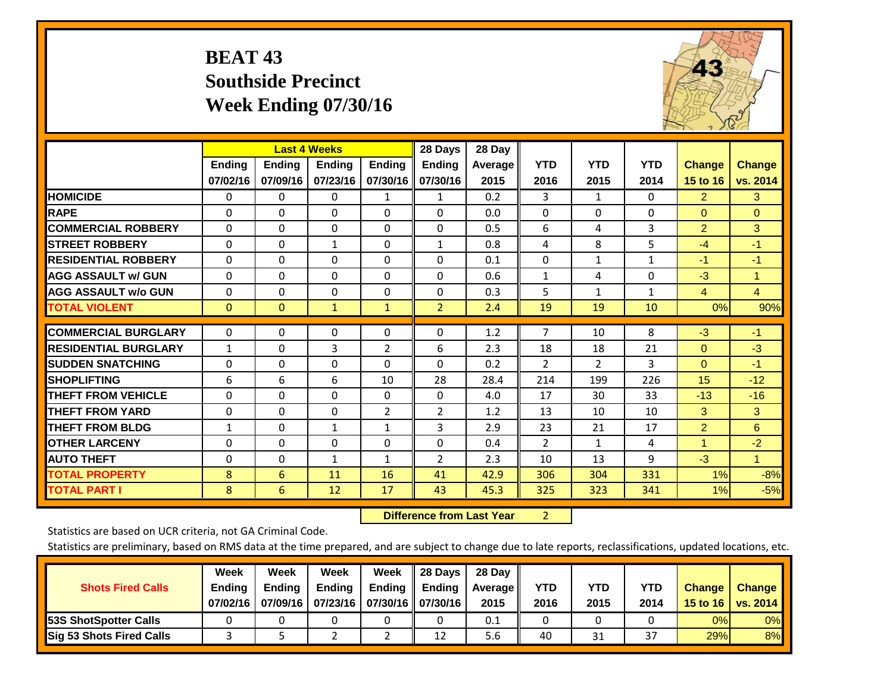# BEAT 43
## Southside Precinct
## Week Ending 07/30/16

| | Last 4 Weeks | | | | 28 Days | 28 Day | | | | | |
|---|---|---|---|---|---|---|---|---|---|---|---|
| | Ending 07/02/16 | Ending 07/09/16 | Ending 07/23/16 | Ending 07/30/16 | Ending 07/30/16 | Average 2015 | YTD 2016 | YTD 2015 | YTD 2014 | Change 15 to 16 | Change vs. 2014 |
| HOMICIDE | 0 | 0 | 0 | 1 | 1 | 0.2 | 3 | 1 | 0 | 2 | 3 |
| RAPE | 0 | 0 | 0 | 0 | 0 | 0.0 | 0 | 0 | 0 | 0 | 0 |
| COMMERCIAL ROBBERY | 0 | 0 | 0 | 0 | 0 | 0.5 | 6 | 4 | 3 | 2 | 3 |
| STREET ROBBERY | 0 | 0 | 1 | 0 | 1 | 0.8 | 4 | 8 | 5 | -4 | -1 |
| RESIDENTIAL ROBBERY | 0 | 0 | 0 | 0 | 0 | 0.1 | 0 | 1 | 1 | -1 | -1 |
| AGG ASSAULT w/ GUN | 0 | 0 | 0 | 0 | 0 | 0.6 | 1 | 4 | 0 | -3 | 1 |
| AGG ASSAULT w/o GUN | 0 | 0 | 0 | 0 | 0 | 0.3 | 5 | 1 | 1 | 4 | 4 |
| TOTAL VIOLENT | 0 | 0 | 1 | 1 | 2 | 2.4 | 19 | 19 | 10 | 0% | 90% |
| COMMERCIAL BURGLARY | 0 | 0 | 0 | 0 | 0 | 1.2 | 7 | 10 | 8 | -3 | -1 |
| RESIDENTIAL BURGLARY | 1 | 0 | 3 | 2 | 6 | 2.3 | 18 | 18 | 21 | 0 | -3 |
| SUDDEN SNATCHING | 0 | 0 | 0 | 0 | 0 | 0.2 | 2 | 2 | 3 | 0 | -1 |
| SHOPLIFTING | 6 | 6 | 6 | 10 | 28 | 28.4 | 214 | 199 | 226 | 15 | -12 |
| THEFT FROM VEHICLE | 0 | 0 | 0 | 0 | 0 | 4.0 | 17 | 30 | 33 | -13 | -16 |
| THEFT FROM YARD | 0 | 0 | 0 | 2 | 2 | 1.2 | 13 | 10 | 10 | 3 | 3 |
| THEFT FROM BLDG | 1 | 0 | 1 | 1 | 3 | 2.9 | 23 | 21 | 17 | 2 | 6 |
| OTHER LARCENY | 0 | 0 | 0 | 0 | 0 | 0.4 | 2 | 1 | 4 | 1 | -2 |
| AUTO THEFT | 0 | 0 | 1 | 1 | 2 | 2.3 | 10 | 13 | 9 | -3 | 1 |
| TOTAL PROPERTY | 8 | 6 | 11 | 16 | 41 | 42.9 | 306 | 304 | 331 | 1% | -8% |
| TOTAL PART I | 8 | 6 | 12 | 17 | 43 | 45.3 | 325 | 323 | 341 | 1% | -5% |

**Difference from Last Year** 2

Statistics are based on UCR criteria, not GA Criminal Code.

Statistics are preliminary, based on RMS data at the time prepared, and are subject to change due to late reports, reclassifications, updated locations, etc.

| Shots Fired Calls | Week Ending 07/02/16 | Week Ending 07/09/16 | Week Ending 07/23/16 | Week Ending 07/30/16 | 28 Days Ending 07/30/16 | 28 Day Average 2015 | YTD 2016 | YTD 2015 | YTD 2014 | Change 15 to 16 | Change vs. 2014 |
|---|---|---|---|---|---|---|---|---|---|---|---|
| 53S ShotSpotter Calls | 0 | 0 | 0 | 0 | 0 | 0.1 | 0 | 0 | 0 | 0% | 0% |
| Sig 53 Shots Fired Calls | 3 | 5 | 2 | 2 | 12 | 5.6 | 40 | 31 | 37 | 29% | 8% |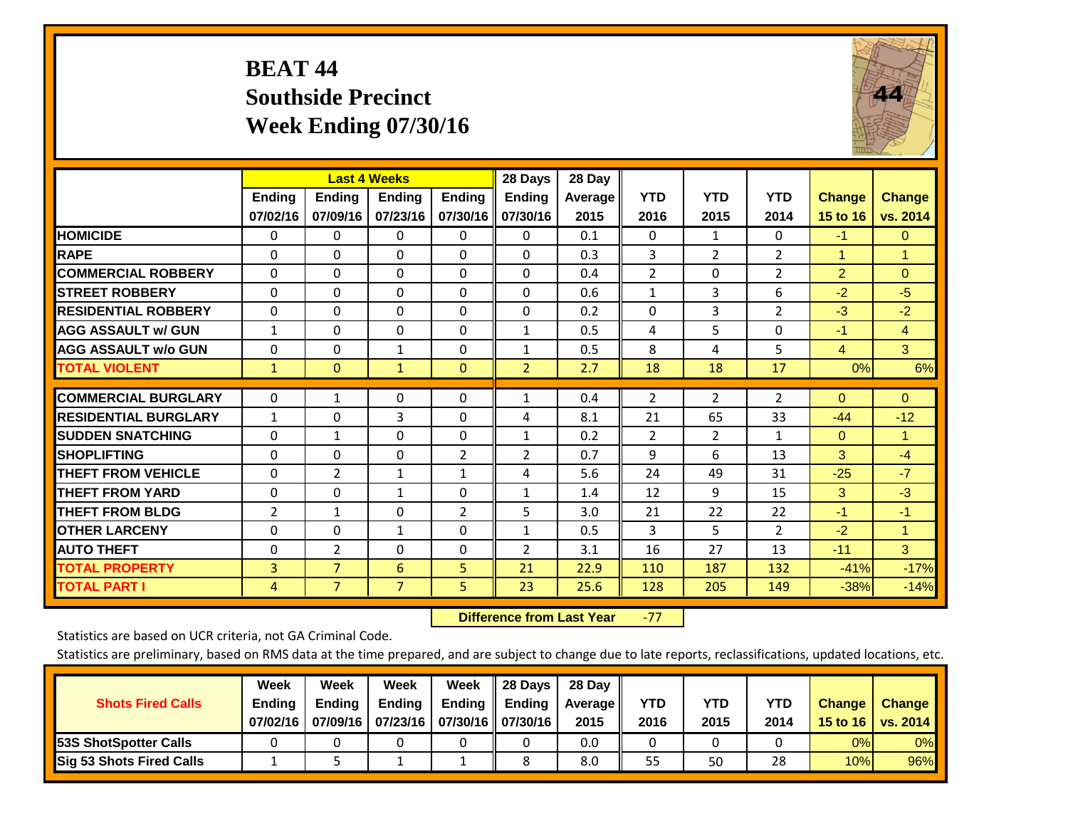# BEAT 44
## Southside Precinct
## Week Ending 07/30/16

| | Last 4 Weeks | | | | 28 Days | 28 Day | | | | | |
|---|---|---|---|---|---|---|---|---|---|---|---|
| | Ending 07/02/16 | Ending 07/09/16 | Ending 07/23/16 | Ending 07/30/16 | Ending 07/30/16 | Average 2015 | YTD 2016 | YTD 2015 | YTD 2014 | Change 15 to 16 | Change vs. 2014 |
| HOMICIDE | 0 | 0 | 0 | 0 | 0 | 0.1 | 0 | 1 | 0 | -1 | 0 |
| RAPE | 0 | 0 | 0 | 0 | 0 | 0.3 | 3 | 2 | 2 | 1 | 1 |
| COMMERCIAL ROBBERY | 0 | 0 | 0 | 0 | 0 | 0.4 | 2 | 0 | 2 | 2 | 0 |
| STREET ROBBERY | 0 | 0 | 0 | 0 | 0 | 0.6 | 1 | 3 | 6 | -2 | -5 |
| RESIDENTIAL ROBBERY | 0 | 0 | 0 | 0 | 0 | 0.2 | 0 | 3 | 2 | -3 | -2 |
| AGG ASSAULT w/ GUN | 1 | 0 | 0 | 0 | 1 | 0.5 | 4 | 5 | 0 | -1 | 4 |
| AGG ASSAULT w/o GUN | 0 | 0 | 1 | 0 | 1 | 0.5 | 8 | 4 | 5 | 4 | 3 |
| **TOTAL VIOLENT** | 1 | 0 | 1 | 0 | 2 | 2.7 | 18 | 18 | 17 | 0% | 6% |
| COMMERCIAL BURGLARY | 0 | 1 | 0 | 0 | 1 | 0.4 | 2 | 2 | 2 | 0 | 0 |
| RESIDENTIAL BURGLARY | 1 | 0 | 3 | 0 | 4 | 8.1 | 21 | 65 | 33 | -44 | -12 |
| SUDDEN SNATCHING | 0 | 1 | 0 | 0 | 1 | 0.2 | 2 | 2 | 1 | 0 | 1 |
| SHOPLIFTING | 0 | 0 | 0 | 2 | 2 | 0.7 | 9 | 6 | 13 | 3 | -4 |
| THEFT FROM VEHICLE | 0 | 2 | 1 | 1 | 4 | 5.6 | 24 | 49 | 31 | -25 | -7 |
| THEFT FROM YARD | 0 | 0 | 1 | 0 | 1 | 1.4 | 12 | 9 | 15 | 3 | -3 |
| THEFT FROM BLDG | 2 | 1 | 0 | 2 | 5 | 3.0 | 21 | 22 | 22 | -1 | -1 |
| OTHER LARCENY | 0 | 0 | 1 | 0 | 1 | 0.5 | 3 | 5 | 2 | -2 | 1 |
| AUTO THEFT | 0 | 2 | 0 | 0 | 2 | 3.1 | 16 | 27 | 13 | -11 | 3 |
| **TOTAL PROPERTY** | 3 | 7 | 6 | 5 | 21 | 22.9 | 110 | 187 | 132 | -41% | -17% |
| **TOTAL PART I** | 4 | 7 | 7 | 5 | 23 | 25.6 | 128 | 205 | 149 | -38% | -14% |

**Difference from Last Year** -77

Statistics are based on UCR criteria, not GA Criminal Code.

Statistics are preliminary, based on RMS data at the time prepared, and are subject to change due to late reports, reclassifications, updated locations, etc.

| Shots Fired Calls | Week Ending 07/02/16 | Week Ending 07/09/16 | Week Ending 07/23/16 | Week Ending 07/30/16 | 28 Days Ending 07/30/16 | 28 Day Average 2015 | YTD 2016 | YTD 2015 | YTD 2014 | Change 15 to 16 | Change vs. 2014 |
|---|---|---|---|---|---|---|---|---|---|---|---|
| 53S ShotSpotter Calls | 0 | 0 | 0 | 0 | 0 | 0.0 | 0 | 0 | 0 | 0% | 0% |
| Sig 53 Shots Fired Calls | 1 | 5 | 1 | 1 | 8 | 8.0 | 55 | 50 | 28 | 10% | 96% |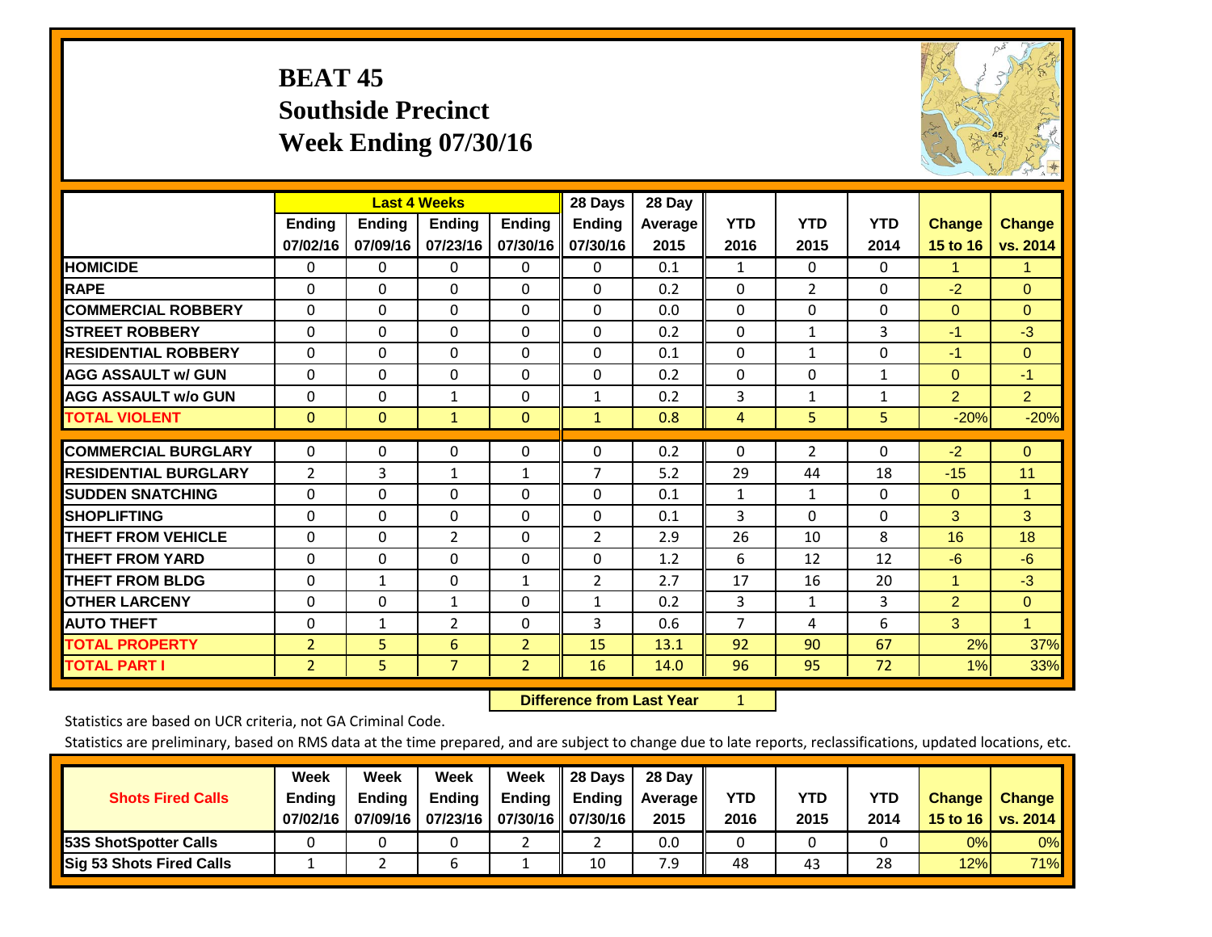# BEAT 45
## Southside Precinct
## Week Ending 07/30/16

| | Last 4 Weeks | | | | 28 Days | 28 Day | | | | | |
|---|---|---|---|---|---|---|---|---|---|---|---|
| | Ending 07/02/16 | Ending 07/09/16 | Ending 07/23/16 | Ending 07/30/16 | Ending 07/30/16 | Average 2015 | YTD 2016 | YTD 2015 | YTD 2014 | Change 15 to 16 | Change vs. 2014 |
| HOMICIDE | 0 | 0 | 0 | 0 | 0 | 0.1 | 1 | 0 | 0 | 1 | 1 |
| RAPE | 0 | 0 | 0 | 0 | 0 | 0.2 | 0 | 2 | 0 | -2 | 0 |
| COMMERCIAL ROBBERY | 0 | 0 | 0 | 0 | 0 | 0.0 | 0 | 0 | 0 | 0 | 0 |
| STREET ROBBERY | 0 | 0 | 0 | 0 | 0 | 0.2 | 0 | 1 | 3 | -1 | -3 |
| RESIDENTIAL ROBBERY | 0 | 0 | 0 | 0 | 0 | 0.1 | 0 | 1 | 0 | -1 | 0 |
| AGG ASSAULT w/ GUN | 0 | 0 | 0 | 0 | 0 | 0.2 | 0 | 0 | 1 | 0 | -1 |
| AGG ASSAULT w/o GUN | 0 | 0 | 1 | 0 | 1 | 0.2 | 3 | 1 | 1 | 2 | 2 |
| TOTAL VIOLENT | 0 | 0 | 1 | 0 | 1 | 0.8 | 4 | 5 | 5 | -20% | -20% |
| COMMERCIAL BURGLARY | 0 | 0 | 0 | 0 | 0 | 0.2 | 0 | 2 | 0 | -2 | 0 |
| RESIDENTIAL BURGLARY | 2 | 3 | 1 | 1 | 7 | 5.2 | 29 | 44 | 18 | -15 | 11 |
| SUDDEN SNATCHING | 0 | 0 | 0 | 0 | 0 | 0.1 | 1 | 1 | 0 | 0 | 1 |
| SHOPLIFTING | 0 | 0 | 0 | 0 | 0 | 0.1 | 3 | 0 | 0 | 3 | 3 |
| THEFT FROM VEHICLE | 0 | 0 | 2 | 0 | 2 | 2.9 | 26 | 10 | 8 | 16 | 18 |
| THEFT FROM YARD | 0 | 0 | 0 | 0 | 0 | 1.2 | 6 | 12 | 12 | -6 | -6 |
| THEFT FROM BLDG | 0 | 1 | 0 | 1 | 2 | 2.7 | 17 | 16 | 20 | 1 | -3 |
| OTHER LARCENY | 0 | 0 | 1 | 0 | 1 | 0.2 | 3 | 1 | 3 | 2 | 0 |
| AUTO THEFT | 0 | 1 | 2 | 0 | 3 | 0.6 | 7 | 4 | 6 | 3 | 1 |
| TOTAL PROPERTY | 2 | 5 | 6 | 2 | 15 | 13.1 | 92 | 90 | 67 | 2% | 37% |
| TOTAL PART I | 2 | 5 | 7 | 2 | 16 | 14.0 | 96 | 95 | 72 | 1% | 33% |

**Difference from Last Year** 1

Statistics are based on UCR criteria, not GA Criminal Code.

Statistics are preliminary, based on RMS data at the time prepared, and are subject to change due to late reports, reclassifications, updated locations, etc.

| Shots Fired Calls | Week Ending 07/02/16 | Week Ending 07/09/16 | Week Ending 07/23/16 | Week Ending 07/30/16 | 28 Days Ending 07/30/16 | 28 Day Average 2015 | YTD 2016 | YTD 2015 | YTD 2014 | Change 15 to 16 | Change vs. 2014 |
|---|---|---|---|---|---|---|---|---|---|---|---|
| 53S ShotSpotter Calls | 0 | 0 | 0 | 2 | 2 | 0.0 | 0 | 0 | 0 | 0% | 0% |
| Sig 53 Shots Fired Calls | 1 | 2 | 6 | 1 | 10 | 7.9 | 48 | 43 | 28 | 12% | 71% |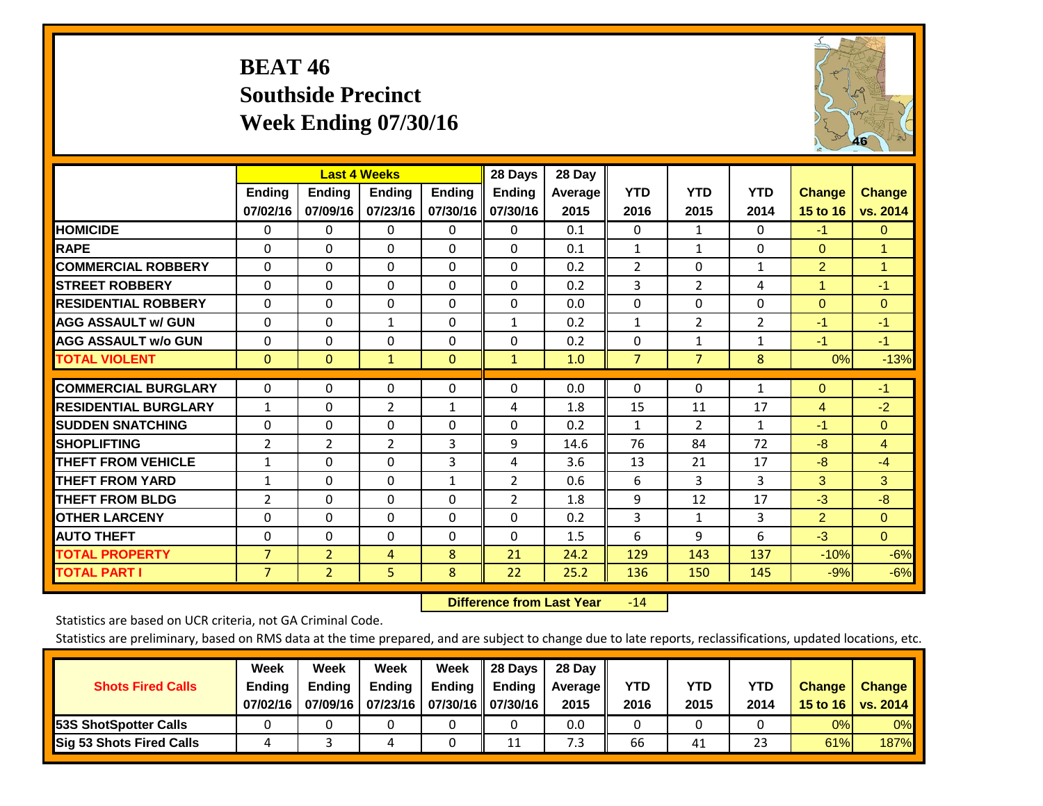# BEAT 46
## Southside Precinct
## Week Ending 07/30/16

| | Last 4 Weeks | | | | 28 Days | 28 Day | | | | | |
|---|---|---|---|---|---|---|---|---|---|---|---|
| | Ending 07/02/16 | Ending 07/09/16 | Ending 07/23/16 | Ending 07/30/16 | Ending 07/30/16 | Average 2015 | YTD 2016 | YTD 2015 | YTD 2014 | Change 15 to 16 | Change vs. 2014 |
| HOMICIDE | 0 | 0 | 0 | 0 | 0 | 0.1 | 0 | 1 | 0 | -1 | 0 |
| RAPE | 0 | 0 | 0 | 0 | 0 | 0.1 | 1 | 1 | 0 | 0 | 1 |
| COMMERCIAL ROBBERY | 0 | 0 | 0 | 0 | 0 | 0.2 | 2 | 0 | 1 | 2 | 1 |
| STREET ROBBERY | 0 | 0 | 0 | 0 | 0 | 0.2 | 3 | 2 | 4 | 1 | -1 |
| RESIDENTIAL ROBBERY | 0 | 0 | 0 | 0 | 0 | 0.0 | 0 | 0 | 0 | 0 | 0 |
| AGG ASSAULT w/ GUN | 0 | 0 | 1 | 0 | 1 | 0.2 | 1 | 2 | 2 | -1 | -1 |
| AGG ASSAULT w/o GUN | 0 | 0 | 0 | 0 | 0 | 0.2 | 0 | 1 | 1 | -1 | -1 |
| TOTAL VIOLENT | 0 | 0 | 1 | 0 | 1 | 1.0 | 7 | 7 | 8 | 0% | -13% |
| COMMERCIAL BURGLARY | 0 | 0 | 0 | 0 | 0 | 0.0 | 0 | 0 | 1 | 0 | -1 |
| RESIDENTIAL BURGLARY | 1 | 0 | 2 | 1 | 4 | 1.8 | 15 | 11 | 17 | 4 | -2 |
| SUDDEN SNATCHING | 0 | 0 | 0 | 0 | 0 | 0.2 | 1 | 2 | 1 | -1 | 0 |
| SHOPLIFTING | 2 | 2 | 2 | 3 | 9 | 14.6 | 76 | 84 | 72 | -8 | 4 |
| THEFT FROM VEHICLE | 1 | 0 | 0 | 3 | 4 | 3.6 | 13 | 21 | 17 | -8 | -4 |
| THEFT FROM YARD | 1 | 0 | 0 | 1 | 2 | 0.6 | 6 | 3 | 3 | 3 | 3 |
| THEFT FROM BLDG | 2 | 0 | 0 | 0 | 2 | 1.8 | 9 | 12 | 17 | -3 | -8 |
| OTHER LARCENY | 0 | 0 | 0 | 0 | 0 | 0.2 | 3 | 1 | 3 | 2 | 0 |
| AUTO THEFT | 0 | 0 | 0 | 0 | 0 | 1.5 | 6 | 9 | 6 | -3 | 0 |
| TOTAL PROPERTY | 7 | 2 | 4 | 8 | 21 | 24.2 | 129 | 143 | 137 | -10% | -6% |
| TOTAL PART I | 7 | 2 | 5 | 8 | 22 | 25.2 | 136 | 150 | 145 | -9% | -6% |

**Difference from Last Year** -14

Statistics are based on UCR criteria, not GA Criminal Code.

Statistics are preliminary, based on RMS data at the time prepared, and are subject to change due to late reports, reclassifications, updated locations, etc.

| Shots Fired Calls | Week Ending 07/02/16 | Week Ending 07/09/16 | Week Ending 07/23/16 | Week Ending 07/30/16 | 28 Days Ending 07/30/16 | 28 Day Average 2015 | YTD 2016 | YTD 2015 | YTD 2014 | Change 15 to 16 | Change vs. 2014 |
|---|---|---|---|---|---|---|---|---|---|---|---|
| 53S ShotSpotter Calls | 0 | 0 | 0 | 0 | 0 | 0.0 | 0 | 0 | 0 | 0% | 0% |
| Sig 53 Shots Fired Calls | 4 | 3 | 4 | 0 | 11 | 7.3 | 66 | 41 | 23 | 61% | 187% |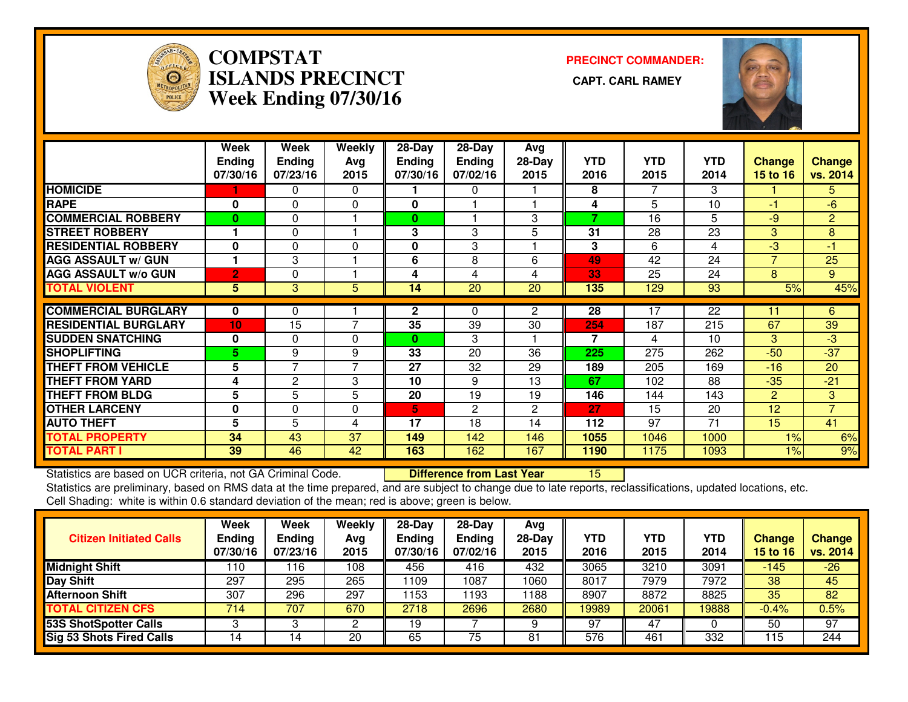# COMPSTAT
# ISLANDS PRECINCT
# Week Ending 07/30/16

**PRECINCT COMMANDER:**

**CAPT. CARL RAMEY**

| | Week Ending 07/30/16 | Week Ending 07/23/16 | Weekly Avg 2015 | 28-Day Ending 07/30/16 | 28-Day Ending 07/02/16 | Avg 28-Day 2015 | YTD 2016 | YTD 2015 | YTD 2014 | Change 15 to 16 | Change vs. 2014 |
|---|---|---|---|---|---|---|---|---|---|---|---|
| HOMICIDE | 1 | 0 | 0 | 1 | 0 | 1 | 8 | 7 | 3 | 1 | 5 |
| RAPE | 0 | 0 | 0 | 0 | 1 | 1 | 4 | 5 | 10 | -1 | -6 |
| COMMERCIAL ROBBERY | 0 | 0 | 1 | 0 | 1 | 3 | 7 | 16 | 5 | -9 | 2 |
| STREET ROBBERY | 1 | 0 | 1 | 3 | 3 | 5 | 31 | 28 | 23 | 3 | 8 |
| RESIDENTIAL ROBBERY | 0 | 0 | 0 | 0 | 3 | 1 | 3 | 6 | 4 | -3 | -1 |
| AGG ASSAULT w/ GUN | 1 | 3 | 1 | 6 | 8 | 6 | 49 | 42 | 24 | 7 | 25 |
| AGG ASSAULT w/o GUN | 2 | 0 | 1 | 4 | 4 | 4 | 33 | 25 | 24 | 8 | 9 |
| TOTAL VIOLENT | 5 | 3 | 5 | 14 | 20 | 20 | 135 | 129 | 93 | 5% | 45% |
| COMMERCIAL BURGLARY | 0 | 0 | 1 | 2 | 0 | 2 | 28 | 17 | 22 | 11 | 6 |
| RESIDENTIAL BURGLARY | 10 | 15 | 7 | 35 | 39 | 30 | 254 | 187 | 215 | 67 | 39 |
| SUDDEN SNATCHING | 0 | 0 | 0 | 0 | 3 | 1 | 7 | 4 | 10 | 3 | -3 |
| SHOPLIFTING | 5 | 9 | 9 | 33 | 20 | 36 | 225 | 275 | 262 | -50 | -37 |
| THEFT FROM VEHICLE | 5 | 7 | 7 | 27 | 32 | 29 | 189 | 205 | 169 | -16 | 20 |
| THEFT FROM YARD | 4 | 2 | 3 | 10 | 9 | 13 | 67 | 102 | 88 | -35 | -21 |
| THEFT FROM BLDG | 5 | 5 | 5 | 20 | 19 | 19 | 146 | 144 | 143 | 2 | 3 |
| OTHER LARCENY | 0 | 0 | 0 | 5 | 2 | 2 | 27 | 15 | 20 | 12 | 7 |
| AUTO THEFT | 5 | 5 | 4 | 17 | 18 | 14 | 112 | 97 | 71 | 15 | 41 |
| TOTAL PROPERTY | 34 | 43 | 37 | 149 | 142 | 146 | 1055 | 1046 | 1000 | 1% | 6% |
| TOTAL PART I | 39 | 46 | 42 | 163 | 162 | 167 | 1190 | 1175 | 1093 | 1% | 9% |

Statistics are based on UCR criteria, not GA Criminal Code. **Difference from Last Year** 15

Statistics are preliminary, based on RMS data at the time prepared, and are subject to change due to late reports, reclassifications, updated locations, etc.

Cell Shading: white is within 0.6 standard deviation of the mean; red is above; green is below.

| Citizen Initiated Calls | Week Ending 07/30/16 | Week Ending 07/23/16 | Weekly Avg 2015 | 28-Day Ending 07/30/16 | 28-Day Ending 07/02/16 | Avg 28-Day 2015 | YTD 2016 | YTD 2015 | YTD 2014 | Change 15 to 16 | Change vs. 2014 |
|---|---|---|---|---|---|---|---|---|---|---|---|
| Midnight Shift | 110 | 116 | 108 | 456 | 416 | 432 | 3065 | 3210 | 3091 | -145 | -26 |
| Day Shift | 297 | 295 | 265 | 1109 | 1087 | 1060 | 8017 | 7979 | 7972 | 38 | 45 |
| Afternoon Shift | 307 | 296 | 297 | 1153 | 1193 | 1188 | 8907 | 8872 | 8825 | 35 | 82 |
| TOTAL CITIZEN CFS | 714 | 707 | 670 | 2718 | 2696 | 2680 | 19989 | 20061 | 19888 | -0.4% | 0.5% |
| 53S ShotSpotter Calls | 3 | 3 | 2 | 19 | 7 | 9 | 97 | 47 | 0 | 50 | 97 |
| Sig 53 Shots Fired Calls | 14 | 14 | 20 | 65 | 75 | 81 | 576 | 461 | 332 | 115 | 244 |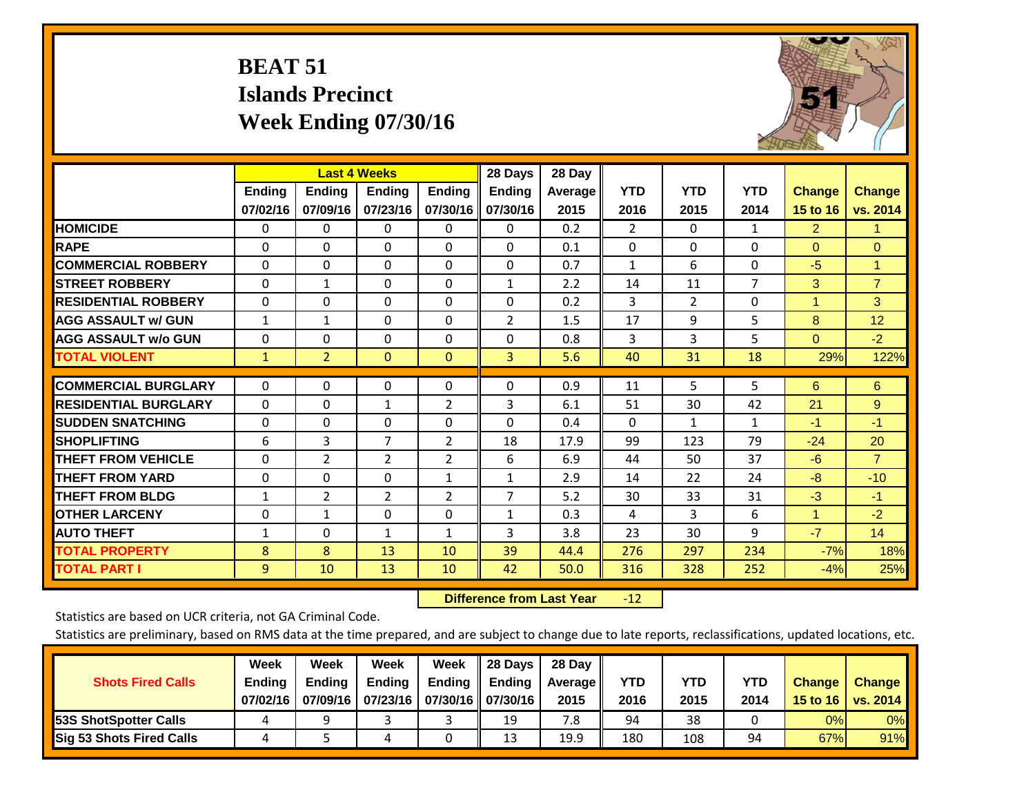# BEAT 51
## Islands Precinct
## Week Ending 07/30/16

| | Last 4 Weeks | | | | 28 Days | 28 Day | | | | | |
|---|---|---|---|---|---|---|---|---|---|---|---|
| | Ending 07/02/16 | Ending 07/09/16 | Ending 07/23/16 | Ending 07/30/16 | Ending 07/30/16 | Average 2015 | YTD 2016 | YTD 2015 | YTD 2014 | Change 15 to 16 | Change vs. 2014 |
| HOMICIDE | 0 | 0 | 0 | 0 | 0 | 0.2 | 2 | 0 | 1 | 2 | 1 |
| RAPE | 0 | 0 | 0 | 0 | 0 | 0.1 | 0 | 0 | 0 | 0 | 0 |
| COMMERCIAL ROBBERY | 0 | 0 | 0 | 0 | 0 | 0.7 | 1 | 6 | 0 | -5 | 1 |
| STREET ROBBERY | 0 | 1 | 0 | 0 | 1 | 2.2 | 14 | 11 | 7 | 3 | 7 |
| RESIDENTIAL ROBBERY | 0 | 0 | 0 | 0 | 0 | 0.2 | 3 | 2 | 0 | 1 | 3 |
| AGG ASSAULT w/ GUN | 1 | 1 | 0 | 0 | 2 | 1.5 | 17 | 9 | 5 | 8 | 12 |
| AGG ASSAULT w/o GUN | 0 | 0 | 0 | 0 | 0 | 0.8 | 3 | 3 | 5 | 0 | -2 |
| TOTAL VIOLENT | 1 | 2 | 0 | 0 | 3 | 5.6 | 40 | 31 | 18 | 29% | 122% |
| COMMERCIAL BURGLARY | 0 | 0 | 0 | 0 | 0 | 0.9 | 11 | 5 | 5 | 6 | 6 |
| RESIDENTIAL BURGLARY | 0 | 0 | 1 | 2 | 3 | 6.1 | 51 | 30 | 42 | 21 | 9 |
| SUDDEN SNATCHING | 0 | 0 | 0 | 0 | 0 | 0.4 | 0 | 1 | 1 | -1 | -1 |
| SHOPLIFTING | 6 | 3 | 7 | 2 | 18 | 17.9 | 99 | 123 | 79 | -24 | 20 |
| THEFT FROM VEHICLE | 0 | 2 | 2 | 2 | 6 | 6.9 | 44 | 50 | 37 | -6 | 7 |
| THEFT FROM YARD | 0 | 0 | 0 | 1 | 1 | 2.9 | 14 | 22 | 24 | -8 | -10 |
| THEFT FROM BLDG | 1 | 2 | 2 | 2 | 7 | 5.2 | 30 | 33 | 31 | -3 | -1 |
| OTHER LARCENY | 0 | 1 | 0 | 0 | 1 | 0.3 | 4 | 3 | 6 | 1 | -2 |
| AUTO THEFT | 1 | 0 | 1 | 1 | 3 | 3.8 | 23 | 30 | 9 | -7 | 14 |
| TOTAL PROPERTY | 8 | 8 | 13 | 10 | 39 | 44.4 | 276 | 297 | 234 | -7% | 18% |
| TOTAL PART I | 9 | 10 | 13 | 10 | 42 | 50.0 | 316 | 328 | 252 | -4% | 25% |

**Difference from Last Year** -12

Statistics are based on UCR criteria, not GA Criminal Code.

Statistics are preliminary, based on RMS data at the time prepared, and are subject to change due to late reports, reclassifications, updated locations, etc.

| Shots Fired Calls | Week Ending 07/02/16 | Week Ending 07/09/16 | Week Ending 07/23/16 | Week Ending 07/30/16 | 28 Days Ending 07/30/16 | 28 Day Average 2015 | YTD 2016 | YTD 2015 | YTD 2014 | Change 15 to 16 | Change vs. 2014 |
|---|---|---|---|---|---|---|---|---|---|---|---|
| 53S ShotSpotter Calls | 4 | 9 | 3 | 3 | 19 | 7.8 | 94 | 38 | 0 | 0% | 0% |
| Sig 53 Shots Fired Calls | 4 | 5 | 4 | 0 | 13 | 19.9 | 180 | 108 | 94 | 67% | 91% |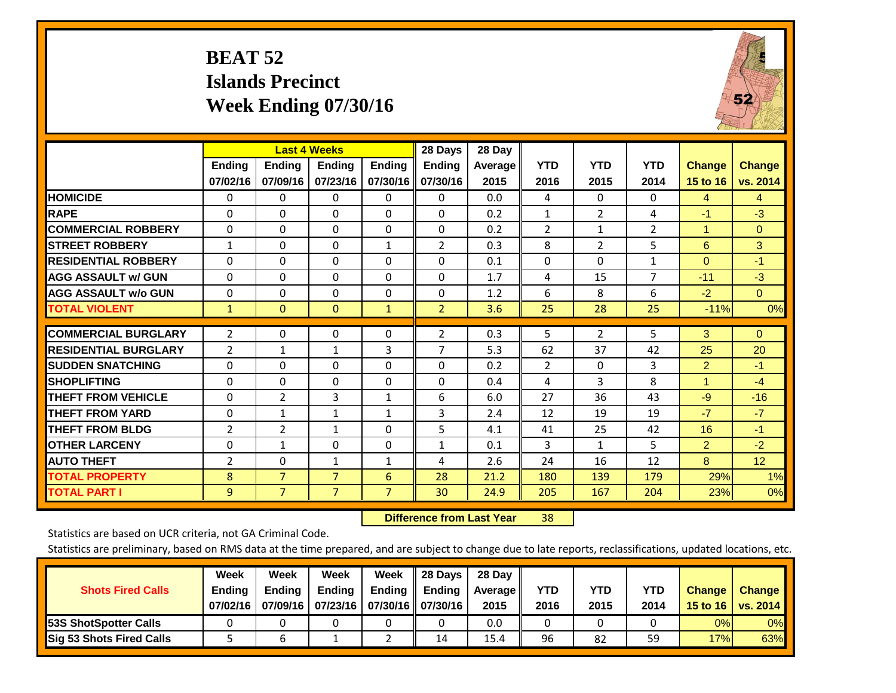# BEAT 52
## Islands Precinct
## Week Ending 07/30/16

| | Last 4 Weeks | | | | 28 Days | 28 Day | YTD | YTD | YTD | Change | Change |
|---|---|---|---|---|---|---|---|---|---|---|---|
| | Ending 07/02/16 | Ending 07/09/16 | Ending 07/23/16 | Ending 07/30/16 | Ending 07/30/16 | Average 2015 | 2016 | 2015 | 2014 | 15 to 16 | vs. 2014 |
| HOMICIDE | 0 | 0 | 0 | 0 | 0 | 0.0 | 4 | 0 | 0 | 4 | 4 |
| RAPE | 0 | 0 | 0 | 0 | 0 | 0.2 | 1 | 2 | 4 | -1 | -3 |
| COMMERCIAL ROBBERY | 0 | 0 | 0 | 0 | 0 | 0.2 | 2 | 1 | 2 | 1 | 0 |
| STREET ROBBERY | 1 | 0 | 0 | 1 | 2 | 0.3 | 8 | 2 | 5 | 6 | 3 |
| RESIDENTIAL ROBBERY | 0 | 0 | 0 | 0 | 0 | 0.1 | 0 | 0 | 1 | 0 | -1 |
| AGG ASSAULT w/ GUN | 0 | 0 | 0 | 0 | 0 | 1.7 | 4 | 15 | 7 | -11 | -3 |
| AGG ASSAULT w/o GUN | 0 | 0 | 0 | 0 | 0 | 1.2 | 6 | 8 | 6 | -2 | 0 |
| TOTAL VIOLENT | 1 | 0 | 0 | 1 | 2 | 3.6 | 25 | 28 | 25 | -11% | 0% |
| COMMERCIAL BURGLARY | 2 | 0 | 0 | 0 | 2 | 0.3 | 5 | 2 | 5 | 3 | 0 |
| RESIDENTIAL BURGLARY | 2 | 1 | 1 | 3 | 7 | 5.3 | 62 | 37 | 42 | 25 | 20 |
| SUDDEN SNATCHING | 0 | 0 | 0 | 0 | 0 | 0.2 | 2 | 0 | 3 | 2 | -1 |
| SHOPLIFTING | 0 | 0 | 0 | 0 | 0 | 0.4 | 4 | 3 | 8 | 1 | -4 |
| THEFT FROM VEHICLE | 0 | 2 | 3 | 1 | 6 | 6.0 | 27 | 36 | 43 | -9 | -16 |
| THEFT FROM YARD | 0 | 1 | 1 | 1 | 3 | 2.4 | 12 | 19 | 19 | -7 | -7 |
| THEFT FROM BLDG | 2 | 2 | 1 | 0 | 5 | 4.1 | 41 | 25 | 42 | 16 | -1 |
| OTHER LARCENY | 0 | 1 | 0 | 0 | 1 | 0.1 | 3 | 1 | 5 | 2 | -2 |
| AUTO THEFT | 2 | 0 | 1 | 1 | 4 | 2.6 | 24 | 16 | 12 | 8 | 12 |
| TOTAL PROPERTY | 8 | 7 | 7 | 6 | 28 | 21.2 | 180 | 139 | 179 | 29% | 1% |
| TOTAL PART I | 9 | 7 | 7 | 7 | 30 | 24.9 | 205 | 167 | 204 | 23% | 0% |

**Difference from Last Year** 38

Statistics are based on UCR criteria, not GA Criminal Code.

Statistics are preliminary, based on RMS data at the time prepared, and are subject to change due to late reports, reclassifications, updated locations, etc.

| Shots Fired Calls | Week Ending 07/02/16 | Week Ending 07/09/16 | Week Ending 07/23/16 | Week Ending 07/30/16 | 28 Days Ending 07/30/16 | 28 Day Average 2015 | YTD 2016 | YTD 2015 | YTD 2014 | Change 15 to 16 | Change vs. 2014 |
|---|---|---|---|---|---|---|---|---|---|---|---|
| 53S ShotSpotter Calls | 0 | 0 | 0 | 0 | 0 | 0.0 | 0 | 0 | 0 | 0% | 0% |
| Sig 53 Shots Fired Calls | 5 | 6 | 1 | 2 | 14 | 15.4 | 96 | 82 | 59 | 17% | 63% |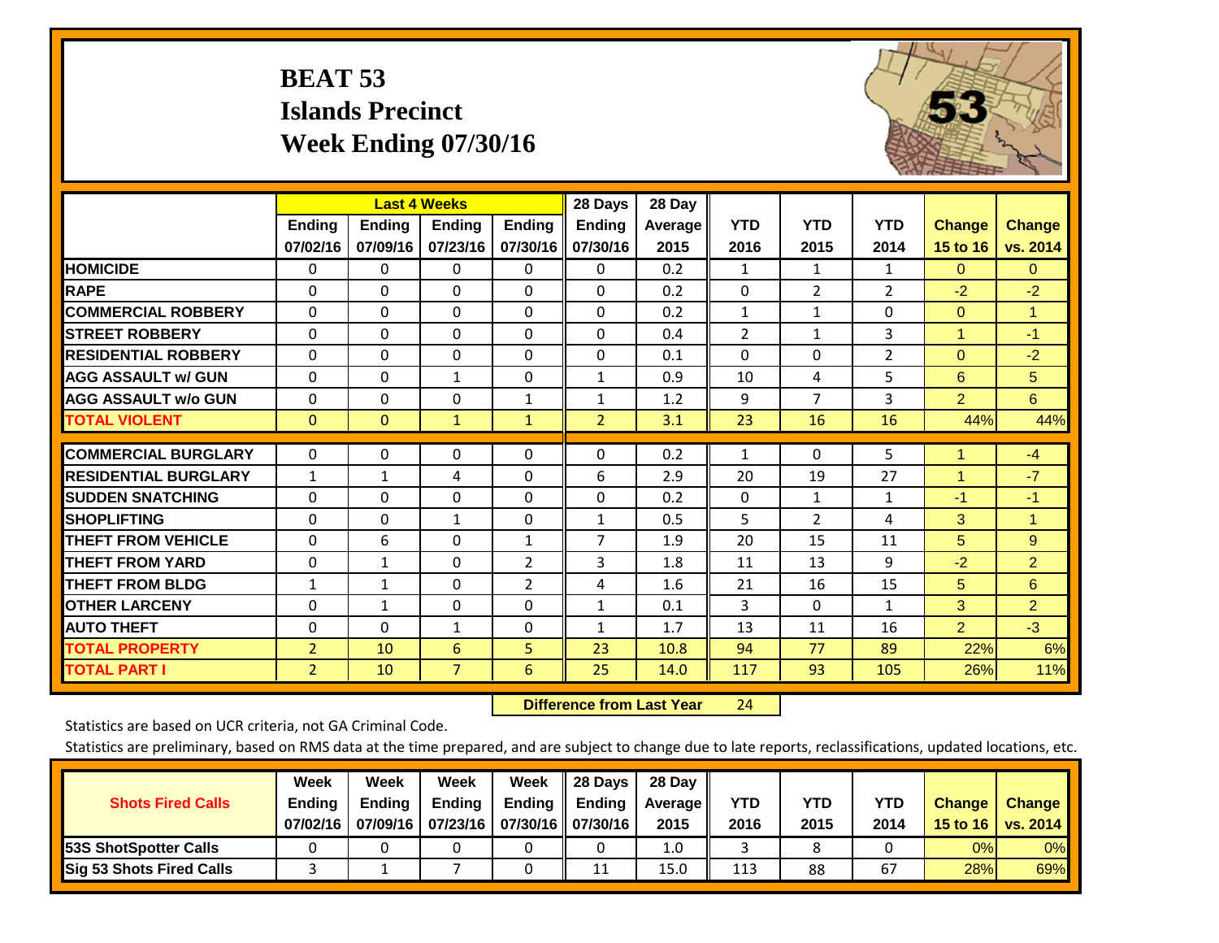# BEAT 53
# Islands Precinct
# Week Ending 07/30/16

| | Last 4 Weeks | | | | 28 Days | 28 Day | | | | | |
|---|---|---|---|---|---|---|---|---|---|---|---|
| | Ending 07/02/16 | Ending 07/09/16 | Ending 07/23/16 | Ending 07/30/16 | Ending 07/30/16 | Average 2015 | YTD 2016 | YTD 2015 | YTD 2014 | Change 15 to 16 | Change vs. 2014 |
| HOMICIDE | 0 | 0 | 0 | 0 | 0 | 0.2 | 1 | 1 | 1 | 0 | 0 |
| RAPE | 0 | 0 | 0 | 0 | 0 | 0.2 | 0 | 2 | 2 | -2 | -2 |
| COMMERCIAL ROBBERY | 0 | 0 | 0 | 0 | 0 | 0.2 | 1 | 1 | 0 | 0 | 1 |
| STREET ROBBERY | 0 | 0 | 0 | 0 | 0 | 0.4 | 2 | 1 | 3 | 1 | -1 |
| RESIDENTIAL ROBBERY | 0 | 0 | 0 | 0 | 0 | 0.1 | 0 | 0 | 2 | 0 | -2 |
| AGG ASSAULT w/ GUN | 0 | 0 | 1 | 0 | 1 | 0.9 | 10 | 4 | 5 | 6 | 5 |
| AGG ASSAULT w/o GUN | 0 | 0 | 0 | 1 | 1 | 1.2 | 9 | 7 | 3 | 2 | 6 |
| TOTAL VIOLENT | 0 | 0 | 1 | 1 | 2 | 3.1 | 23 | 16 | 16 | 44% | 44% |
| COMMERCIAL BURGLARY | 0 | 0 | 0 | 0 | 0 | 0.2 | 1 | 0 | 5 | 1 | -4 |
| RESIDENTIAL BURGLARY | 1 | 1 | 4 | 0 | 6 | 2.9 | 20 | 19 | 27 | 1 | -7 |
| SUDDEN SNATCHING | 0 | 0 | 0 | 0 | 0 | 0.2 | 0 | 1 | 1 | -1 | -1 |
| SHOPLIFTING | 0 | 0 | 1 | 0 | 1 | 0.5 | 5 | 2 | 4 | 3 | 1 |
| THEFT FROM VEHICLE | 0 | 6 | 0 | 1 | 7 | 1.9 | 20 | 15 | 11 | 5 | 9 |
| THEFT FROM YARD | 0 | 1 | 0 | 2 | 3 | 1.8 | 11 | 13 | 9 | -2 | 2 |
| THEFT FROM BLDG | 1 | 1 | 0 | 2 | 4 | 1.6 | 21 | 16 | 15 | 5 | 6 |
| OTHER LARCENY | 0 | 1 | 0 | 0 | 1 | 0.1 | 3 | 0 | 1 | 3 | 2 |
| AUTO THEFT | 0 | 0 | 1 | 0 | 1 | 1.7 | 13 | 11 | 16 | 2 | -3 |
| TOTAL PROPERTY | 2 | 10 | 6 | 5 | 23 | 10.8 | 94 | 77 | 89 | 22% | 6% |
| TOTAL PART I | 2 | 10 | 7 | 6 | 25 | 14.0 | 117 | 93 | 105 | 26% | 11% |

**Difference from Last Year** 24

Statistics are based on UCR criteria, not GA Criminal Code.

Statistics are preliminary, based on RMS data at the time prepared, and are subject to change due to late reports, reclassifications, updated locations, etc.

| Shots Fired Calls | Week Ending 07/02/16 | Week Ending 07/09/16 | Week Ending 07/23/16 | Week Ending 07/30/16 | 28 Days Ending 07/30/16 | 28 Day Average 2015 | YTD 2016 | YTD 2015 | YTD 2014 | Change 15 to 16 | Change vs. 2014 |
|---|---|---|---|---|---|---|---|---|---|---|---|
| 53S ShotSpotter Calls | 0 | 0 | 0 | 0 | 0 | 1.0 | 3 | 8 | 0 | 0% | 0% |
| Sig 53 Shots Fired Calls | 3 | 1 | 7 | 0 | 11 | 15.0 | 113 | 88 | 67 | 28% | 69% |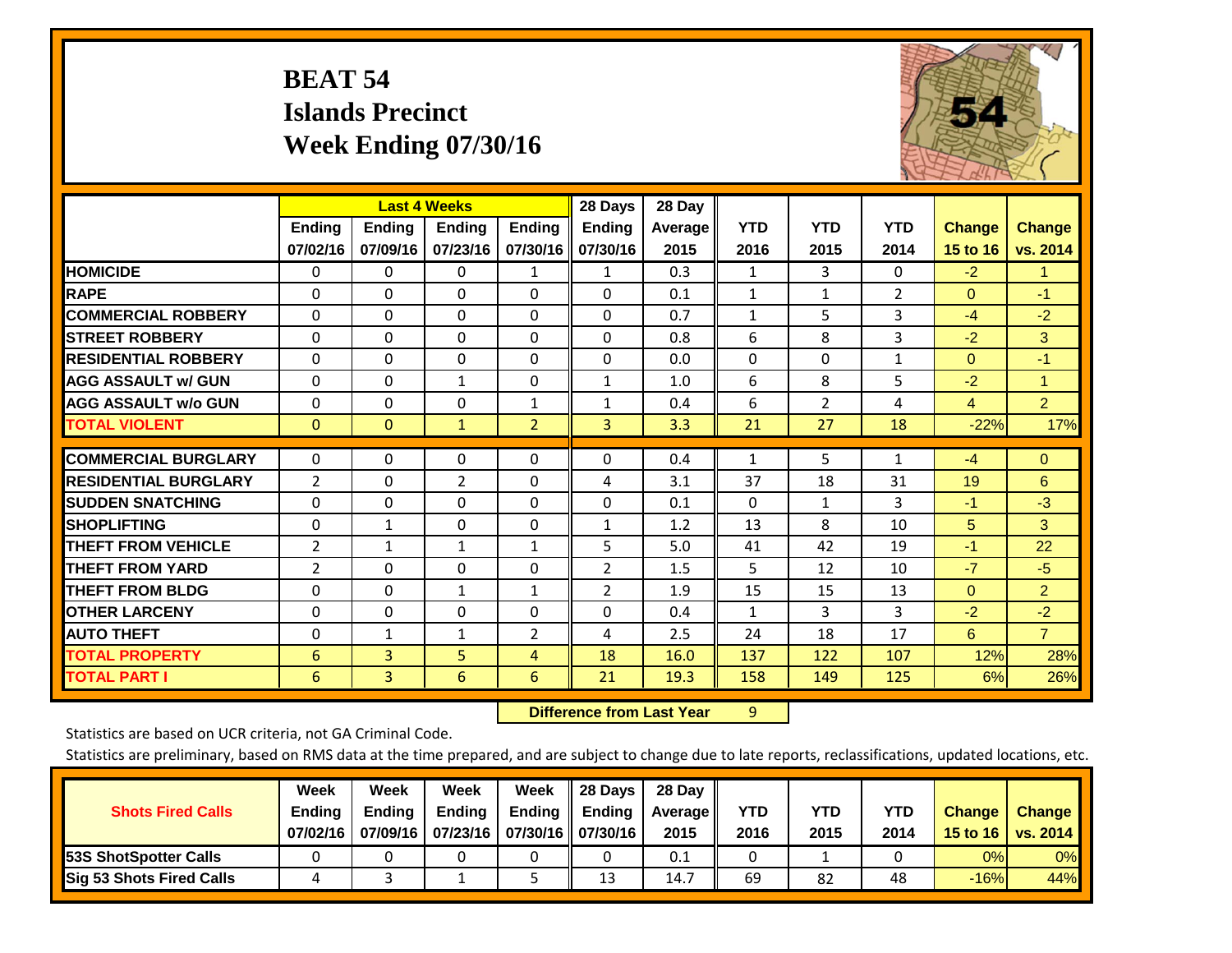# BEAT 54
## Islands Precinct
## Week Ending 07/30/16

| | Last 4 Weeks | | | | 28 Days | 28 Day | | | | | |
|---|---|---|---|---|---|---|---|---|---|---|---|
| | Ending 07/02/16 | Ending 07/09/16 | Ending 07/23/16 | Ending 07/30/16 | Ending 07/30/16 | Average 2015 | YTD 2016 | YTD 2015 | YTD 2014 | Change 15 to 16 | Change vs. 2014 |
| **HOMICIDE** | 0 | 0 | 0 | 1 | 1 | 0.3 | 1 | 3 | 0 | -2 | 1 |
| **RAPE** | 0 | 0 | 0 | 0 | 0 | 0.1 | 1 | 1 | 2 | 0 | -1 |
| **COMMERCIAL ROBBERY** | 0 | 0 | 0 | 0 | 0 | 0.7 | 1 | 5 | 3 | -4 | -2 |
| **STREET ROBBERY** | 0 | 0 | 0 | 0 | 0 | 0.8 | 6 | 8 | 3 | -2 | 3 |
| **RESIDENTIAL ROBBERY** | 0 | 0 | 0 | 0 | 0 | 0.0 | 0 | 0 | 1 | 0 | -1 |
| **AGG ASSAULT w/ GUN** | 0 | 0 | 1 | 0 | 1 | 1.0 | 6 | 8 | 5 | -2 | 1 |
| **AGG ASSAULT w/o GUN** | 0 | 0 | 0 | 1 | 1 | 0.4 | 6 | 2 | 4 | 4 | 2 |
| **TOTAL VIOLENT** | 0 | 0 | 1 | 2 | 3 | 3.3 | 21 | 27 | 18 | -22% | 17% |
| **COMMERCIAL BURGLARY** | 0 | 0 | 0 | 0 | 0 | 0.4 | 1 | 5 | 1 | -4 | 0 |
| **RESIDENTIAL BURGLARY** | 2 | 0 | 2 | 0 | 4 | 3.1 | 37 | 18 | 31 | 19 | 6 |
| **SUDDEN SNATCHING** | 0 | 0 | 0 | 0 | 0 | 0.1 | 0 | 1 | 3 | -1 | -3 |
| **SHOPLIFTING** | 0 | 1 | 0 | 0 | 1 | 1.2 | 13 | 8 | 10 | 5 | 3 |
| **THEFT FROM VEHICLE** | 2 | 1 | 1 | 1 | 5 | 5.0 | 41 | 42 | 19 | -1 | 22 |
| **THEFT FROM YARD** | 2 | 0 | 0 | 0 | 2 | 1.5 | 5 | 12 | 10 | -7 | -5 |
| **THEFT FROM BLDG** | 0 | 0 | 1 | 1 | 2 | 1.9 | 15 | 15 | 13 | 0 | 2 |
| **OTHER LARCENY** | 0 | 0 | 0 | 0 | 0 | 0.4 | 1 | 3 | 3 | -2 | -2 |
| **AUTO THEFT** | 0 | 1 | 1 | 2 | 4 | 2.5 | 24 | 18 | 17 | 6 | 7 |
| **TOTAL PROPERTY** | 6 | 3 | 5 | 4 | 18 | 16.0 | 137 | 122 | 107 | 12% | 28% |
| **TOTAL PART I** | 6 | 3 | 6 | 6 | 21 | 19.3 | 158 | 149 | 125 | 6% | 26% |

**Difference from Last Year** 9

Statistics are based on UCR criteria, not GA Criminal Code.

Statistics are preliminary, based on RMS data at the time prepared, and are subject to change due to late reports, reclassifications, updated locations, etc.

| Shots Fired Calls | Week Ending 07/02/16 | Week Ending 07/09/16 | Week Ending 07/23/16 | Week Ending 07/30/16 | 28 Days Ending 07/30/16 | 28 Day Average 2015 | YTD 2016 | YTD 2015 | YTD 2014 | Change 15 to 16 | Change vs. 2014 |
|---|---|---|---|---|---|---|---|---|---|---|---|
| **53S ShotSpotter Calls** | 0 | 0 | 0 | 0 | 0 | 0.1 | 0 | 1 | 0 | 0% | 0% |
| **Sig 53 Shots Fired Calls** | 4 | 3 | 1 | 5 | 13 | 14.7 | 69 | 82 | 48 | -16% | 44% |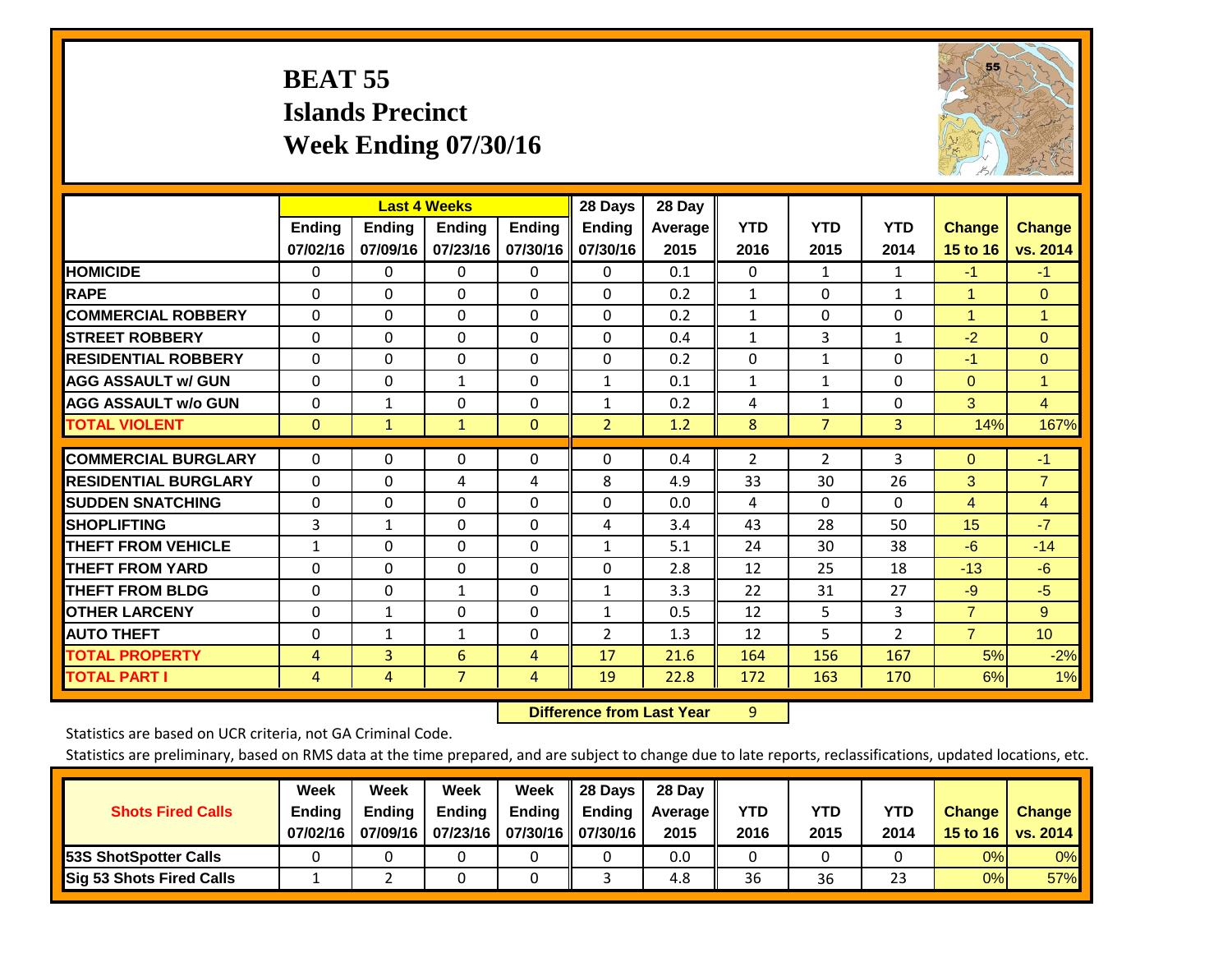# BEAT 55
## Islands Precinct
## Week Ending 07/30/16

| | Last 4 Weeks | | | | 28 Days | 28 Day | | | | | |
|---|---|---|---|---|---|---|---|---|---|---|---|
| | Ending 07/02/16 | Ending 07/09/16 | Ending 07/23/16 | Ending 07/30/16 | Ending 07/30/16 | Average 2015 | YTD 2016 | YTD 2015 | YTD 2014 | Change 15 to 16 | Change vs. 2014 |
| HOMICIDE | 0 | 0 | 0 | 0 | 0 | 0.1 | 0 | 1 | 1 | -1 | -1 |
| RAPE | 0 | 0 | 0 | 0 | 0 | 0.2 | 1 | 0 | 1 | 1 | 0 |
| COMMERCIAL ROBBERY | 0 | 0 | 0 | 0 | 0 | 0.2 | 1 | 0 | 0 | 1 | 1 |
| STREET ROBBERY | 0 | 0 | 0 | 0 | 0 | 0.4 | 1 | 3 | 1 | -2 | 0 |
| RESIDENTIAL ROBBERY | 0 | 0 | 0 | 0 | 0 | 0.2 | 0 | 1 | 0 | -1 | 0 |
| AGG ASSAULT w/ GUN | 0 | 0 | 1 | 0 | 1 | 0.1 | 1 | 1 | 0 | 0 | 1 |
| AGG ASSAULT w/o GUN | 0 | 1 | 0 | 0 | 1 | 0.2 | 4 | 1 | 0 | 3 | 4 |
| TOTAL VIOLENT | 0 | 1 | 1 | 0 | 2 | 1.2 | 8 | 7 | 3 | 14% | 167% |
| COMMERCIAL BURGLARY | 0 | 0 | 0 | 0 | 0 | 0.4 | 2 | 2 | 3 | 0 | -1 |
| RESIDENTIAL BURGLARY | 0 | 0 | 4 | 4 | 8 | 4.9 | 33 | 30 | 26 | 3 | 7 |
| SUDDEN SNATCHING | 0 | 0 | 0 | 0 | 0 | 0.0 | 4 | 0 | 0 | 4 | 4 |
| SHOPLIFTING | 3 | 1 | 0 | 0 | 4 | 3.4 | 43 | 28 | 50 | 15 | -7 |
| THEFT FROM VEHICLE | 1 | 0 | 0 | 0 | 1 | 5.1 | 24 | 30 | 38 | -6 | -14 |
| THEFT FROM YARD | 0 | 0 | 0 | 0 | 0 | 2.8 | 12 | 25 | 18 | -13 | -6 |
| THEFT FROM BLDG | 0 | 0 | 1 | 0 | 1 | 3.3 | 22 | 31 | 27 | -9 | -5 |
| OTHER LARCENY | 0 | 1 | 0 | 0 | 1 | 0.5 | 12 | 5 | 3 | 7 | 9 |
| AUTO THEFT | 0 | 1 | 1 | 0 | 2 | 1.3 | 12 | 5 | 2 | 7 | 10 |
| TOTAL PROPERTY | 4 | 3 | 6 | 4 | 17 | 21.6 | 164 | 156 | 167 | 5% | -2% |
| TOTAL PART I | 4 | 4 | 7 | 4 | 19 | 22.8 | 172 | 163 | 170 | 6% | 1% |

**Difference from Last Year** 9

Statistics are based on UCR criteria, not GA Criminal Code.

Statistics are preliminary, based on RMS data at the time prepared, and are subject to change due to late reports, reclassifications, updated locations, etc.

| Shots Fired Calls | Week Ending 07/02/16 | Week Ending 07/09/16 | Week Ending 07/23/16 | Week Ending 07/30/16 | 28 Days Ending 07/30/16 | 28 Day Average 2015 | YTD 2016 | YTD 2015 | YTD 2014 | Change 15 to 16 | Change vs. 2014 |
|---|---|---|---|---|---|---|---|---|---|---|---|
| 53S ShotSpotter Calls | 0 | 0 | 0 | 0 | 0 | 0.0 | 0 | 0 | 0 | 0% | 0% |
| Sig 53 Shots Fired Calls | 1 | 2 | 0 | 0 | 3 | 4.8 | 36 | 36 | 23 | 0% | 57% |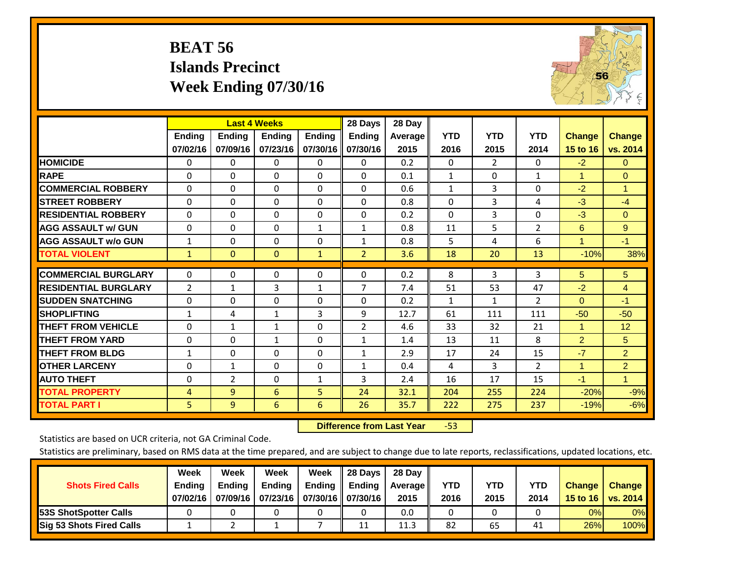# BEAT 56
# Islands Precinct
# Week Ending 07/30/16

| | Last 4 Weeks | | | | 28 Days | 28 Day | | | | | |
|---|---|---|---|---|---|---|---|---|---|---|---|
| | Ending 07/02/16 | Ending 07/09/16 | Ending 07/23/16 | Ending 07/30/16 | Ending 07/30/16 | Average 2015 | YTD 2016 | YTD 2015 | YTD 2014 | Change 15 to 16 | Change vs. 2014 |
| HOMICIDE | 0 | 0 | 0 | 0 | 0 | 0.2 | 0 | 2 | 0 | -2 | 0 |
| RAPE | 0 | 0 | 0 | 0 | 0 | 0.1 | 1 | 0 | 1 | 1 | 0 |
| COMMERCIAL ROBBERY | 0 | 0 | 0 | 0 | 0 | 0.6 | 1 | 3 | 0 | -2 | 1 |
| STREET ROBBERY | 0 | 0 | 0 | 0 | 0 | 0.8 | 0 | 3 | 4 | -3 | -4 |
| RESIDENTIAL ROBBERY | 0 | 0 | 0 | 0 | 0 | 0.2 | 0 | 3 | 0 | -3 | 0 |
| AGG ASSAULT w/ GUN | 0 | 0 | 0 | 1 | 1 | 0.8 | 11 | 5 | 2 | 6 | 9 |
| AGG ASSAULT w/o GUN | 1 | 0 | 0 | 0 | 1 | 0.8 | 5 | 4 | 6 | 1 | -1 |
| TOTAL VIOLENT | 1 | 0 | 0 | 1 | 2 | 3.6 | 18 | 20 | 13 | -10% | 38% |
| COMMERCIAL BURGLARY | 0 | 0 | 0 | 0 | 0 | 0.2 | 8 | 3 | 3 | 5 | 5 |
| RESIDENTIAL BURGLARY | 2 | 1 | 3 | 1 | 7 | 7.4 | 51 | 53 | 47 | -2 | 4 |
| SUDDEN SNATCHING | 0 | 0 | 0 | 0 | 0 | 0.2 | 1 | 1 | 2 | 0 | -1 |
| SHOPLIFTING | 1 | 4 | 1 | 3 | 9 | 12.7 | 61 | 111 | 111 | -50 | -50 |
| THEFT FROM VEHICLE | 0 | 1 | 1 | 0 | 2 | 4.6 | 33 | 32 | 21 | 1 | 12 |
| THEFT FROM YARD | 0 | 0 | 1 | 0 | 1 | 1.4 | 13 | 11 | 8 | 2 | 5 |
| THEFT FROM BLDG | 1 | 0 | 0 | 0 | 1 | 2.9 | 17 | 24 | 15 | -7 | 2 |
| OTHER LARCENY | 0 | 1 | 0 | 0 | 1 | 0.4 | 4 | 3 | 2 | 1 | 2 |
| AUTO THEFT | 0 | 2 | 0 | 1 | 3 | 2.4 | 16 | 17 | 15 | -1 | 1 |
| TOTAL PROPERTY | 4 | 9 | 6 | 5 | 24 | 32.1 | 204 | 255 | 224 | -20% | -9% |
| TOTAL PART I | 5 | 9 | 6 | 6 | 26 | 35.7 | 222 | 275 | 237 | -19% | -6% |

**Difference from Last Year** -53

Statistics are based on UCR criteria, not GA Criminal Code.

Statistics are preliminary, based on RMS data at the time prepared, and are subject to change due to late reports, reclassifications, updated locations, etc.

| Shots Fired Calls | Week Ending 07/02/16 | Week Ending 07/09/16 | Week Ending 07/23/16 | Week Ending 07/30/16 | 28 Days Ending 07/30/16 | 28 Day Average 2015 | YTD 2016 | YTD 2015 | YTD 2014 | Change 15 to 16 | Change vs. 2014 |
|---|---|---|---|---|---|---|---|---|---|---|---|
| 53S ShotSpotter Calls | 0 | 0 | 0 | 0 | 0 | 0.0 | 0 | 0 | 0 | 0% | 0% |
| Sig 53 Shots Fired Calls | 1 | 2 | 1 | 7 | 11 | 11.3 | 82 | 65 | 41 | 26% | 100% |